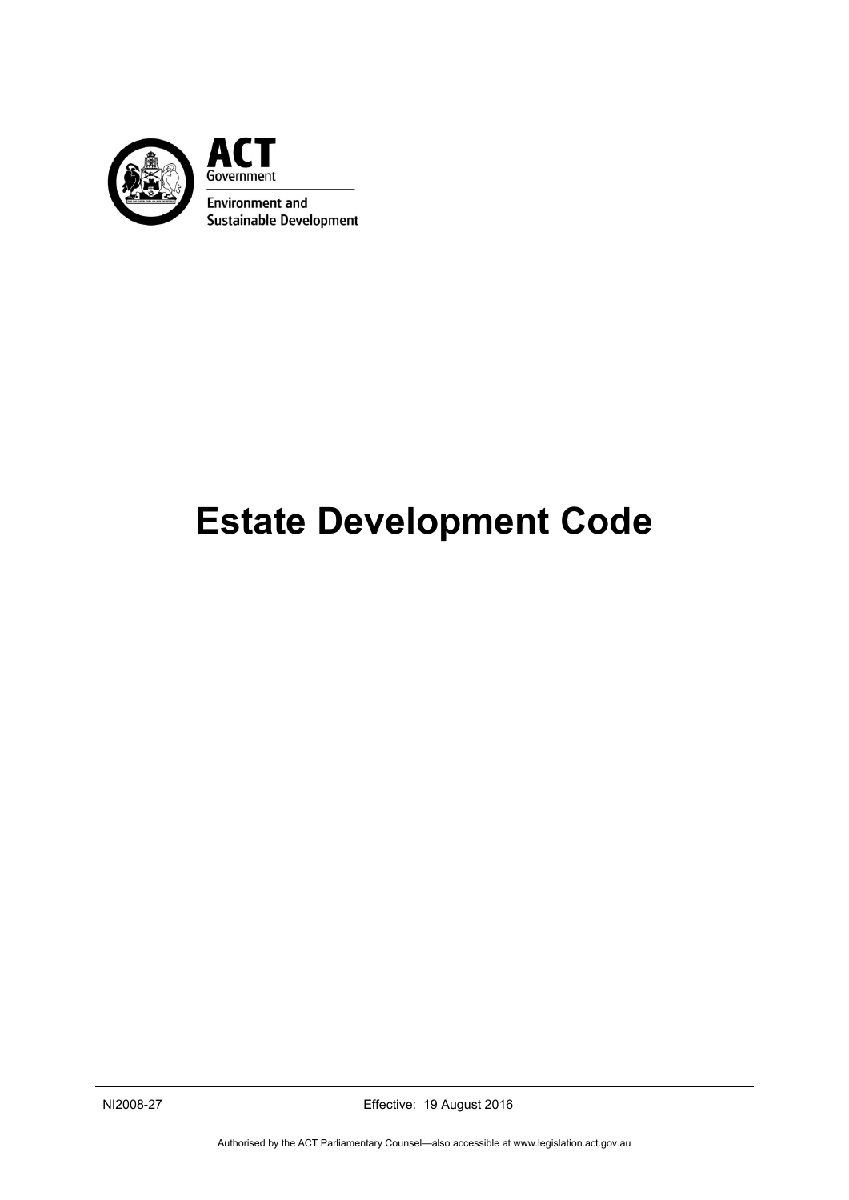ACT Government

Environment and Sustainable Development

# Estate Development Code

NI2008-27 Effective: 19 August 2016

Authorised by the ACT Parliamentary Counsel—also accessible at www.legislation.act.gov.au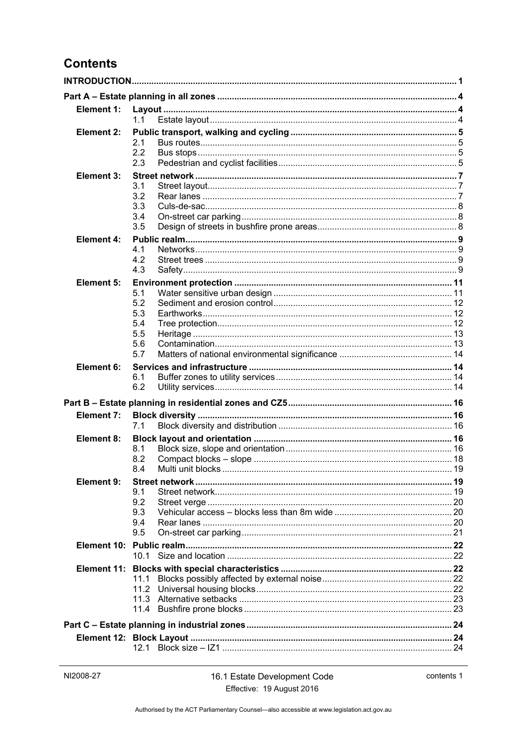# Contents

**INTRODUCTION** .......... 1

**Part A – Estate planning in all zones** .......... 4

**Element 1: Layout** .......... 4
- 1.1 Estate layout .......... 4

**Element 2: Public transport, walking and cycling** .......... 5
- 2.1 Bus routes .......... 5
- 2.2 Bus stops .......... 5
- 2.3 Pedestrian and cyclist facilities .......... 5

**Element 3: Street network** .......... 7
- 3.1 Street layout .......... 7
- 3.2 Rear lanes .......... 7
- 3.3 Culs-de-sac .......... 8
- 3.4 On-street car parking .......... 8
- 3.5 Design of streets in bushfire prone areas .......... 8

**Element 4: Public realm** .......... 9
- 4.1 Networks .......... 9
- 4.2 Street trees .......... 9
- 4.3 Safety .......... 9

**Element 5: Environment protection** .......... 11
- 5.1 Water sensitive urban design .......... 11
- 5.2 Sediment and erosion control .......... 12
- 5.3 Earthworks .......... 12
- 5.4 Tree protection .......... 12
- 5.5 Heritage .......... 13
- 5.6 Contamination .......... 13
- 5.7 Matters of national environmental significance .......... 14

**Element 6: Services and infrastructure** .......... 14
- 6.1 Buffer zones to utility services .......... 14
- 6.2 Utility services .......... 14

**Part B – Estate planning in residential zones and CZ5** .......... 16

**Element 7: Block diversity** .......... 16
- 7.1 Block diversity and distribution .......... 16

**Element 8: Block layout and orientation** .......... 16
- 8.1 Block size, slope and orientation .......... 16
- 8.2 Compact blocks – slope .......... 18
- 8.4 Multi unit blocks .......... 19

**Element 9: Street network** .......... 19
- 9.1 Street network .......... 19
- 9.2 Street verge .......... 20
- 9.3 Vehicular access – blocks less than 8m wide .......... 20
- 9.4 Rear lanes .......... 20
- 9.5 On-street car parking .......... 21

**Element 10: Public realm** .......... 22
- 10.1 Size and location .......... 22

**Element 11: Blocks with special characteristics** .......... 22
- 11.1 Blocks possibly affected by external noise .......... 22
- 11.2 Universal housing blocks .......... 22
- 11.3 Alternative setbacks .......... 23
- 11.4 Bushfire prone blocks .......... 23

**Part C – Estate planning in industrial zones** .......... 24

**Element 12: Block Layout** .......... 24
- 12.1 Block size – IZ1 .......... 24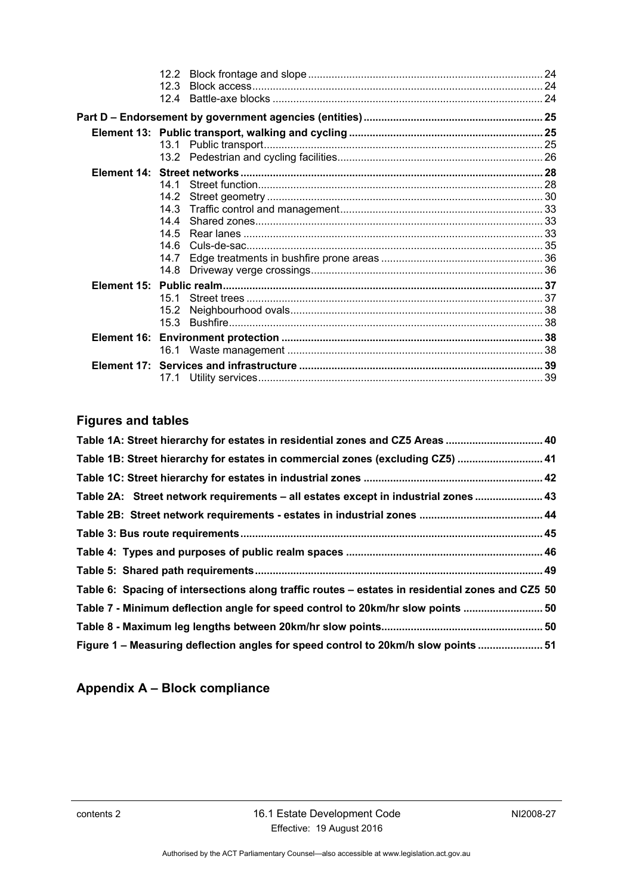| | | |
|---|---|---|
| | 12.2 Block frontage and slope | 24 |
| | 12.3 Block access | 24 |
| | 12.4 Battle-axe blocks | 24 |
| **Part D – Endorsement by government agencies (entities)** | | **25** |
| **Element 13:** | **Public transport, walking and cycling** | **25** |
| | 13.1 Public transport | 25 |
| | 13.2 Pedestrian and cycling facilities | 26 |
| **Element 14:** | **Street networks** | **28** |
| | 14.1 Street function | 28 |
| | 14.2 Street geometry | 30 |
| | 14.3 Traffic control and management | 33 |
| | 14.4 Shared zones | 33 |
| | 14.5 Rear lanes | 33 |
| | 14.6 Culs-de-sac | 35 |
| | 14.7 Edge treatments in bushfire prone areas | 36 |
| | 14.8 Driveway verge crossings | 36 |
| **Element 15:** | **Public realm** | **37** |
| | 15.1 Street trees | 37 |
| | 15.2 Neighbourhood ovals | 38 |
| | 15.3 Bushfire | 38 |
| **Element 16:** | **Environment protection** | **38** |
| | 16.1 Waste management | 38 |
| **Element 17:** | **Services and infrastructure** | **39** |
| | 17.1 Utility services | 39 |

## Figures and tables

| | |
|---|---|
| **Table 1A: Street hierarchy for estates in residential zones and CZ5 Areas** | **40** |
| **Table 1B: Street hierarchy for estates in commercial zones (excluding CZ5)** | **41** |
| **Table 1C: Street hierarchy for estates in industrial zones** | **42** |
| **Table 2A: Street network requirements – all estates except in industrial zones** | **43** |
| **Table 2B: Street network requirements - estates in industrial zones** | **44** |
| **Table 3: Bus route requirements** | **45** |
| **Table 4: Types and purposes of public realm spaces** | **46** |
| **Table 5: Shared path requirements** | **49** |
| **Table 6: Spacing of intersections along traffic routes – estates in residential zones and CZ5** | **50** |
| **Table 7 - Minimum deflection angle for speed control to 20km/hr slow points** | **50** |
| **Table 8 - Maximum leg lengths between 20km/hr slow points** | **50** |
| **Figure 1 – Measuring deflection angles for speed control to 20km/h slow points** | **51** |

## Appendix A – Block compliance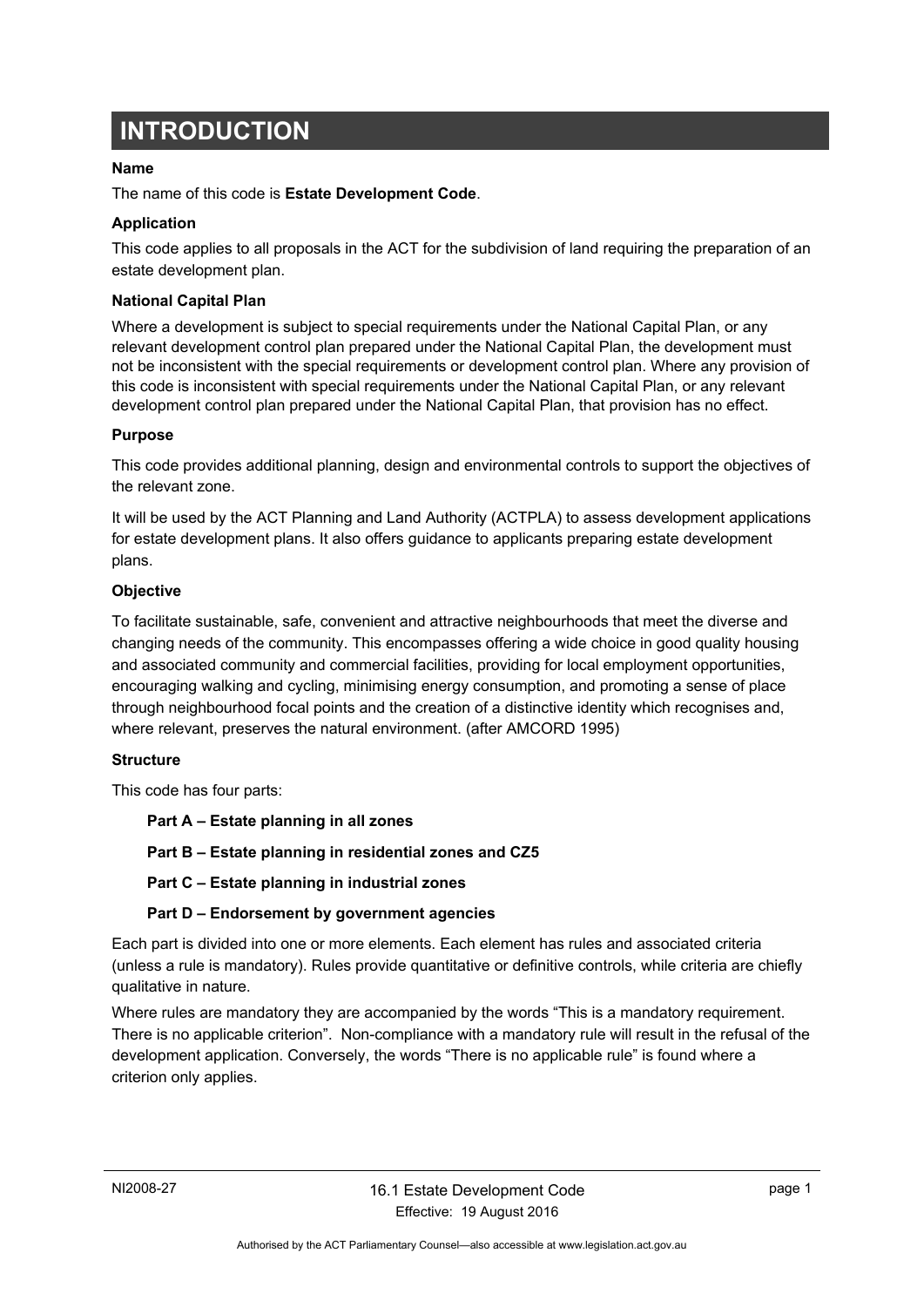# INTRODUCTION

**Name**

The name of this code is **Estate Development Code**.

**Application**

This code applies to all proposals in the ACT for the subdivision of land requiring the preparation of an estate development plan.

**National Capital Plan**

Where a development is subject to special requirements under the National Capital Plan, or any relevant development control plan prepared under the National Capital Plan, the development must not be inconsistent with the special requirements or development control plan. Where any provision of this code is inconsistent with special requirements under the National Capital Plan, or any relevant development control plan prepared under the National Capital Plan, that provision has no effect.

**Purpose**

This code provides additional planning, design and environmental controls to support the objectives of the relevant zone.

It will be used by the ACT Planning and Land Authority (ACTPLA) to assess development applications for estate development plans. It also offers guidance to applicants preparing estate development plans.

**Objective**

To facilitate sustainable, safe, convenient and attractive neighbourhoods that meet the diverse and changing needs of the community. This encompasses offering a wide choice in good quality housing and associated community and commercial facilities, providing for local employment opportunities, encouraging walking and cycling, minimising energy consumption, and promoting a sense of place through neighbourhood focal points and the creation of a distinctive identity which recognises and, where relevant, preserves the natural environment. (after AMCORD 1995)

**Structure**

This code has four parts:

**Part A – Estate planning in all zones**

**Part B – Estate planning in residential zones and CZ5**

**Part C – Estate planning in industrial zones**

**Part D – Endorsement by government agencies**

Each part is divided into one or more elements. Each element has rules and associated criteria (unless a rule is mandatory). Rules provide quantitative or definitive controls, while criteria are chiefly qualitative in nature.

Where rules are mandatory they are accompanied by the words "This is a mandatory requirement. There is no applicable criterion". Non-compliance with a mandatory rule will result in the refusal of the development application. Conversely, the words "There is no applicable rule" is found where a criterion only applies.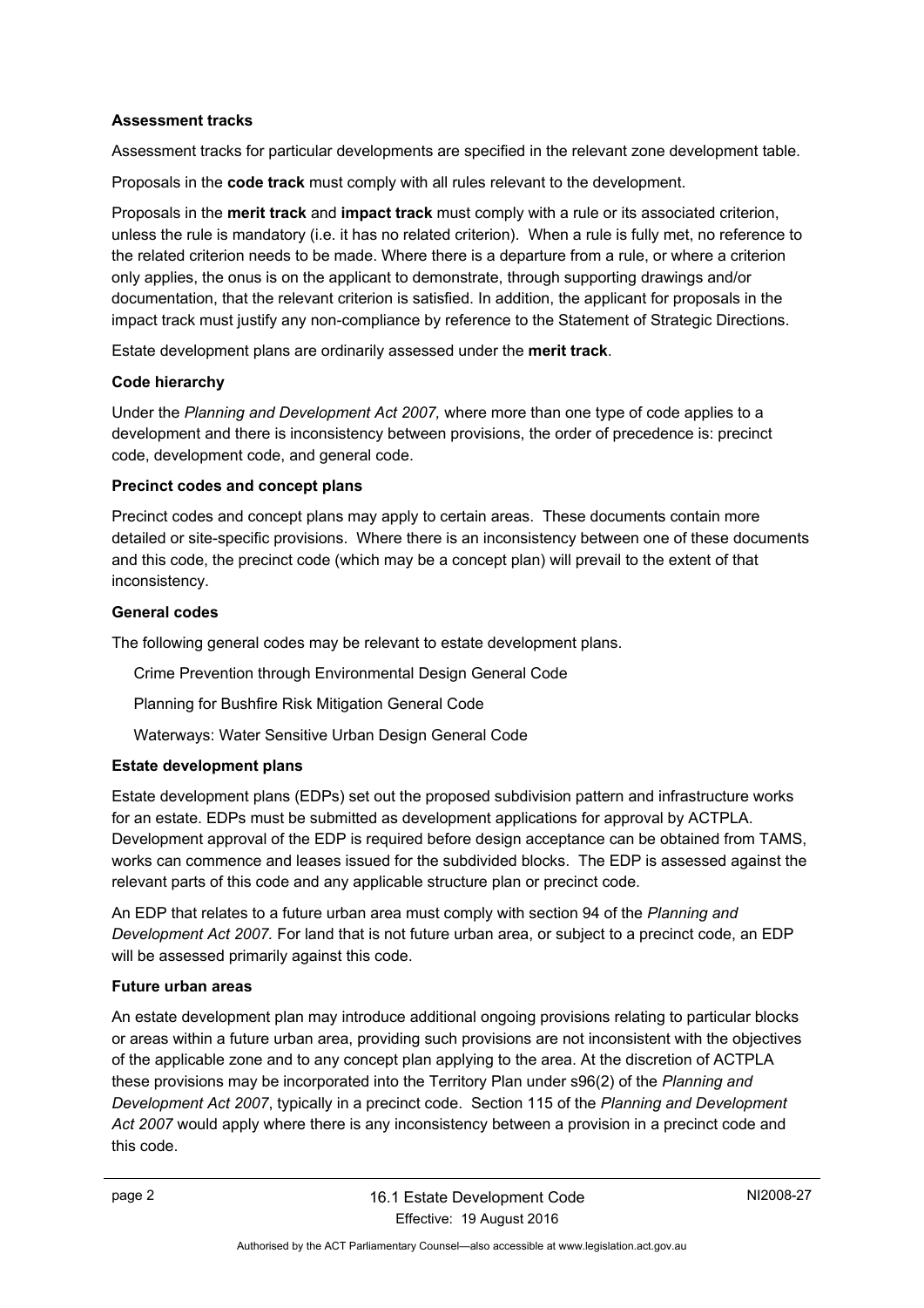**Assessment tracks**

Assessment tracks for particular developments are specified in the relevant zone development table.

Proposals in the **code track** must comply with all rules relevant to the development.

Proposals in the **merit track** and **impact track** must comply with a rule or its associated criterion, unless the rule is mandatory (i.e. it has no related criterion). When a rule is fully met, no reference to the related criterion needs to be made. Where there is a departure from a rule, or where a criterion only applies, the onus is on the applicant to demonstrate, through supporting drawings and/or documentation, that the relevant criterion is satisfied. In addition, the applicant for proposals in the impact track must justify any non-compliance by reference to the Statement of Strategic Directions.

Estate development plans are ordinarily assessed under the **merit track**.

**Code hierarchy**

Under the *Planning and Development Act 2007,* where more than one type of code applies to a development and there is inconsistency between provisions, the order of precedence is: precinct code, development code, and general code.

**Precinct codes and concept plans**

Precinct codes and concept plans may apply to certain areas. These documents contain more detailed or site-specific provisions. Where there is an inconsistency between one of these documents and this code, the precinct code (which may be a concept plan) will prevail to the extent of that inconsistency.

**General codes**

The following general codes may be relevant to estate development plans.

Crime Prevention through Environmental Design General Code

Planning for Bushfire Risk Mitigation General Code

Waterways: Water Sensitive Urban Design General Code

**Estate development plans**

Estate development plans (EDPs) set out the proposed subdivision pattern and infrastructure works for an estate. EDPs must be submitted as development applications for approval by ACTPLA. Development approval of the EDP is required before design acceptance can be obtained from TAMS, works can commence and leases issued for the subdivided blocks. The EDP is assessed against the relevant parts of this code and any applicable structure plan or precinct code.

An EDP that relates to a future urban area must comply with section 94 of the *Planning and Development Act 2007.* For land that is not future urban area, or subject to a precinct code, an EDP will be assessed primarily against this code.

**Future urban areas**

An estate development plan may introduce additional ongoing provisions relating to particular blocks or areas within a future urban area, providing such provisions are not inconsistent with the objectives of the applicable zone and to any concept plan applying to the area. At the discretion of ACTPLA these provisions may be incorporated into the Territory Plan under s96(2) of the *Planning and Development Act 2007*, typically in a precinct code. Section 115 of the *Planning and Development Act 2007* would apply where there is any inconsistency between a provision in a precinct code and this code.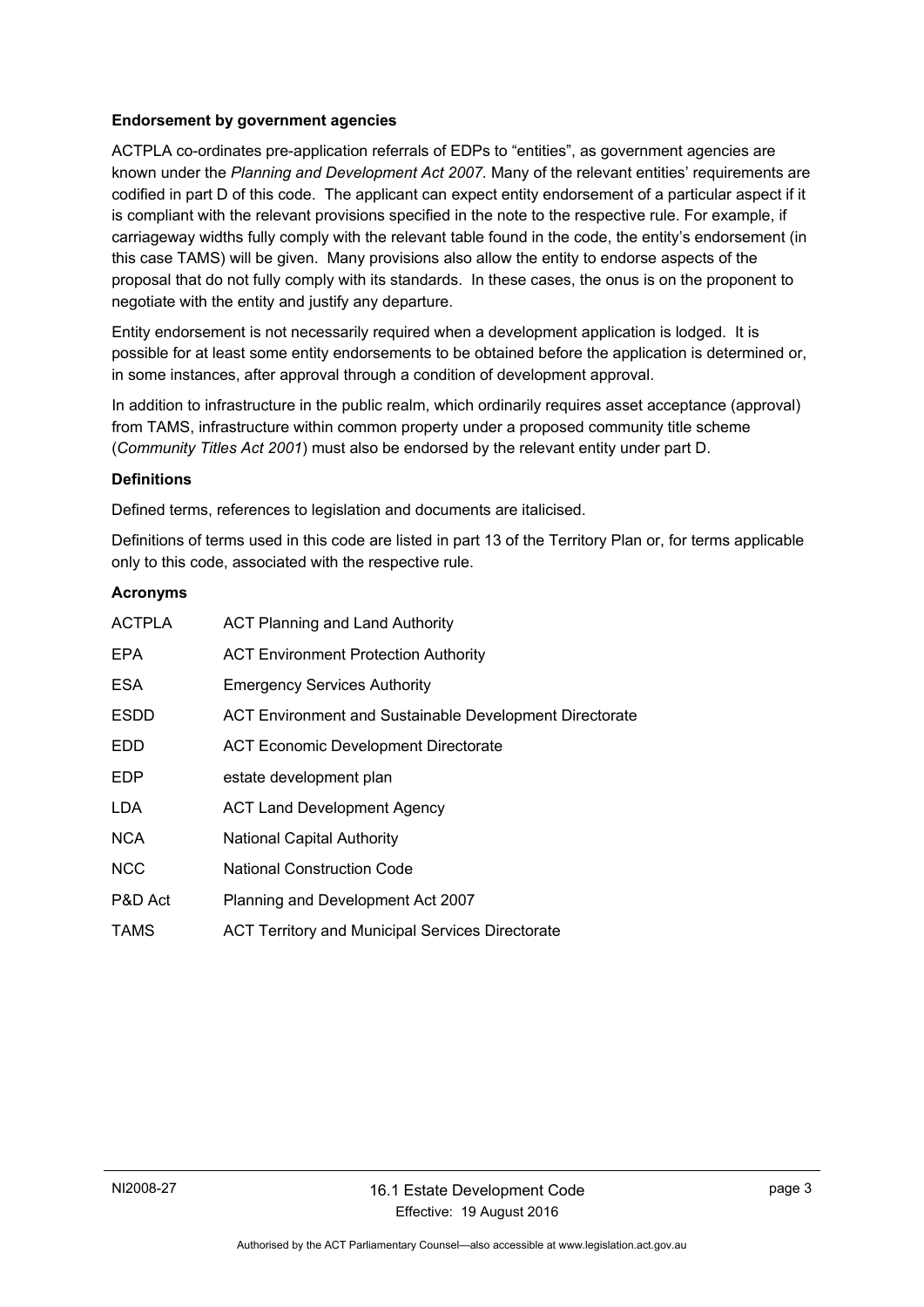**Endorsement by government agencies**

ACTPLA co-ordinates pre-application referrals of EDPs to "entities", as government agencies are known under the *Planning and Development Act 2007*. Many of the relevant entities' requirements are codified in part D of this code. The applicant can expect entity endorsement of a particular aspect if it is compliant with the relevant provisions specified in the note to the respective rule. For example, if carriageway widths fully comply with the relevant table found in the code, the entity's endorsement (in this case TAMS) will be given. Many provisions also allow the entity to endorse aspects of the proposal that do not fully comply with its standards. In these cases, the onus is on the proponent to negotiate with the entity and justify any departure.

Entity endorsement is not necessarily required when a development application is lodged. It is possible for at least some entity endorsements to be obtained before the application is determined or, in some instances, after approval through a condition of development approval.

In addition to infrastructure in the public realm, which ordinarily requires asset acceptance (approval) from TAMS, infrastructure within common property under a proposed community title scheme (*Community Titles Act 2001*) must also be endorsed by the relevant entity under part D.

**Definitions**

Defined terms, references to legislation and documents are italicised.

Definitions of terms used in this code are listed in part 13 of the Territory Plan or, for terms applicable only to this code, associated with the respective rule.

**Acronyms**

| | |
|---|---|
| ACTPLA | ACT Planning and Land Authority |
| EPA | ACT Environment Protection Authority |
| ESA | Emergency Services Authority |
| ESDD | ACT Environment and Sustainable Development Directorate |
| EDD | ACT Economic Development Directorate |
| EDP | estate development plan |
| LDA | ACT Land Development Agency |
| NCA | National Capital Authority |
| NCC | National Construction Code |
| P&D Act | Planning and Development Act 2007 |
| TAMS | ACT Territory and Municipal Services Directorate |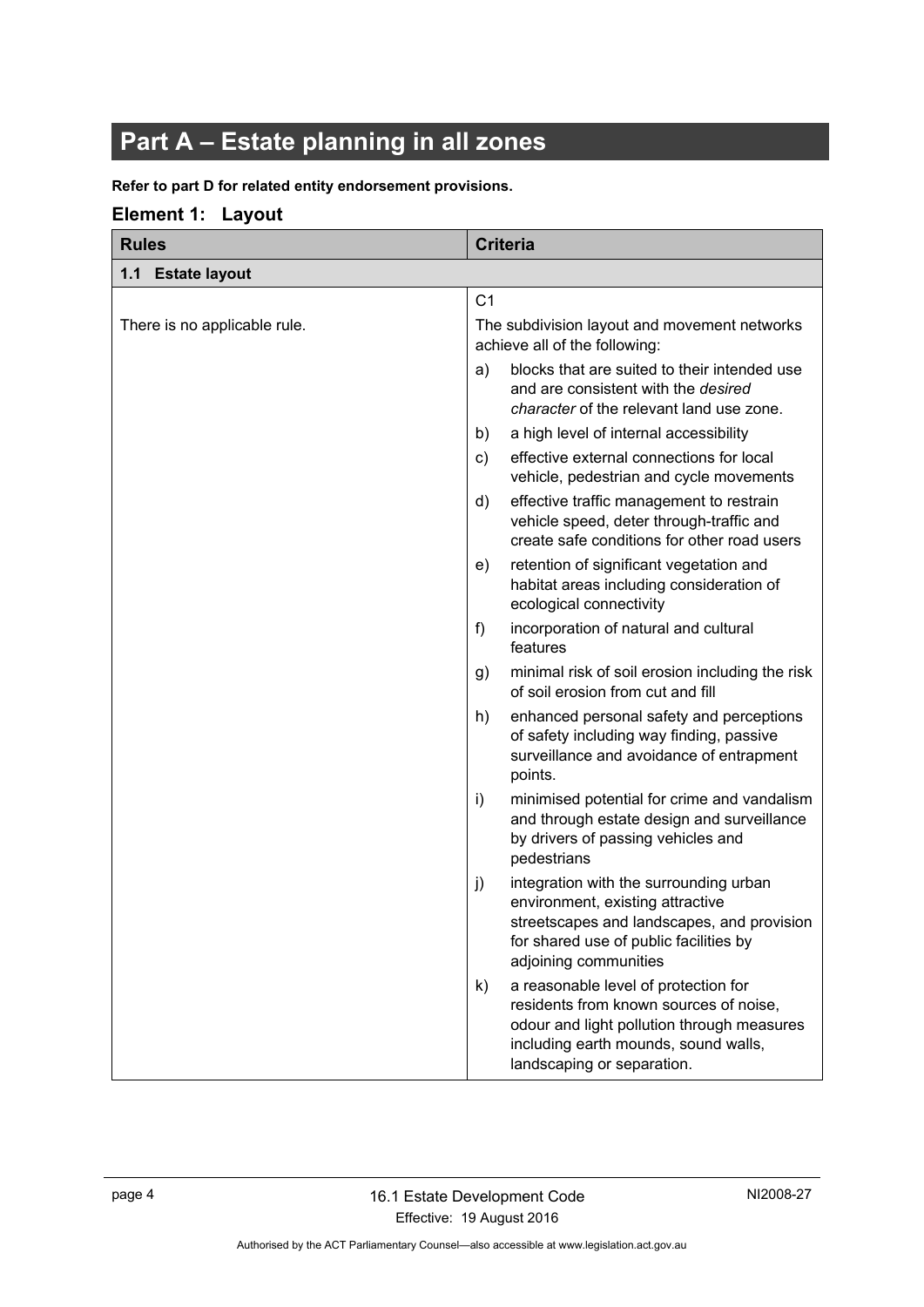# Part A – Estate planning in all zones

**Refer to part D for related entity endorsement provisions.**

## Element 1: Layout

| Rules | Criteria |
|---|---|
| **1.1 Estate layout** | |
| There is no applicable rule. | C1<br>The subdivision layout and movement networks achieve all of the following:<br>a) blocks that are suited to their intended use and are consistent with the *desired character* of the relevant land use zone.<br>b) a high level of internal accessibility<br>c) effective external connections for local vehicle, pedestrian and cycle movements<br>d) effective traffic management to restrain vehicle speed, deter through-traffic and create safe conditions for other road users<br>e) retention of significant vegetation and habitat areas including consideration of ecological connectivity<br>f) incorporation of natural and cultural features<br>g) minimal risk of soil erosion including the risk of soil erosion from cut and fill<br>h) enhanced personal safety and perceptions of safety including way finding, passive surveillance and avoidance of entrapment points.<br>i) minimised potential for crime and vandalism and through estate design and surveillance by drivers of passing vehicles and pedestrians<br>j) integration with the surrounding urban environment, existing attractive streetscapes and landscapes, and provision for shared use of public facilities by adjoining communities<br>k) a reasonable level of protection for residents from known sources of noise, odour and light pollution through measures including earth mounds, sound walls, landscaping or separation. |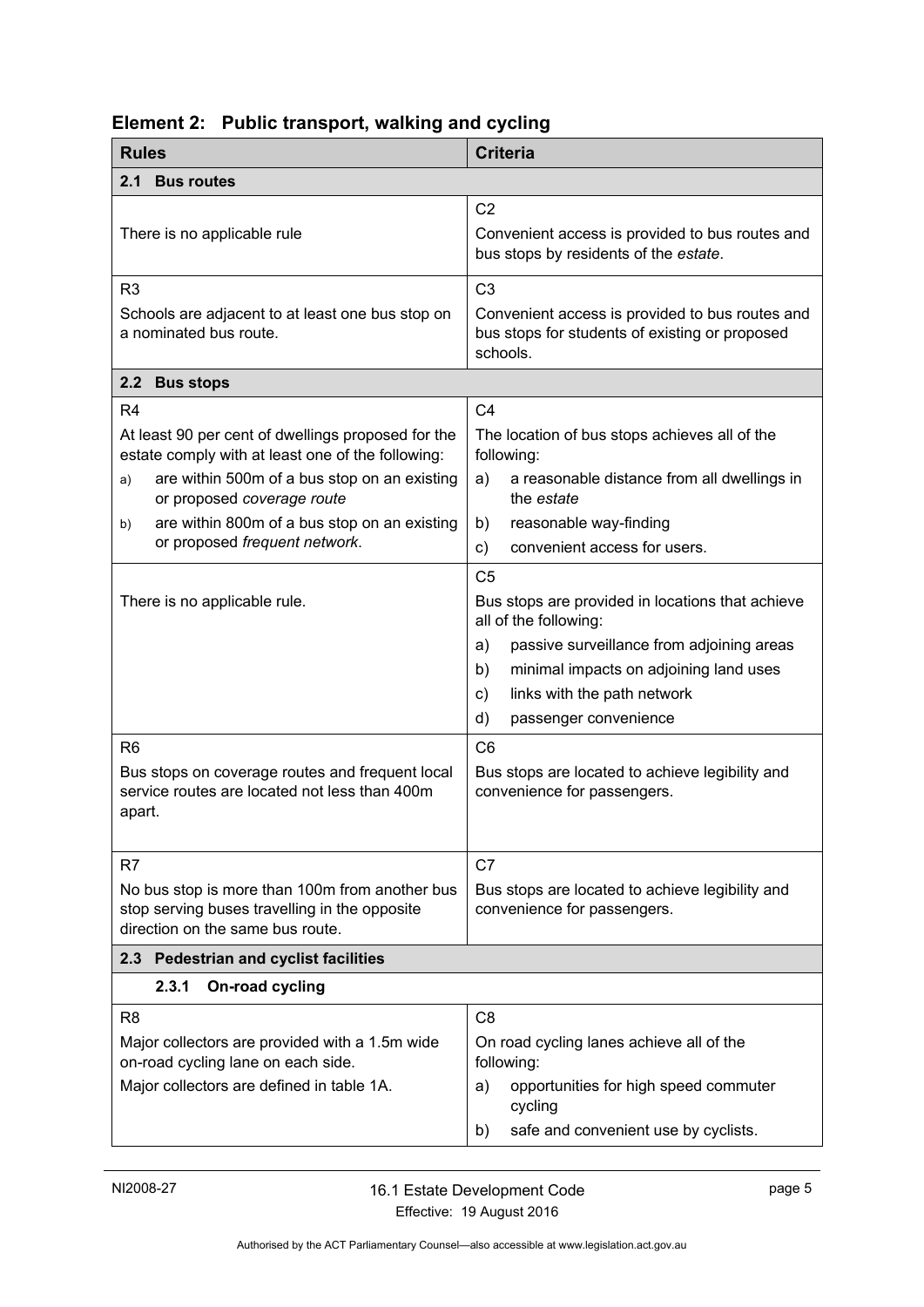## Element 2: Public transport, walking and cycling

| Rules | Criteria |
|---|---|
| **2.1 Bus routes** | |
| There is no applicable rule | C2<br>Convenient access is provided to bus routes and bus stops by residents of the *estate*. |
| R3<br>Schools are adjacent to at least one bus stop on a nominated bus route. | C3<br>Convenient access is provided to bus routes and bus stops for students of existing or proposed schools. |
| **2.2 Bus stops** | |
| R4<br>At least 90 per cent of dwellings proposed for the estate comply with at least one of the following:<br>a) are within 500m of a bus stop on an existing or proposed *coverage route*<br>b) are within 800m of a bus stop on an existing or proposed *frequent network*. | C4<br>The location of bus stops achieves all of the following:<br>a) a reasonable distance from all dwellings in the *estate*<br>b) reasonable way-finding<br>c) convenient access for users. |
| There is no applicable rule. | C5<br>Bus stops are provided in locations that achieve all of the following:<br>a) passive surveillance from adjoining areas<br>b) minimal impacts on adjoining land uses<br>c) links with the path network<br>d) passenger convenience |
| R6<br>Bus stops on coverage routes and frequent local service routes are located not less than 400m apart. | C6<br>Bus stops are located to achieve legibility and convenience for passengers. |
| R7<br>No bus stop is more than 100m from another bus stop serving buses travelling in the opposite direction on the same bus route. | C7<br>Bus stops are located to achieve legibility and convenience for passengers. |
| **2.3 Pedestrian and cyclist facilities** | |
| **2.3.1 On-road cycling** | |
| R8<br>Major collectors are provided with a 1.5m wide on-road cycling lane on each side.<br>Major collectors are defined in table 1A. | C8<br>On road cycling lanes achieve all of the following:<br>a) opportunities for high speed commuter cycling<br>b) safe and convenient use by cyclists. |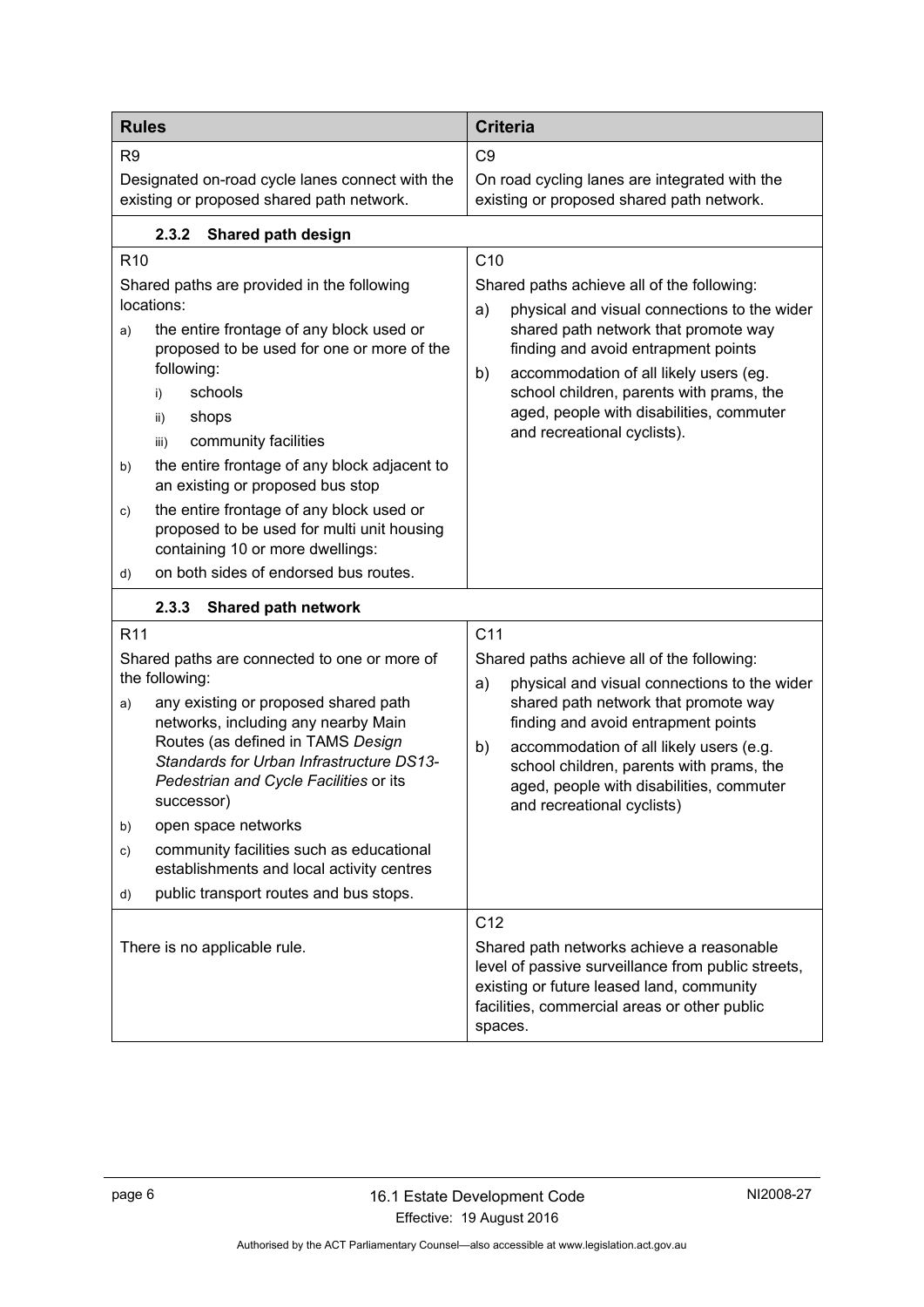| Rules | Criteria |
| --- | --- |
| R9<br>Designated on-road cycle lanes connect with the existing or proposed shared path network. | C9<br>On road cycling lanes are integrated with the existing or proposed shared path network. |
| **2.3.2 Shared path design** | |
| R10<br>Shared paths are provided in the following locations:<br>a) the entire frontage of any block used or proposed to be used for one or more of the following:<br>i) schools<br>ii) shops<br>iii) community facilities<br>b) the entire frontage of any block adjacent to an existing or proposed bus stop<br>c) the entire frontage of any block used or proposed to be used for multi unit housing containing 10 or more dwellings:<br>d) on both sides of endorsed bus routes. | C10<br>Shared paths achieve all of the following:<br>a) physical and visual connections to the wider shared path network that promote way finding and avoid entrapment points<br>b) accommodation of all likely users (eg. school children, parents with prams, the aged, people with disabilities, commuter and recreational cyclists). |
| **2.3.3 Shared path network** | |
| R11<br>Shared paths are connected to one or more of the following:<br>a) any existing or proposed shared path networks, including any nearby Main Routes (as defined in TAMS *Design Standards for Urban Infrastructure DS13-Pedestrian and Cycle Facilities* or its successor)<br>b) open space networks<br>c) community facilities such as educational establishments and local activity centres<br>d) public transport routes and bus stops. | C11<br>Shared paths achieve all of the following:<br>a) physical and visual connections to the wider shared path network that promote way finding and avoid entrapment points<br>b) accommodation of all likely users (e.g. school children, parents with prams, the aged, people with disabilities, commuter and recreational cyclists) |
| There is no applicable rule. | C12<br>Shared path networks achieve a reasonable level of passive surveillance from public streets, existing or future leased land, community facilities, commercial areas or other public spaces. |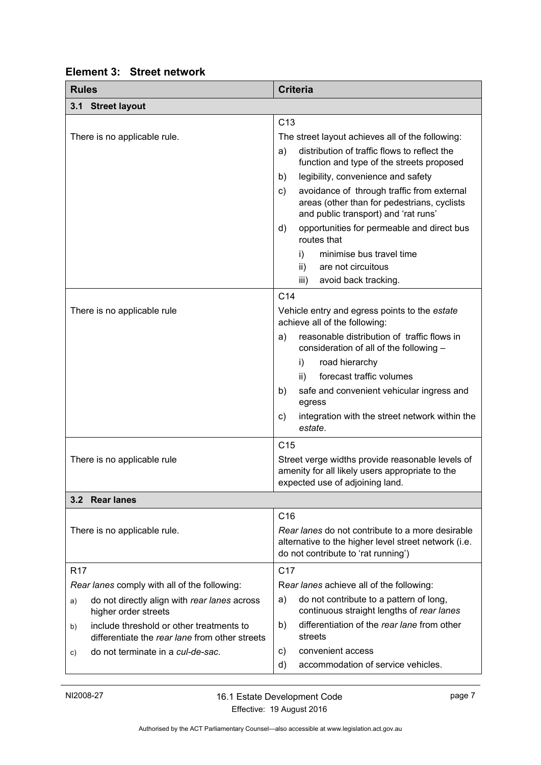## Element 3: Street network

| Rules | Criteria |
|---|---|
| **3.1 Street layout** | |
| There is no applicable rule. | C13<br>The street layout achieves all of the following:<br>a) distribution of traffic flows to reflect the function and type of the streets proposed<br>b) legibility, convenience and safety<br>c) avoidance of through traffic from external areas (other than for pedestrians, cyclists and public transport) and 'rat runs'<br>d) opportunities for permeable and direct bus routes that<br>i) minimise bus travel time<br>ii) are not circuitous<br>iii) avoid back tracking. |
| There is no applicable rule | C14<br>Vehicle entry and egress points to the *estate* achieve all of the following:<br>a) reasonable distribution of traffic flows in consideration of all of the following –<br>i) road hierarchy<br>ii) forecast traffic volumes<br>b) safe and convenient vehicular ingress and egress<br>c) integration with the street network within the *estate*. |
| There is no applicable rule | C15<br>Street verge widths provide reasonable levels of amenity for all likely users appropriate to the expected use of adjoining land. |
| **3.2 Rear lanes** | |
| There is no applicable rule. | C16<br>*Rear lanes* do not contribute to a more desirable alternative to the higher level street network (i.e. do not contribute to 'rat running') |
| R17<br>*Rear lanes* comply with all of the following:<br>a) do not directly align with *rear lanes* across higher order streets<br>b) include threshold or other treatments to differentiate the *rear lane* from other streets<br>c) do not terminate in a *cul-de-sac*. | C17<br>R*ear lanes* achieve all of the following:<br>a) do not contribute to a pattern of long, continuous straight lengths of *rear lanes*<br>b) differentiation of the *rear lane* from other streets<br>c) convenient access<br>d) accommodation of service vehicles. |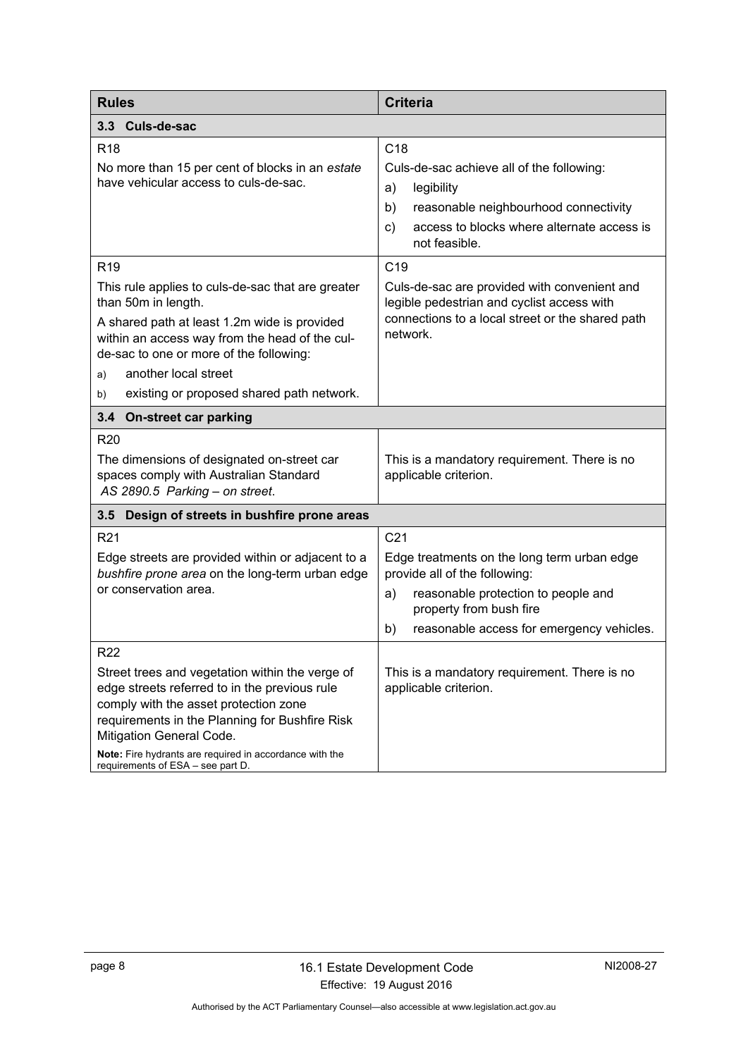| Rules | Criteria |
|---|---|
| **3.3 Culs-de-sac** | |
| R18<br>No more than 15 per cent of blocks in an *estate* have vehicular access to culs-de-sac. | C18<br>Culs-de-sac achieve all of the following:<br>a) legibility<br>b) reasonable neighbourhood connectivity<br>c) access to blocks where alternate access is not feasible. |
| R19<br>This rule applies to culs-de-sac that are greater than 50m in length.<br>A shared path at least 1.2m wide is provided within an access way from the head of the cul-de-sac to one or more of the following:<br>a) another local street<br>b) existing or proposed shared path network. | C19<br>Culs-de-sac are provided with convenient and legible pedestrian and cyclist access with connections to a local street or the shared path network. |
| **3.4 On-street car parking** | |
| R20<br>The dimensions of designated on-street car spaces comply with Australian Standard *AS 2890.5 Parking – on street*. | This is a mandatory requirement. There is no applicable criterion. |
| **3.5 Design of streets in bushfire prone areas** | |
| R21<br>Edge streets are provided within or adjacent to a *bushfire prone area* on the long-term urban edge or conservation area. | C21<br>Edge treatments on the long term urban edge provide all of the following:<br>a) reasonable protection to people and property from bush fire<br>b) reasonable access for emergency vehicles. |
| R22<br>Street trees and vegetation within the verge of edge streets referred to in the previous rule comply with the asset protection zone requirements in the Planning for Bushfire Risk Mitigation General Code.<br>**Note:** Fire hydrants are required in accordance with the requirements of ESA – see part D. | This is a mandatory requirement. There is no applicable criterion. |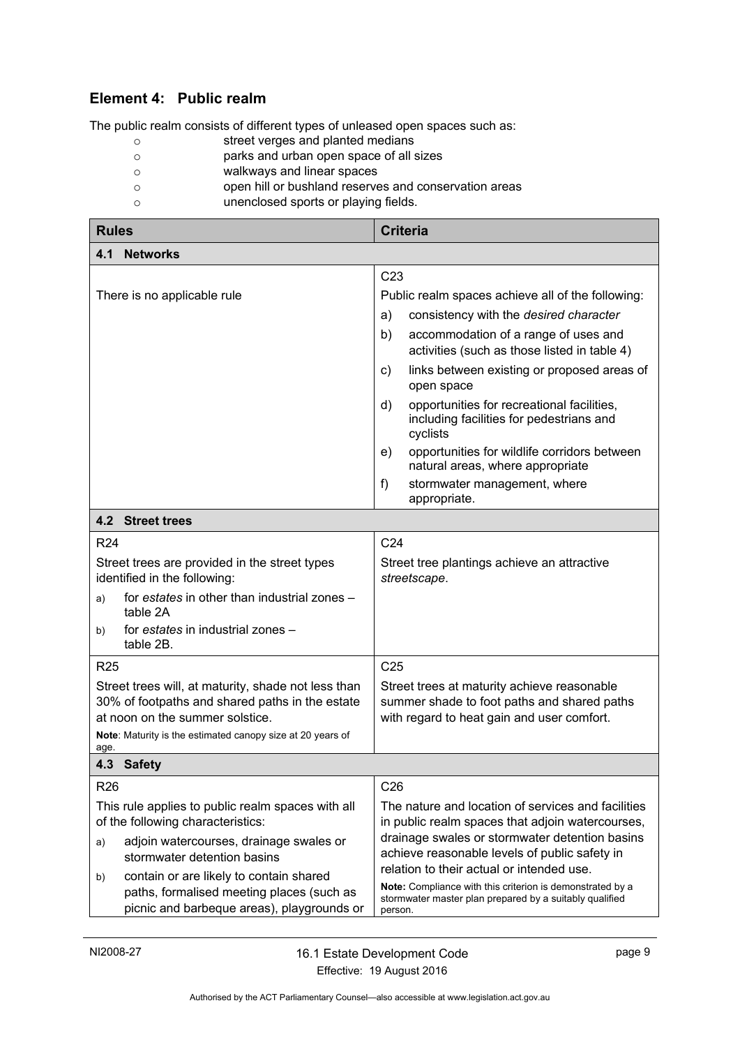## Element 4: Public realm

The public realm consists of different types of unleased open spaces such as:

- street verges and planted medians
- parks and urban open space of all sizes
- walkways and linear spaces
- open hill or bushland reserves and conservation areas
- unenclosed sports or playing fields.

| Rules | Criteria |
|---|---|
| **4.1 Networks** | |
| There is no applicable rule | C23<br>Public realm spaces achieve all of the following:<br>a) consistency with the *desired character*<br>b) accommodation of a range of uses and activities (such as those listed in table 4)<br>c) links between existing or proposed areas of open space<br>d) opportunities for recreational facilities, including facilities for pedestrians and cyclists<br>e) opportunities for wildlife corridors between natural areas, where appropriate<br>f) stormwater management, where appropriate. |
| **4.2 Street trees** | |
| R24<br>Street trees are provided in the street types identified in the following:<br>a) for *estates* in other than industrial zones – table 2A<br>b) for *estates* in industrial zones – table 2B. | C24<br>Street tree plantings achieve an attractive *streetscape*. |
| R25<br>Street trees will, at maturity, shade not less than 30% of footpaths and shared paths in the estate at noon on the summer solstice.<br>**Note**: Maturity is the estimated canopy size at 20 years of age. | C25<br>Street trees at maturity achieve reasonable summer shade to foot paths and shared paths with regard to heat gain and user comfort. |
| **4.3 Safety** | |
| R26<br>This rule applies to public realm spaces with all of the following characteristics:<br>a) adjoin watercourses, drainage swales or stormwater detention basins<br>b) contain or are likely to contain shared paths, formalised meeting places (such as picnic and barbeque areas), playgrounds or | C26<br>The nature and location of services and facilities in public realm spaces that adjoin watercourses, drainage swales or stormwater detention basins achieve reasonable levels of public safety in relation to their actual or intended use.<br>**Note:** Compliance with this criterion is demonstrated by a stormwater master plan prepared by a suitably qualified person. |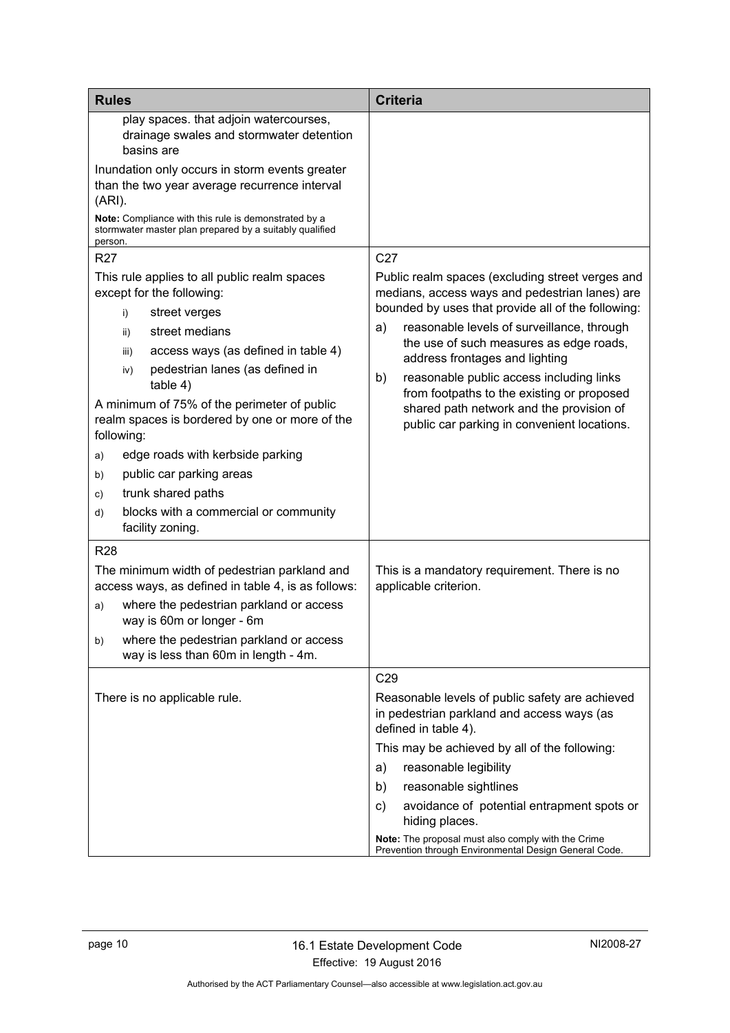| Rules | Criteria |
|---|---|
| play spaces. that adjoin watercourses, drainage swales and stormwater detention basins are<br><br>Inundation only occurs in storm events greater than the two year average recurrence interval (ARI).<br><br>**Note:** Compliance with this rule is demonstrated by a stormwater master plan prepared by a suitably qualified person. | |
| R27<br><br>This rule applies to all public realm spaces except for the following:<br>i) street verges<br>ii) street medians<br>iii) access ways (as defined in table 4)<br>iv) pedestrian lanes (as defined in table 4)<br><br>A minimum of 75% of the perimeter of public realm spaces is bordered by one or more of the following:<br>a) edge roads with kerbside parking<br>b) public car parking areas<br>c) trunk shared paths<br>d) blocks with a commercial or community facility zoning. | C27<br><br>Public realm spaces (excluding street verges and medians, access ways and pedestrian lanes) are bounded by uses that provide all of the following:<br>a) reasonable levels of surveillance, through the use of such measures as edge roads, address frontages and lighting<br>b) reasonable public access including links from footpaths to the existing or proposed shared path network and the provision of public car parking in convenient locations. |
| R28<br><br>The minimum width of pedestrian parkland and access ways, as defined in table 4, is as follows:<br>a) where the pedestrian parkland or access way is 60m or longer - 6m<br>b) where the pedestrian parkland or access way is less than 60m in length - 4m. | This is a mandatory requirement. There is no applicable criterion. |
| There is no applicable rule. | C29<br><br>Reasonable levels of public safety are achieved in pedestrian parkland and access ways (as defined in table 4).<br><br>This may be achieved by all of the following:<br>a) reasonable legibility<br>b) reasonable sightlines<br>c) avoidance of potential entrapment spots or hiding places.<br><br>**Note:** The proposal must also comply with the Crime Prevention through Environmental Design General Code. |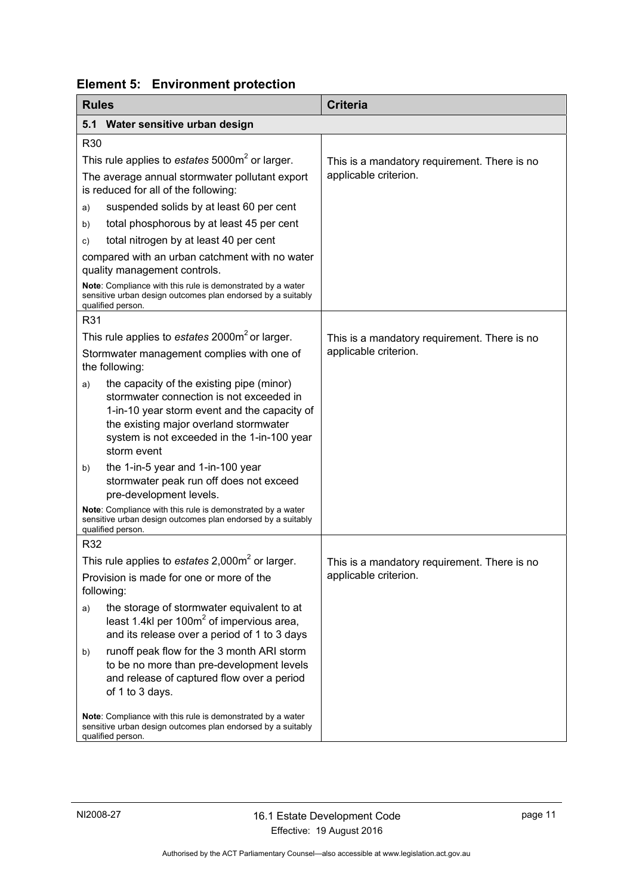## Element 5: Environment protection

| Rules | Criteria |
|---|---|
| **5.1 Water sensitive urban design** | |
| R30<br>This rule applies to *estates* 5000m² or larger.<br>The average annual stormwater pollutant export is reduced for all of the following:<br>a) suspended solids by at least 60 per cent<br>b) total phosphorous by at least 45 per cent<br>c) total nitrogen by at least 40 per cent<br>compared with an urban catchment with no water quality management controls.<br>**Note**: Compliance with this rule is demonstrated by a water sensitive urban design outcomes plan endorsed by a suitably qualified person. | This is a mandatory requirement. There is no applicable criterion. |
| R31<br>This rule applies to *estates* 2000m² or larger.<br>Stormwater management complies with one of the following:<br>a) the capacity of the existing pipe (minor) stormwater connection is not exceeded in 1-in-10 year storm event and the capacity of the existing major overland stormwater system is not exceeded in the 1-in-100 year storm event<br>b) the 1-in-5 year and 1-in-100 year stormwater peak run off does not exceed pre-development levels.<br>**Note**: Compliance with this rule is demonstrated by a water sensitive urban design outcomes plan endorsed by a suitably qualified person. | This is a mandatory requirement. There is no applicable criterion. |
| R32<br>This rule applies to *estates* 2,000m² or larger.<br>Provision is made for one or more of the following:<br>a) the storage of stormwater equivalent to at least 1.4kl per 100m² of impervious area, and its release over a period of 1 to 3 days<br>b) runoff peak flow for the 3 month ARI storm to be no more than pre-development levels and release of captured flow over a period of 1 to 3 days.<br>**Note**: Compliance with this rule is demonstrated by a water sensitive urban design outcomes plan endorsed by a suitably qualified person. | This is a mandatory requirement. There is no applicable criterion. |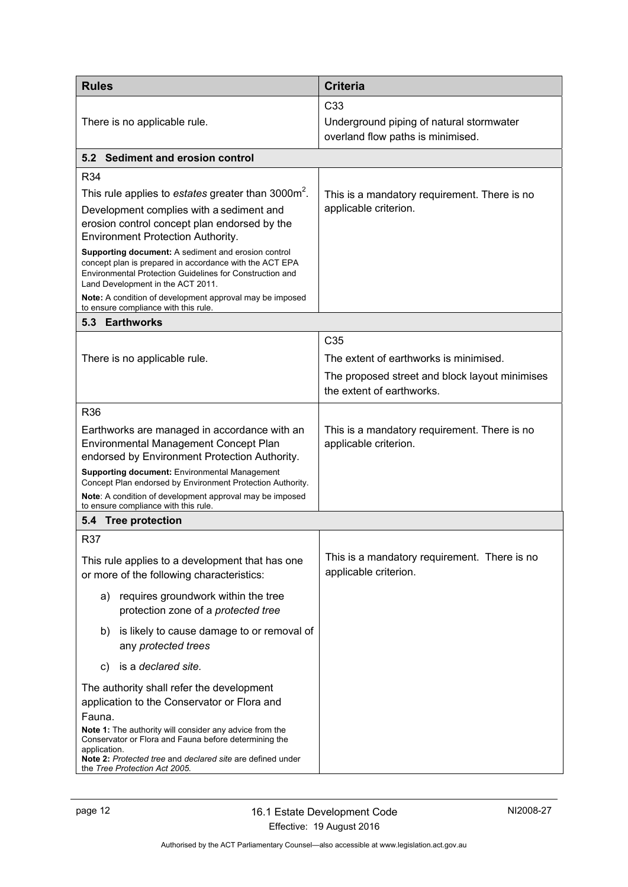| Rules | Criteria |
| --- | --- |
| There is no applicable rule. | C33<br>Underground piping of natural stormwater overland flow paths is minimised. |
| **5.2 Sediment and erosion control** | |
| R34<br>This rule applies to *estates* greater than 3000m$^2$.<br>Development complies with a sediment and erosion control concept plan endorsed by the Environment Protection Authority.<br>**Supporting document:** A sediment and erosion control concept plan is prepared in accordance with the ACT EPA Environmental Protection Guidelines for Construction and Land Development in the ACT 2011.<br>**Note:** A condition of development approval may be imposed to ensure compliance with this rule. | This is a mandatory requirement. There is no applicable criterion. |
| **5.3 Earthworks** | |
| There is no applicable rule. | C35<br>The extent of earthworks is minimised.<br>The proposed street and block layout minimises the extent of earthworks. |
| R36<br>Earthworks are managed in accordance with an Environmental Management Concept Plan endorsed by Environment Protection Authority.<br>**Supporting document:** Environmental Management Concept Plan endorsed by Environment Protection Authority.<br>**Note**: A condition of development approval may be imposed to ensure compliance with this rule. | This is a mandatory requirement. There is no applicable criterion. |
| **5.4 Tree protection** | |
| R37<br>This rule applies to a development that has one or more of the following characteristics:<br>a) requires groundwork within the tree protection zone of a *protected tree*<br>b) is likely to cause damage to or removal of any *protected trees*<br>c) is a *declared site.*<br>The authority shall refer the development application to the Conservator or Flora and Fauna.<br>**Note 1:** The authority will consider any advice from the Conservator or Flora and Fauna before determining the application.<br>**Note 2:** *Protected tree* and *declared site* are defined under the *Tree Protection Act 2005.* | This is a mandatory requirement. There is no applicable criterion. |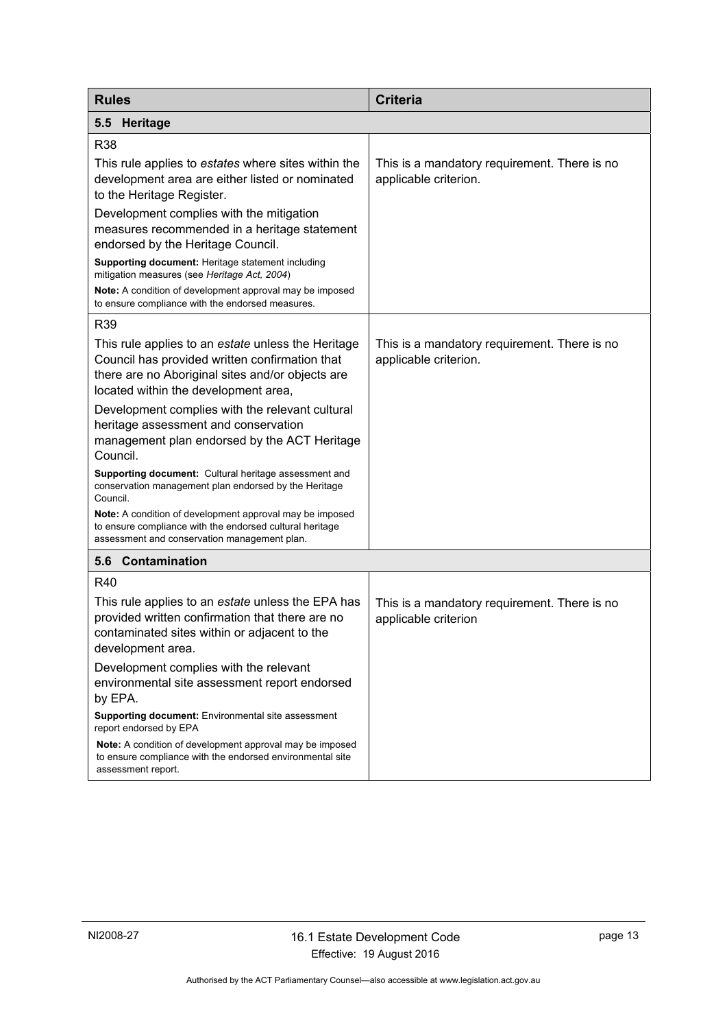| Rules | Criteria |
|---|---|
| **5.5 Heritage** | |
| R38<br>This rule applies to *estates* where sites within the development area are either listed or nominated to the Heritage Register.<br>Development complies with the mitigation measures recommended in a heritage statement endorsed by the Heritage Council.<br>**Supporting document:** Heritage statement including mitigation measures (see *Heritage Act, 2004*)<br>**Note:** A condition of development approval may be imposed to ensure compliance with the endorsed measures. | This is a mandatory requirement. There is no applicable criterion. |
| R39<br>This rule applies to an *estate* unless the Heritage Council has provided written confirmation that there are no Aboriginal sites and/or objects are located within the development area,<br>Development complies with the relevant cultural heritage assessment and conservation management plan endorsed by the ACT Heritage Council.<br>**Supporting document:** Cultural heritage assessment and conservation management plan endorsed by the Heritage Council.<br>**Note:** A condition of development approval may be imposed to ensure compliance with the endorsed cultural heritage assessment and conservation management plan. | This is a mandatory requirement. There is no applicable criterion. |
| **5.6 Contamination** | |
| R40<br>This rule applies to an *estate* unless the EPA has provided written confirmation that there are no contaminated sites within or adjacent to the development area.<br>Development complies with the relevant environmental site assessment report endorsed by EPA.<br>**Supporting document:** Environmental site assessment report endorsed by EPA<br>**Note:** A condition of development approval may be imposed to ensure compliance with the endorsed environmental site assessment report. | This is a mandatory requirement. There is no applicable criterion |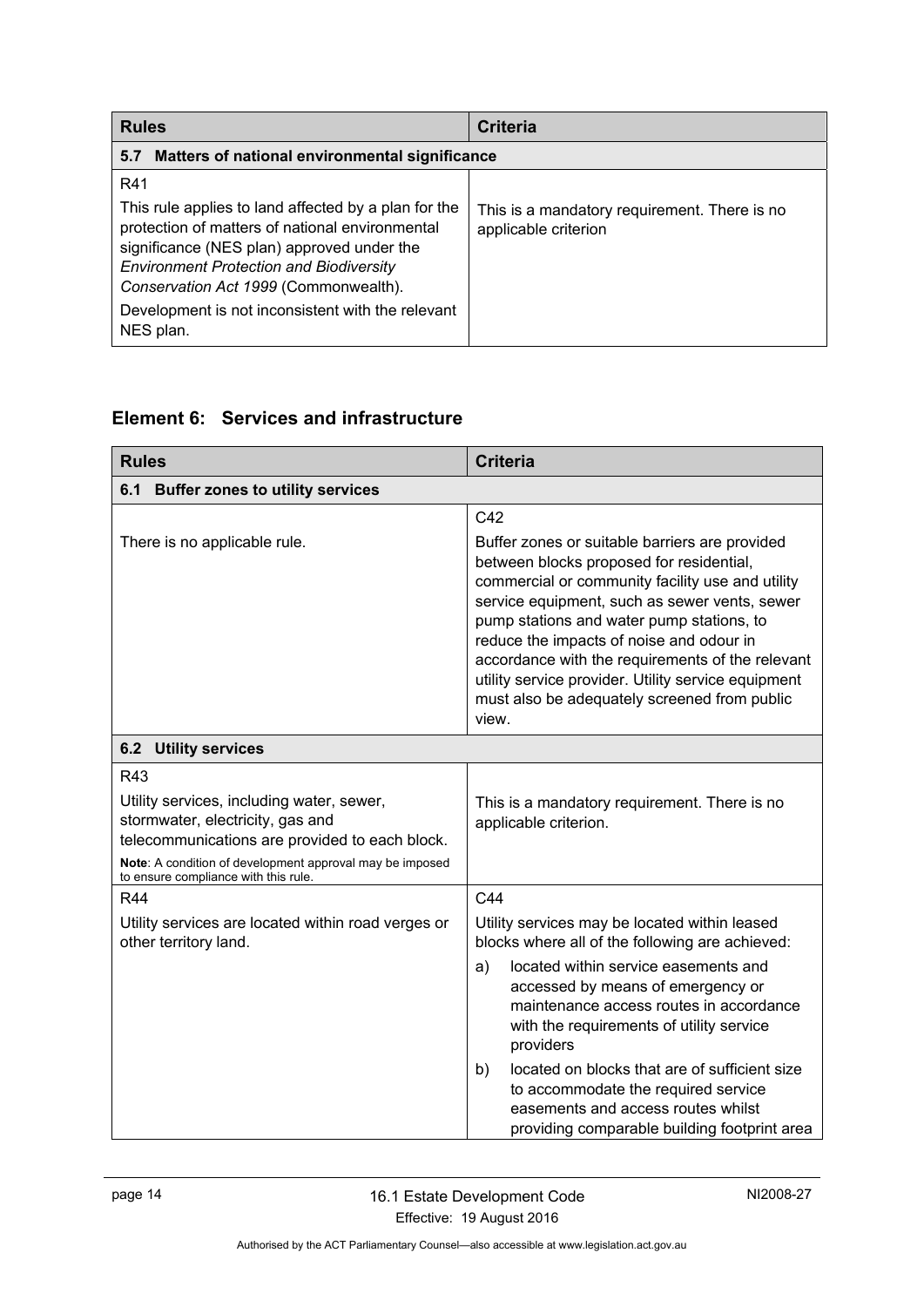| Rules | Criteria |
|---|---|
| **5.7 Matters of national environmental significance** | |
| R41<br><br>This rule applies to land affected by a plan for the protection of matters of national environmental significance (NES plan) approved under the *Environment Protection and Biodiversity Conservation Act 1999* (Commonwealth).<br><br>Development is not inconsistent with the relevant NES plan. | This is a mandatory requirement. There is no applicable criterion |

## Element 6: Services and infrastructure

| Rules | Criteria |
|---|---|
| **6.1 Buffer zones to utility services** | |
| There is no applicable rule. | C42<br><br>Buffer zones or suitable barriers are provided between blocks proposed for residential, commercial or community facility use and utility service equipment, such as sewer vents, sewer pump stations and water pump stations, to reduce the impacts of noise and odour in accordance with the requirements of the relevant utility service provider. Utility service equipment must also be adequately screened from public view. |
| **6.2 Utility services** | |
| R43<br><br>Utility services, including water, sewer, stormwater, electricity, gas and telecommunications are provided to each block.<br><br>**Note**: A condition of development approval may be imposed to ensure compliance with this rule. | This is a mandatory requirement. There is no applicable criterion. |
| R44<br><br>Utility services are located within road verges or other territory land. | C44<br><br>Utility services may be located within leased blocks where all of the following are achieved:<br><br>a) located within service easements and accessed by means of emergency or maintenance access routes in accordance with the requirements of utility service providers<br><br>b) located on blocks that are of sufficient size to accommodate the required service easements and access routes whilst providing comparable building footprint area |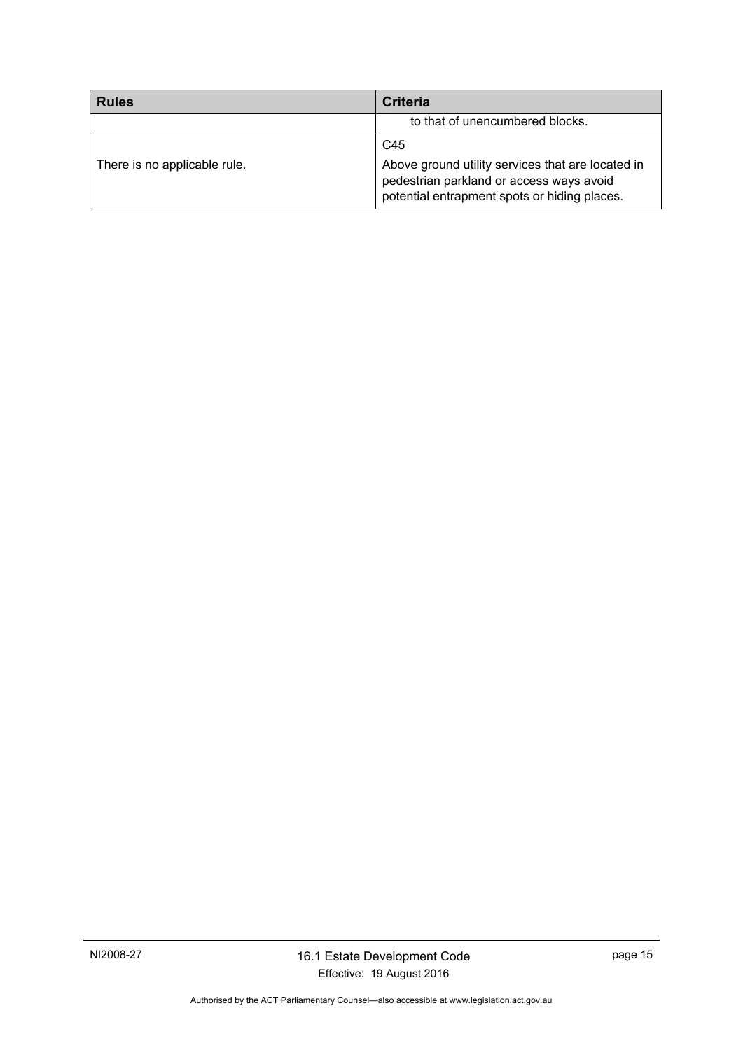| Rules | Criteria |
| --- | --- |
| | to that of unencumbered blocks. |
| There is no applicable rule. | C45<br>Above ground utility services that are located in pedestrian parkland or access ways avoid potential entrapment spots or hiding places. |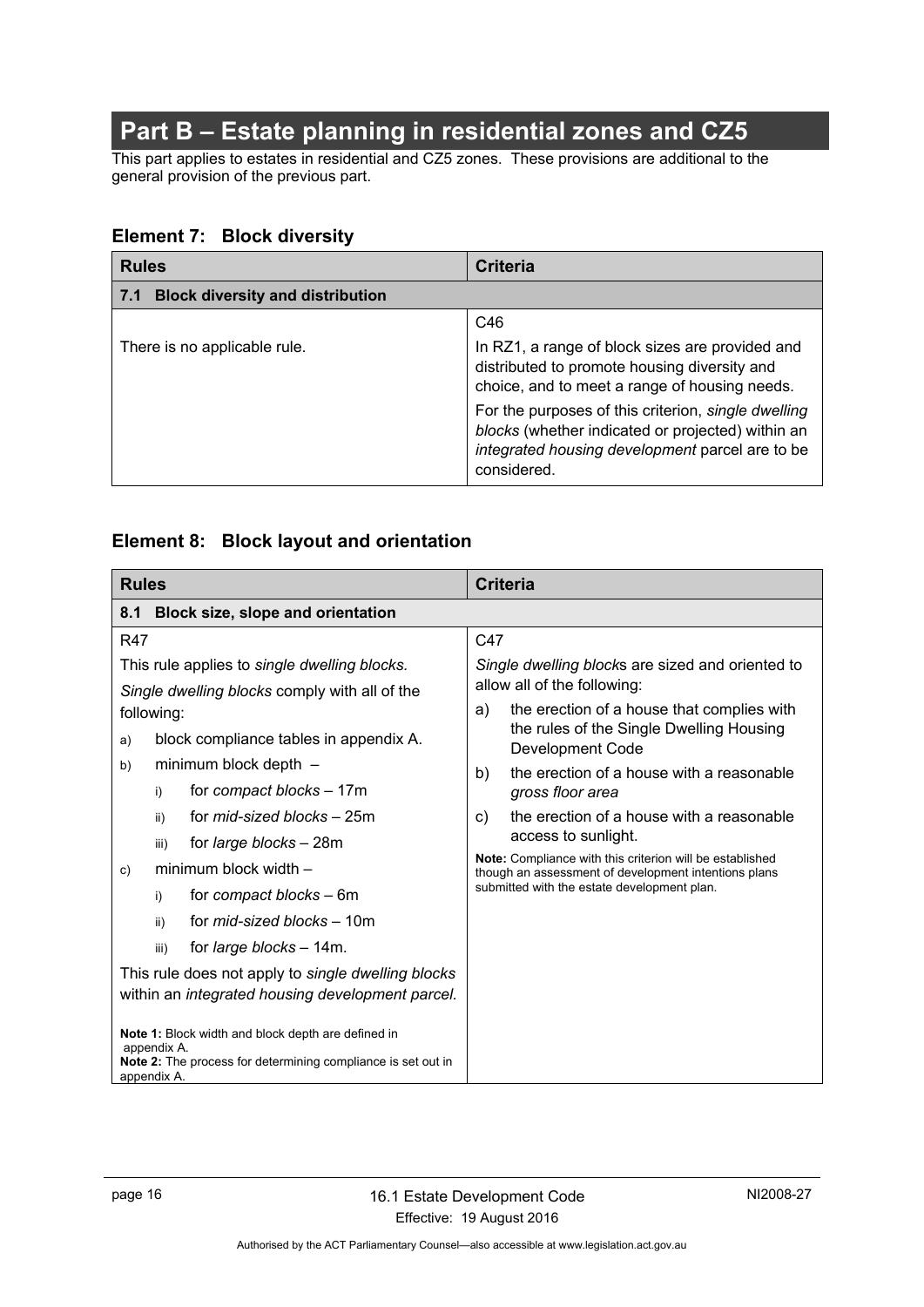# Part B – Estate planning in residential zones and CZ5

This part applies to estates in residential and CZ5 zones. These provisions are additional to the general provision of the previous part.

## Element 7: Block diversity

| Rules | Criteria |
|---|---|
| **7.1 Block diversity and distribution** | |
| There is no applicable rule. | C46<br>In RZ1, a range of block sizes are provided and distributed to promote housing diversity and choice, and to meet a range of housing needs.<br>For the purposes of this criterion, *single dwelling blocks* (whether indicated or projected) within an *integrated housing development* parcel are to be considered. |

## Element 8: Block layout and orientation

| Rules | Criteria |
|---|---|
| **8.1 Block size, slope and orientation** | |
| R47<br>This rule applies to *single dwelling blocks.*<br>*Single dwelling blocks* comply with all of the following:<br>a) block compliance tables in appendix A.<br>b) minimum block depth –<br>i) for *compact blocks* – 17m<br>ii) for *mid-sized blocks* – 25m<br>iii) for *large blocks* – 28m<br>c) minimum block width –<br>i) for *compact blocks* – 6m<br>ii) for *mid-sized blocks* – 10m<br>iii) for *large blocks* – 14m.<br>This rule does not apply to *single dwelling blocks* within an *integrated housing development parcel.*<br>**Note 1:** Block width and block depth are defined in appendix A.<br>**Note 2:** The process for determining compliance is set out in appendix A. | C47<br>*Single dwelling block*s are sized and oriented to allow all of the following:<br>a) the erection of a house that complies with the rules of the Single Dwelling Housing Development Code<br>b) the erection of a house with a reasonable *gross floor area*<br>c) the erection of a house with a reasonable access to sunlight.<br>**Note:** Compliance with this criterion will be established though an assessment of development intentions plans submitted with the estate development plan. |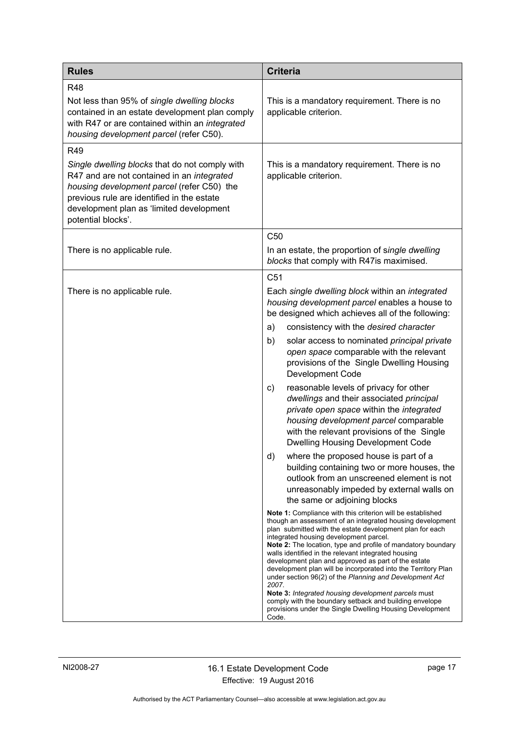| Rules | Criteria |
| --- | --- |
| R48<br><br>Not less than 95% of *single dwelling blocks* contained in an estate development plan comply with R47 or are contained within an *integrated housing development parcel* (refer C50). | This is a mandatory requirement. There is no applicable criterion. |
| R49<br><br>*Single dwelling blocks* that do not comply with R47 and are not contained in an *integrated housing development parcel* (refer C50) the previous rule are identified in the estate development plan as 'limited development potential blocks'. | This is a mandatory requirement. There is no applicable criterion. |
| There is no applicable rule. | C50<br><br>In an estate, the proportion of s*ingle dwelling blocks* that comply with R47is maximised. |
| There is no applicable rule. | C51<br><br>Each *single dwelling block* within an *integrated housing development parcel* enables a house to be designed which achieves all of the following:<br><br>a) consistency with the *desired character*<br><br>b) solar access to nominated *principal private open space* comparable with the relevant provisions of the Single Dwelling Housing Development Code<br><br>c) reasonable levels of privacy for other *dwellings* and their associated *principal private open space* within the *integrated housing development parcel* comparable with the relevant provisions of the Single Dwelling Housing Development Code<br><br>d) where the proposed house is part of a building containing two or more houses, the outlook from an unscreened element is not unreasonably impeded by external walls on the same or adjoining blocks<br><br>**Note 1:** Compliance with this criterion will be established though an assessment of an integrated housing development plan submitted with the estate development plan for each integrated housing development parcel.<br>**Note 2:** The location, type and profile of mandatory boundary walls identified in the relevant integrated housing development plan and approved as part of the estate development plan will be incorporated into the Territory Plan under section 96(2) of the *Planning and Development Act 2007*.<br>**Note 3:** *Integrated housing development parcels* must comply with the boundary setback and building envelope provisions under the Single Dwelling Housing Development Code. |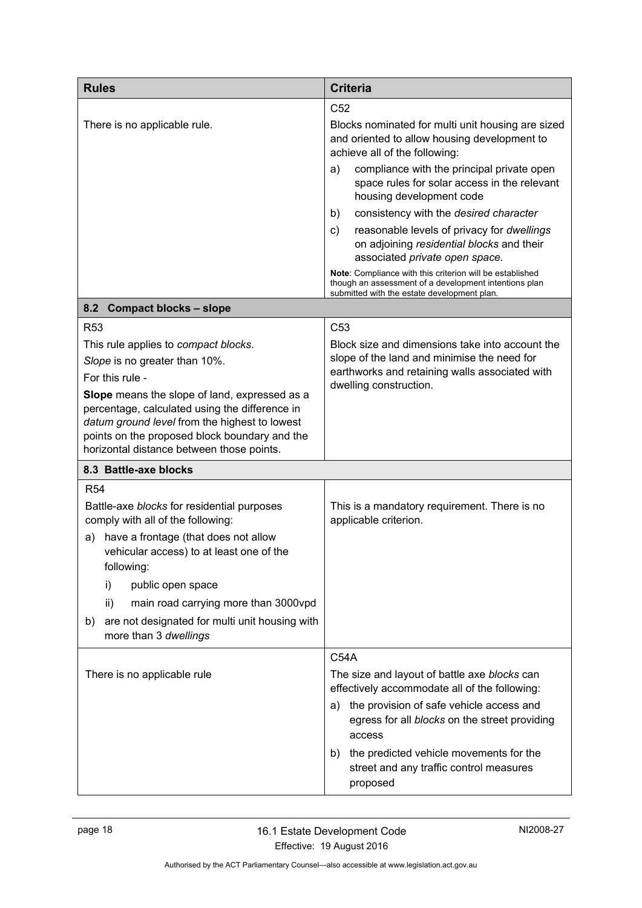| Rules | Criteria |
| --- | --- |
| There is no applicable rule. | C52<br>Blocks nominated for multi unit housing are sized and oriented to allow housing development to achieve all of the following:<br>a) compliance with the principal private open space rules for solar access in the relevant housing development code<br>b) consistency with the *desired character*<br>c) reasonable levels of privacy for *dwellings* on adjoining *residential blocks* and their associated *private open space.*<br>**Note**: Compliance with this criterion will be established though an assessment of a development intentions plan submitted with the estate development plan. |
| **8.2 Compact blocks – slope** | |
| R53<br>This rule applies to *compact blocks*.<br>*Slope* is no greater than 10%.<br>For this rule -<br>**Slope** means the slope of land, expressed as a percentage, calculated using the difference in *datum ground level* from the highest to lowest points on the proposed block boundary and the horizontal distance between those points. | C53<br>Block size and dimensions take into account the slope of the land and minimise the need for earthworks and retaining walls associated with dwelling construction. |
| **8.3 Battle-axe blocks** | |
| R54<br>Battle-axe *blocks* for residential purposes comply with all of the following:<br>a) have a frontage (that does not allow vehicular access) to at least one of the following:<br>i) public open space<br>ii) main road carrying more than 3000vpd<br>b) are not designated for multi unit housing with more than 3 *dwellings* | This is a mandatory requirement. There is no applicable criterion. |
| There is no applicable rule | C54A<br>The size and layout of battle axe *blocks* can effectively accommodate all of the following:<br>a) the provision of safe vehicle access and egress for all *blocks* on the street providing access<br>b) the predicted vehicle movements for the street and any traffic control measures proposed |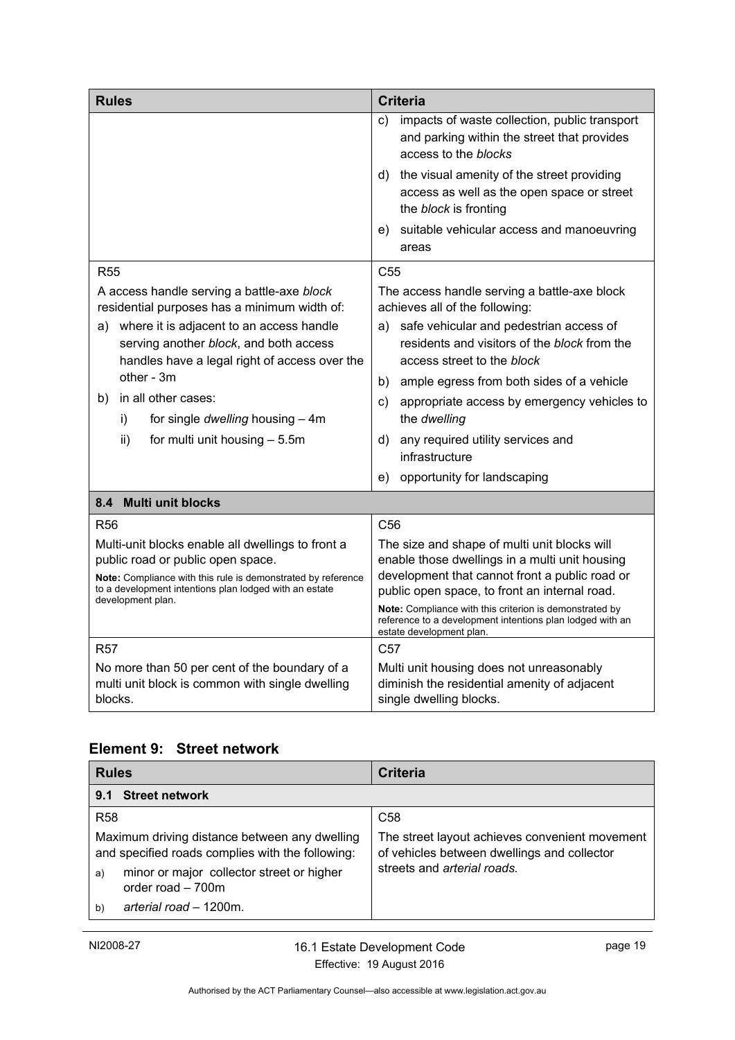| Rules | Criteria |
|---|---|
| | c) impacts of waste collection, public transport and parking within the street that provides access to the *blocks*<br>d) the visual amenity of the street providing access as well as the open space or street the *block* is fronting<br>e) suitable vehicular access and manoeuvring areas |
| R55<br>A access handle serving a battle-axe *block* residential purposes has a minimum width of:<br>a) where it is adjacent to an access handle serving another *block*, and both access handles have a legal right of access over the other - 3m<br>b) in all other cases:<br>i) for single *dwelling* housing – 4m<br>ii) for multi unit housing – 5.5m | C55<br>The access handle serving a battle-axe block achieves all of the following:<br>a) safe vehicular and pedestrian access of residents and visitors of the *block* from the access street to the *block*<br>b) ample egress from both sides of a vehicle<br>c) appropriate access by emergency vehicles to the *dwelling*<br>d) any required utility services and infrastructure<br>e) opportunity for landscaping |
| **8.4 Multi unit blocks** | |
| R56<br>Multi-unit blocks enable all dwellings to front a public road or public open space.<br>**Note:** Compliance with this rule is demonstrated by reference to a development intentions plan lodged with an estate development plan. | C56<br>The size and shape of multi unit blocks will enable those dwellings in a multi unit housing development that cannot front a public road or public open space, to front an internal road.<br>**Note:** Compliance with this criterion is demonstrated by reference to a development intentions plan lodged with an estate development plan. |
| R57<br>No more than 50 per cent of the boundary of a multi unit block is common with single dwelling blocks. | C57<br>Multi unit housing does not unreasonably diminish the residential amenity of adjacent single dwelling blocks. |

## Element 9: Street network

| Rules | Criteria |
|---|---|
| **9.1 Street network** | |
| R58<br>Maximum driving distance between any dwelling and specified roads complies with the following:<br>a) minor or major collector street or higher order road – 700m<br>b) *arterial road* – 1200m. | C58<br>The street layout achieves convenient movement of vehicles between dwellings and collector streets and *arterial roads.* |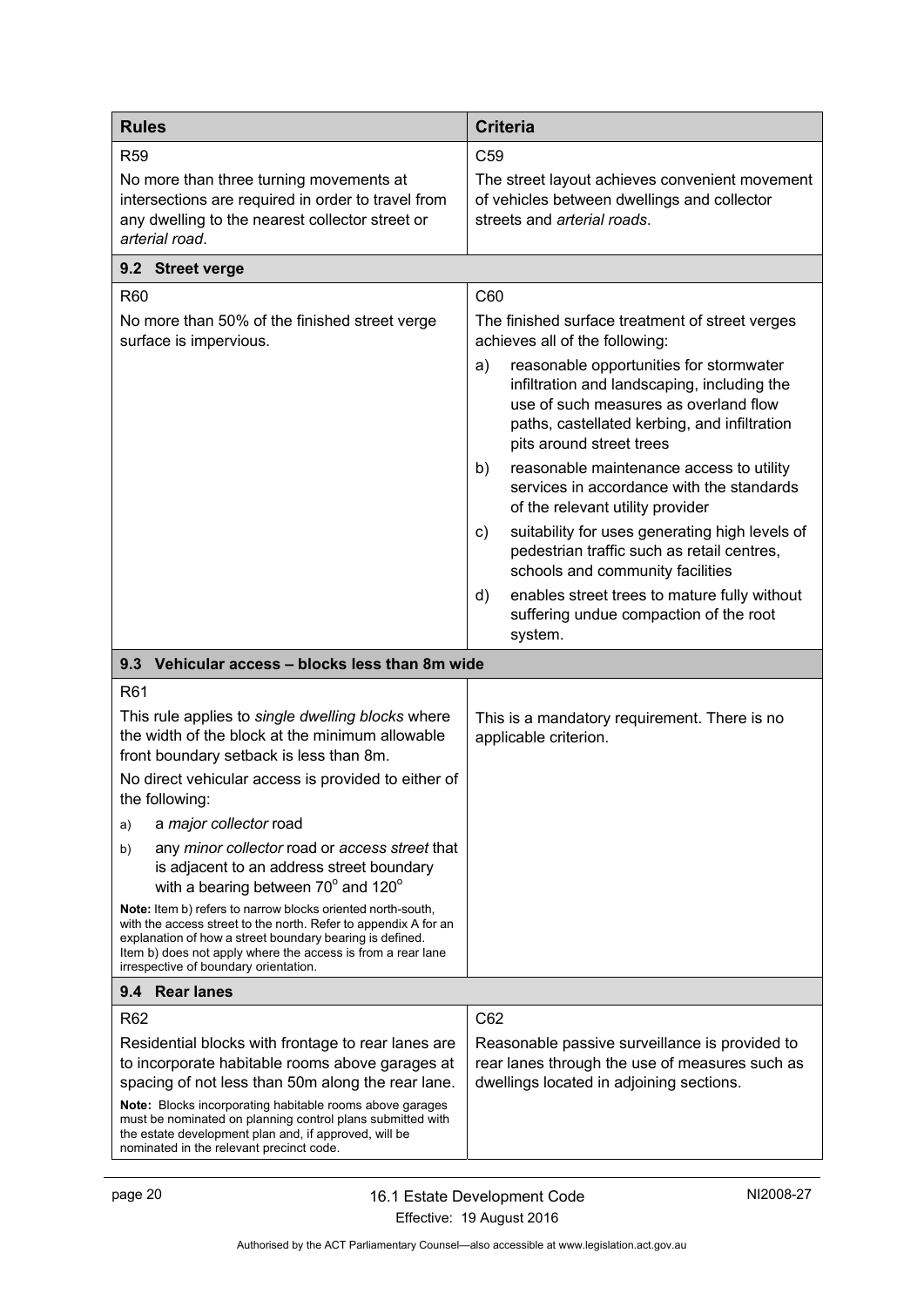| Rules | Criteria |
|---|---|
| R59<br><br>No more than three turning movements at intersections are required in order to travel from any dwelling to the nearest collector street or *arterial road*. | C59<br><br>The street layout achieves convenient movement of vehicles between dwellings and collector streets and *arterial roads*. |
| **9.2 Street verge** | |
| R60<br><br>No more than 50% of the finished street verge surface is impervious. | C60<br><br>The finished surface treatment of street verges achieves all of the following:<br><br>a) reasonable opportunities for stormwater infiltration and landscaping, including the use of such measures as overland flow paths, castellated kerbing, and infiltration pits around street trees<br><br>b) reasonable maintenance access to utility services in accordance with the standards of the relevant utility provider<br><br>c) suitability for uses generating high levels of pedestrian traffic such as retail centres, schools and community facilities<br><br>d) enables street trees to mature fully without suffering undue compaction of the root system. |
| **9.3 Vehicular access – blocks less than 8m wide** | |
| R61<br><br>This rule applies to *single dwelling blocks* where the width of the block at the minimum allowable front boundary setback is less than 8m.<br><br>No direct vehicular access is provided to either of the following:<br><br>a) a *major collector* road<br><br>b) any *minor collector* road or *access street* that is adjacent to an address street boundary with a bearing between 70° and 120°<br><br>**Note:** Item b) refers to narrow blocks oriented north-south, with the access street to the north. Refer to appendix A for an explanation of how a street boundary bearing is defined. Item b) does not apply where the access is from a rear lane irrespective of boundary orientation. | This is a mandatory requirement. There is no applicable criterion. |
| **9.4 Rear lanes** | |
| R62<br><br>Residential blocks with frontage to rear lanes are to incorporate habitable rooms above garages at spacing of not less than 50m along the rear lane.<br><br>**Note:** Blocks incorporating habitable rooms above garages must be nominated on planning control plans submitted with the estate development plan and, if approved, will be nominated in the relevant precinct code. | C62<br><br>Reasonable passive surveillance is provided to rear lanes through the use of measures such as dwellings located in adjoining sections. |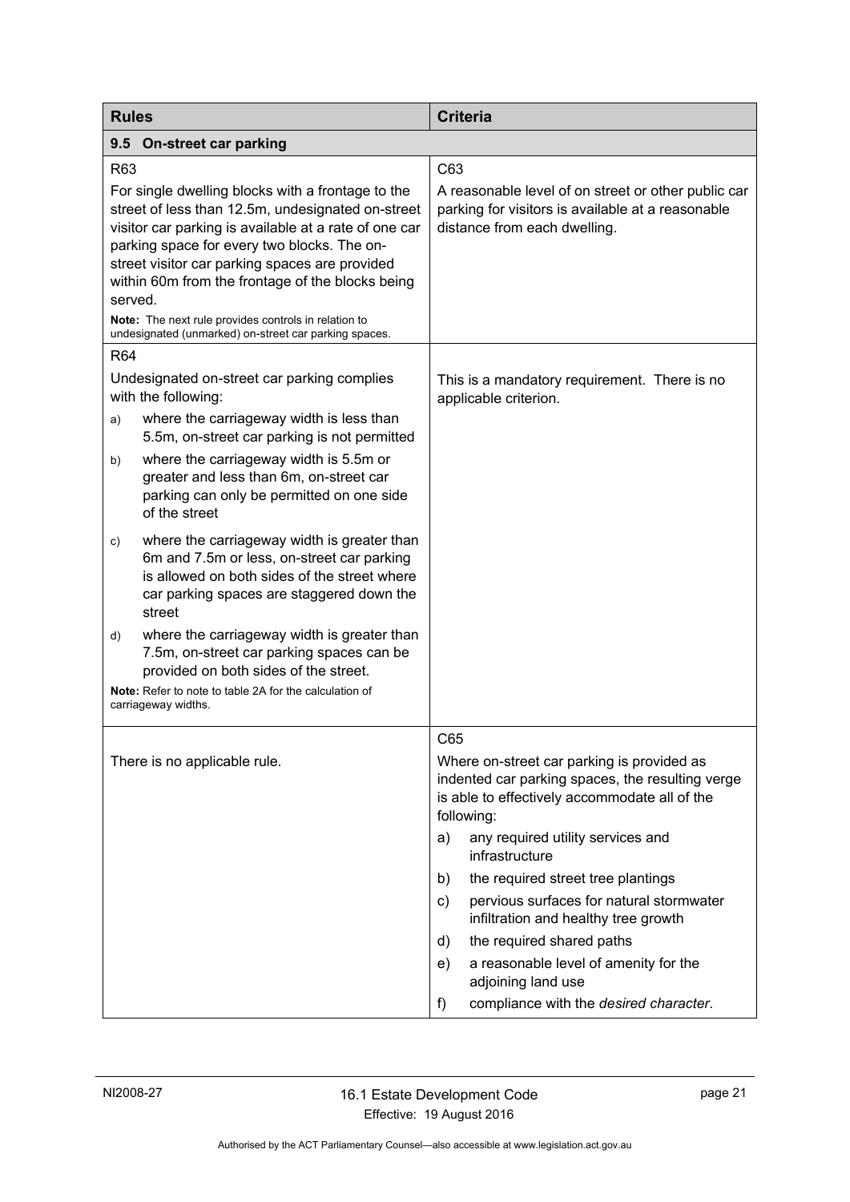| Rules | Criteria |
|---|---|
| **9.5 On-street car parking** | |
| R63<br><br>For single dwelling blocks with a frontage to the street of less than 12.5m, undesignated on-street visitor car parking is available at a rate of one car parking space for every two blocks. The on-street visitor car parking spaces are provided within 60m from the frontage of the blocks being served.<br><br>**Note:** The next rule provides controls in relation to undesignated (unmarked) on-street car parking spaces. | C63<br><br>A reasonable level of on street or other public car parking for visitors is available at a reasonable distance from each dwelling. |
| R64<br><br>Undesignated on-street car parking complies with the following:<br><br>a) where the carriageway width is less than 5.5m, on-street car parking is not permitted<br><br>b) where the carriageway width is 5.5m or greater and less than 6m, on-street car parking can only be permitted on one side of the street<br><br>c) where the carriageway width is greater than 6m and 7.5m or less, on-street car parking is allowed on both sides of the street where car parking spaces are staggered down the street<br><br>d) where the carriageway width is greater than 7.5m, on-street car parking spaces can be provided on both sides of the street.<br><br>**Note:** Refer to note to table 2A for the calculation of carriageway widths. | This is a mandatory requirement. There is no applicable criterion. |
| There is no applicable rule. | C65<br><br>Where on-street car parking is provided as indented car parking spaces, the resulting verge is able to effectively accommodate all of the following:<br><br>a) any required utility services and infrastructure<br><br>b) the required street tree plantings<br><br>c) pervious surfaces for natural stormwater infiltration and healthy tree growth<br><br>d) the required shared paths<br><br>e) a reasonable level of amenity for the adjoining land use<br><br>f) compliance with the *desired character*. |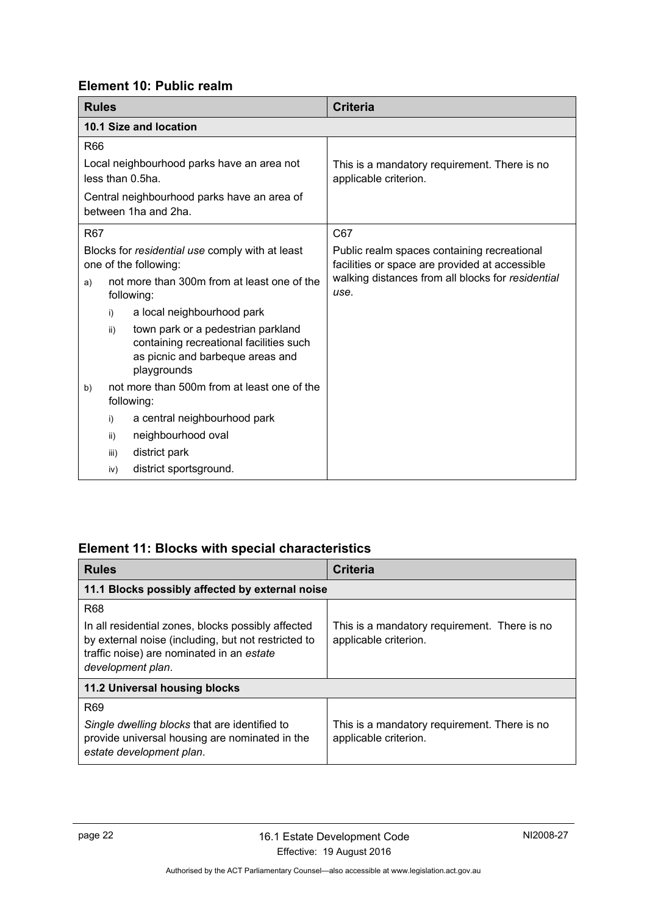## Element 10: Public realm

| Rules | Criteria |
|---|---|
| **10.1 Size and location** | |
| R66<br><br>Local neighbourhood parks have an area not less than 0.5ha.<br><br>Central neighbourhood parks have an area of between 1ha and 2ha. | This is a mandatory requirement. There is no applicable criterion. |
| R67<br><br>Blocks for *residential use* comply with at least one of the following:<br><br>a) not more than 300m from at least one of the following:<br>i) a local neighbourhood park<br>ii) town park or a pedestrian parkland containing recreational facilities such as picnic and barbeque areas and playgrounds<br><br>b) not more than 500m from at least one of the following:<br>i) a central neighbourhood park<br>ii) neighbourhood oval<br>iii) district park<br>iv) district sportsground. | C67<br><br>Public realm spaces containing recreational facilities or space are provided at accessible walking distances from all blocks for *residential use*. |

## Element 11: Blocks with special characteristics

| Rules | Criteria |
|---|---|
| **11.1 Blocks possibly affected by external noise** | |
| R68<br><br>In all residential zones, blocks possibly affected by external noise (including, but not restricted to traffic noise) are nominated in an *estate development plan*. | This is a mandatory requirement. There is no applicable criterion. |
| **11.2 Universal housing blocks** | |
| R69<br><br>*Single dwelling blocks* that are identified to provide universal housing are nominated in the *estate development plan*. | This is a mandatory requirement. There is no applicable criterion. |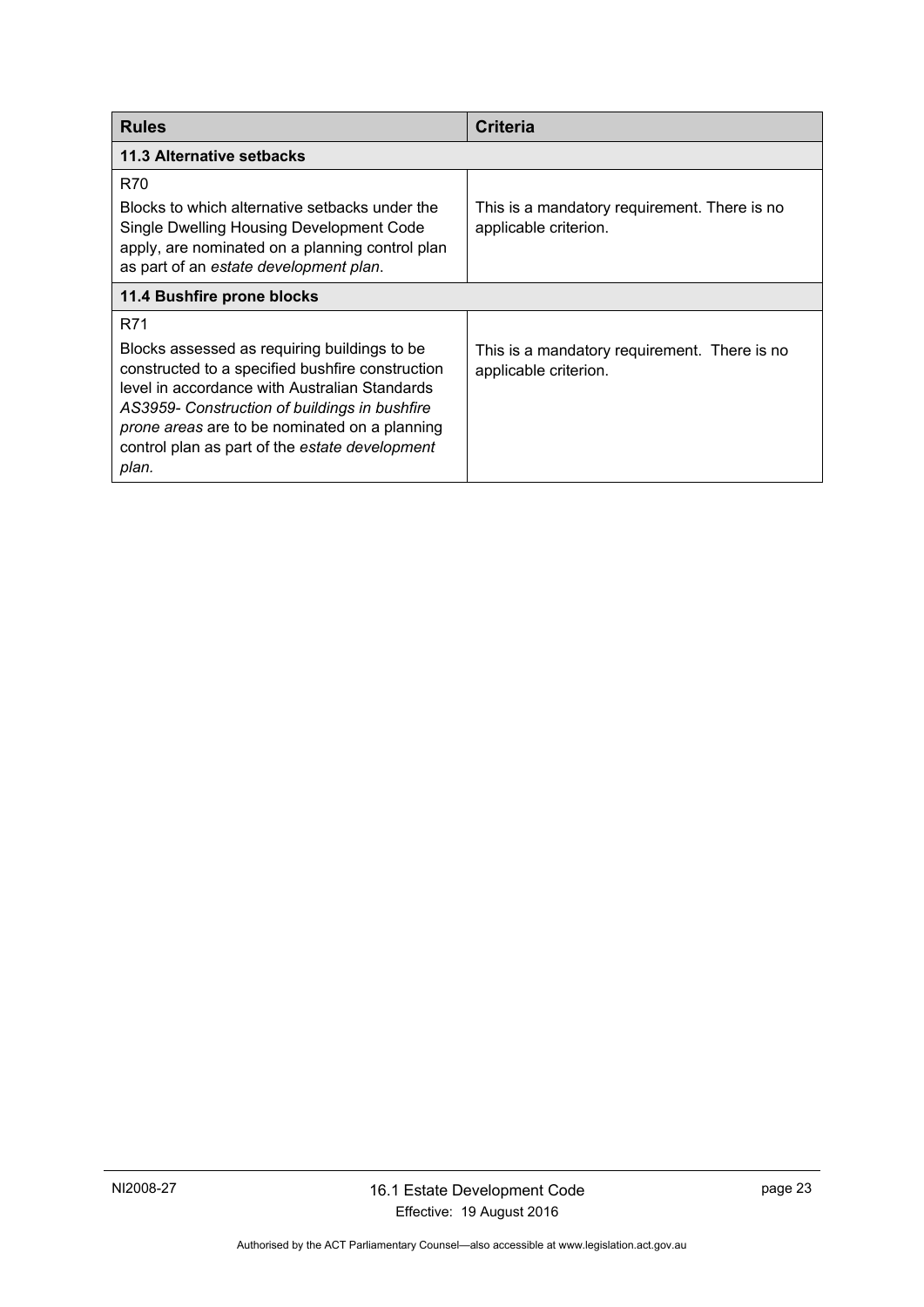| Rules | Criteria |
|---|---|
| **11.3 Alternative setbacks** | |
| R70<br><br>Blocks to which alternative setbacks under the Single Dwelling Housing Development Code apply, are nominated on a planning control plan as part of an *estate development plan*. | This is a mandatory requirement. There is no applicable criterion. |
| **11.4 Bushfire prone blocks** | |
| R71<br><br>Blocks assessed as requiring buildings to be constructed to a specified bushfire construction level in accordance with Australian Standards *AS3959- Construction of buildings in bushfire prone areas* are to be nominated on a planning control plan as part of the *estate development plan.* | This is a mandatory requirement. There is no applicable criterion. |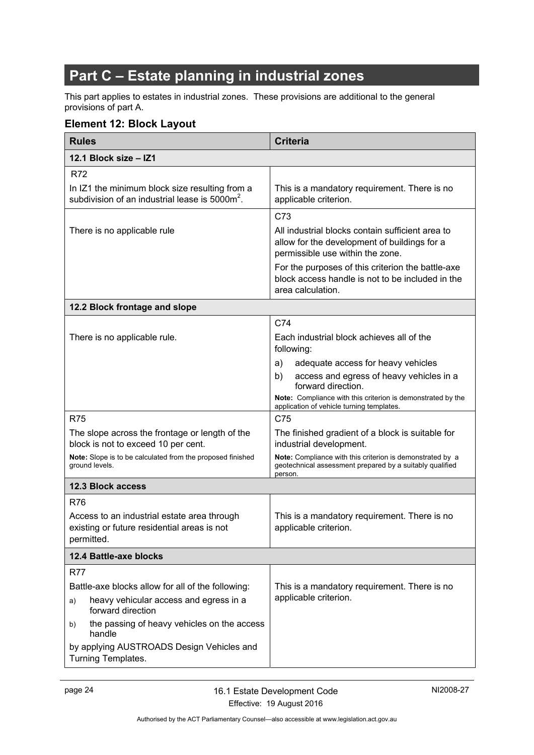# Part C – Estate planning in industrial zones

This part applies to estates in industrial zones. These provisions are additional to the general provisions of part A.

## Element 12: Block Layout

| Rules | Criteria |
|---|---|
| **12.1 Block size – IZ1** | |
| R72<br><br>In IZ1 the minimum block size resulting from a subdivision of an industrial lease is 5000m$^2$. | This is a mandatory requirement. There is no applicable criterion. |
| There is no applicable rule | C73<br><br>All industrial blocks contain sufficient area to allow for the development of buildings for a permissible use within the zone.<br><br>For the purposes of this criterion the battle-axe block access handle is not to be included in the area calculation. |
| **12.2 Block frontage and slope** | |
| There is no applicable rule. | C74<br><br>Each industrial block achieves all of the following:<br><br>a) adequate access for heavy vehicles<br>b) access and egress of heavy vehicles in a forward direction.<br><br>**Note:** Compliance with this criterion is demonstrated by the application of vehicle turning templates. |
| R75<br><br>The slope across the frontage or length of the block is not to exceed 10 per cent.<br><br>**Note:** Slope is to be calculated from the proposed finished ground levels. | C75<br><br>The finished gradient of a block is suitable for industrial development.<br><br>**Note:** Compliance with this criterion is demonstrated by a geotechnical assessment prepared by a suitably qualified person. |
| **12.3 Block access** | |
| R76<br><br>Access to an industrial estate area through existing or future residential areas is not permitted. | This is a mandatory requirement. There is no applicable criterion. |
| **12.4 Battle-axe blocks** | |
| R77<br><br>Battle-axe blocks allow for all of the following:<br><br>a) heavy vehicular access and egress in a forward direction<br>b) the passing of heavy vehicles on the access handle<br><br>by applying AUSTROADS Design Vehicles and Turning Templates. | This is a mandatory requirement. There is no applicable criterion. |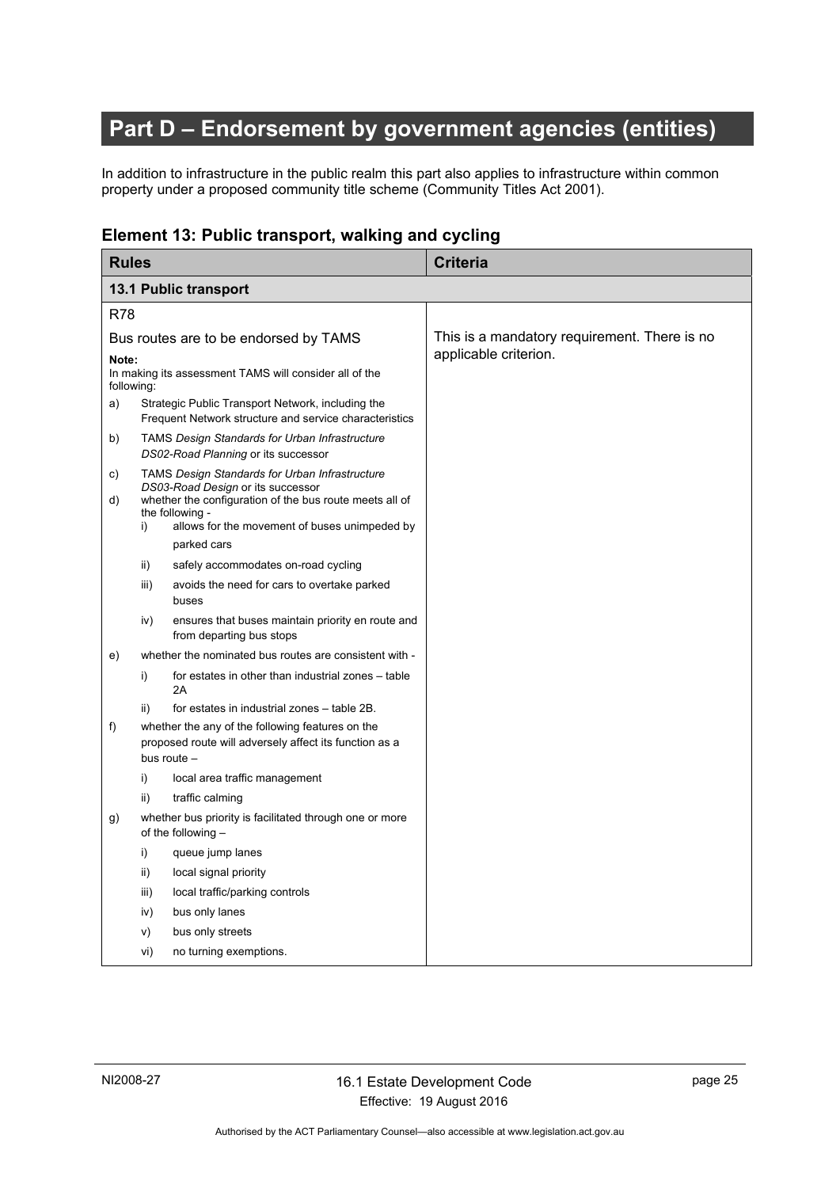# Part D – Endorsement by government agencies (entities)

In addition to infrastructure in the public realm this part also applies to infrastructure within common property under a proposed community title scheme (Community Titles Act 2001).

## Element 13: Public transport, walking and cycling

| Rules | Criteria |
|---|---|
| **13.1 Public transport** | |
| R78<br><br>Bus routes are to be endorsed by TAMS<br><br>**Note:**<br>In making its assessment TAMS will consider all of the following:<br>a) Strategic Public Transport Network, including the Frequent Network structure and service characteristics<br>b) TAMS *Design Standards for Urban Infrastructure DS02-Road Planning* or its successor<br>c) TAMS *Design Standards for Urban Infrastructure DS03-Road Design* or its successor<br>d) whether the configuration of the bus route meets all of the following -<br>i) allows for the movement of buses unimpeded by parked cars<br>ii) safely accommodates on-road cycling<br>iii) avoids the need for cars to overtake parked buses<br>iv) ensures that buses maintain priority en route and from departing bus stops<br>e) whether the nominated bus routes are consistent with -<br>i) for estates in other than industrial zones – table 2A<br>ii) for estates in industrial zones – table 2B.<br>f) whether the any of the following features on the proposed route will adversely affect its function as a bus route –<br>i) local area traffic management<br>ii) traffic calming<br>g) whether bus priority is facilitated through one or more of the following –<br>i) queue jump lanes<br>ii) local signal priority<br>iii) local traffic/parking controls<br>iv) bus only lanes<br>v) bus only streets<br>vi) no turning exemptions. | This is a mandatory requirement. There is no applicable criterion. |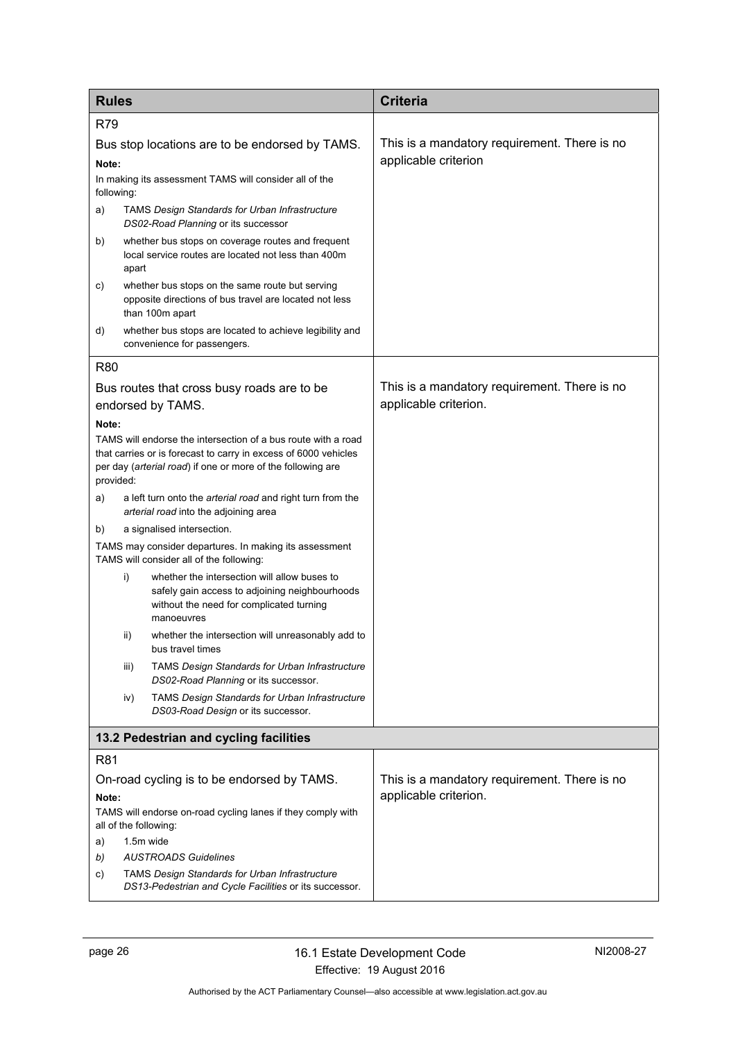| Rules | Criteria |
|---|---|
| R79<br><br>Bus stop locations are to be endorsed by TAMS.<br><br>**Note:**<br>In making its assessment TAMS will consider all of the following:<br>a) TAMS *Design Standards for Urban Infrastructure DS02-Road Planning* or its successor<br>b) whether bus stops on coverage routes and frequent local service routes are located not less than 400m apart<br>c) whether bus stops on the same route but serving opposite directions of bus travel are located not less than 100m apart<br>d) whether bus stops are located to achieve legibility and convenience for passengers. | This is a mandatory requirement. There is no applicable criterion |
| R80<br><br>Bus routes that cross busy roads are to be endorsed by TAMS.<br><br>**Note:**<br>TAMS will endorse the intersection of a bus route with a road that carries or is forecast to carry in excess of 6000 vehicles per day (*arterial road*) if one or more of the following are provided:<br>a) a left turn onto the *arterial road* and right turn from the *arterial road* into the adjoining area<br>b) a signalised intersection.<br>TAMS may consider departures. In making its assessment TAMS will consider all of the following:<br>i) whether the intersection will allow buses to safely gain access to adjoining neighbourhoods without the need for complicated turning manoeuvres<br>ii) whether the intersection will unreasonably add to bus travel times<br>iii) TAMS *Design Standards for Urban Infrastructure DS02-Road Planning* or its successor.<br>iv) TAMS *Design Standards for Urban Infrastructure DS03-Road Design* or its successor. | This is a mandatory requirement. There is no applicable criterion. |
| **13.2 Pedestrian and cycling facilities** | |
| R81<br><br>On-road cycling is to be endorsed by TAMS.<br><br>**Note:**<br>TAMS will endorse on-road cycling lanes if they comply with all of the following:<br>a) 1.5m wide<br>*b) AUSTROADS Guidelines*<br>c) TAMS *Design Standards for Urban Infrastructure DS13-Pedestrian and Cycle Facilities* or its successor. | This is a mandatory requirement. There is no applicable criterion. |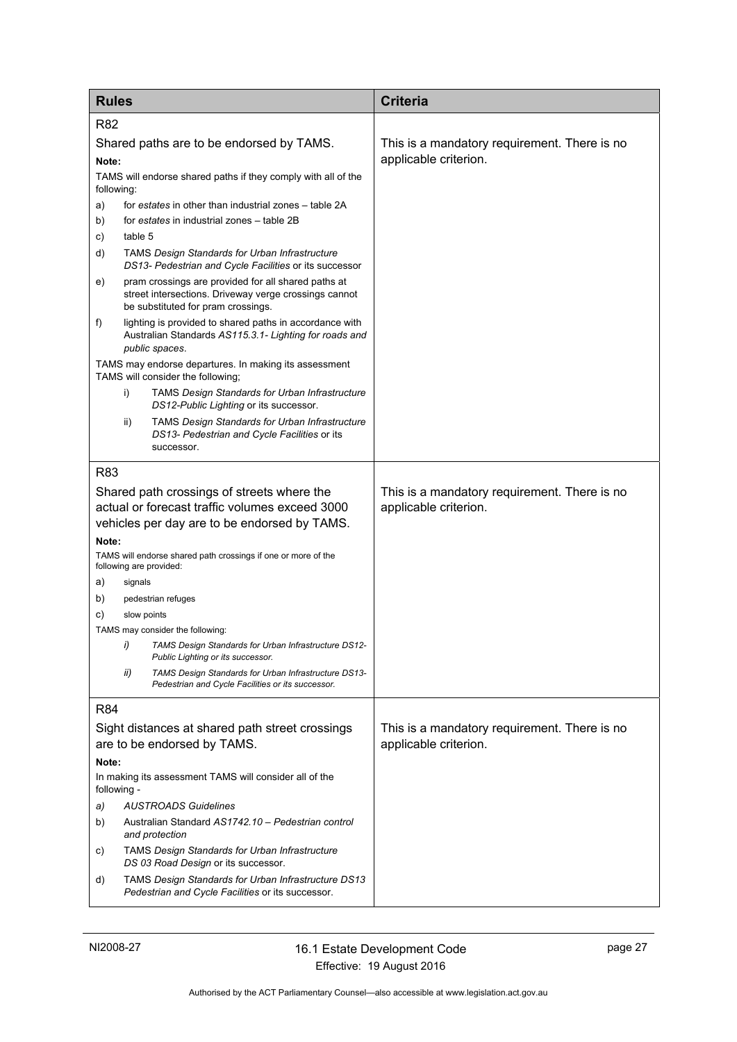| Rules | Criteria |
|---|---|
| R82<br><br>Shared paths are to be endorsed by TAMS.<br><br>**Note:**<br><br>TAMS will endorse shared paths if they comply with all of the following:<br><br>a) for *estates* in other than industrial zones – table 2A<br>b) for *estates* in industrial zones – table 2B<br>c) table 5<br>d) TAMS *Design Standards for Urban Infrastructure DS13- Pedestrian and Cycle Facilities* or its successor<br>e) pram crossings are provided for all shared paths at street intersections. Driveway verge crossings cannot be substituted for pram crossings.<br>f) lighting is provided to shared paths in accordance with Australian Standards *AS115.3.1- Lighting for roads and public spaces*.<br><br>TAMS may endorse departures. In making its assessment TAMS will consider the following;<br><br>i) TAMS *Design Standards for Urban Infrastructure DS12-Public Lighting* or its successor.<br>ii) TAMS *Design Standards for Urban Infrastructure DS13- Pedestrian and Cycle Facilities* or its successor. | This is a mandatory requirement. There is no applicable criterion. |
| R83<br><br>Shared path crossings of streets where the actual or forecast traffic volumes exceed 3000 vehicles per day are to be endorsed by TAMS.<br><br>**Note:**<br><br>TAMS will endorse shared path crossings if one or more of the following are provided:<br><br>a) signals<br>b) pedestrian refuges<br>c) slow points<br><br>TAMS may consider the following:<br><br>*i) TAMS Design Standards for Urban Infrastructure DS12- Public Lighting or its successor.*<br>*ii) TAMS Design Standards for Urban Infrastructure DS13- Pedestrian and Cycle Facilities or its successor.* | This is a mandatory requirement. There is no applicable criterion. |
| R84<br><br>Sight distances at shared path street crossings are to be endorsed by TAMS.<br><br>**Note:**<br><br>In making its assessment TAMS will consider all of the following -<br><br>*a) AUSTROADS Guidelines*<br>b) Australian Standard *AS1742.10 – Pedestrian control and protection*<br>c) TAMS *Design Standards for Urban Infrastructure DS 03 Road Design* or its successor.<br>d) TAMS *Design Standards for Urban Infrastructure DS13 Pedestrian and Cycle Facilities* or its successor. | This is a mandatory requirement. There is no applicable criterion. |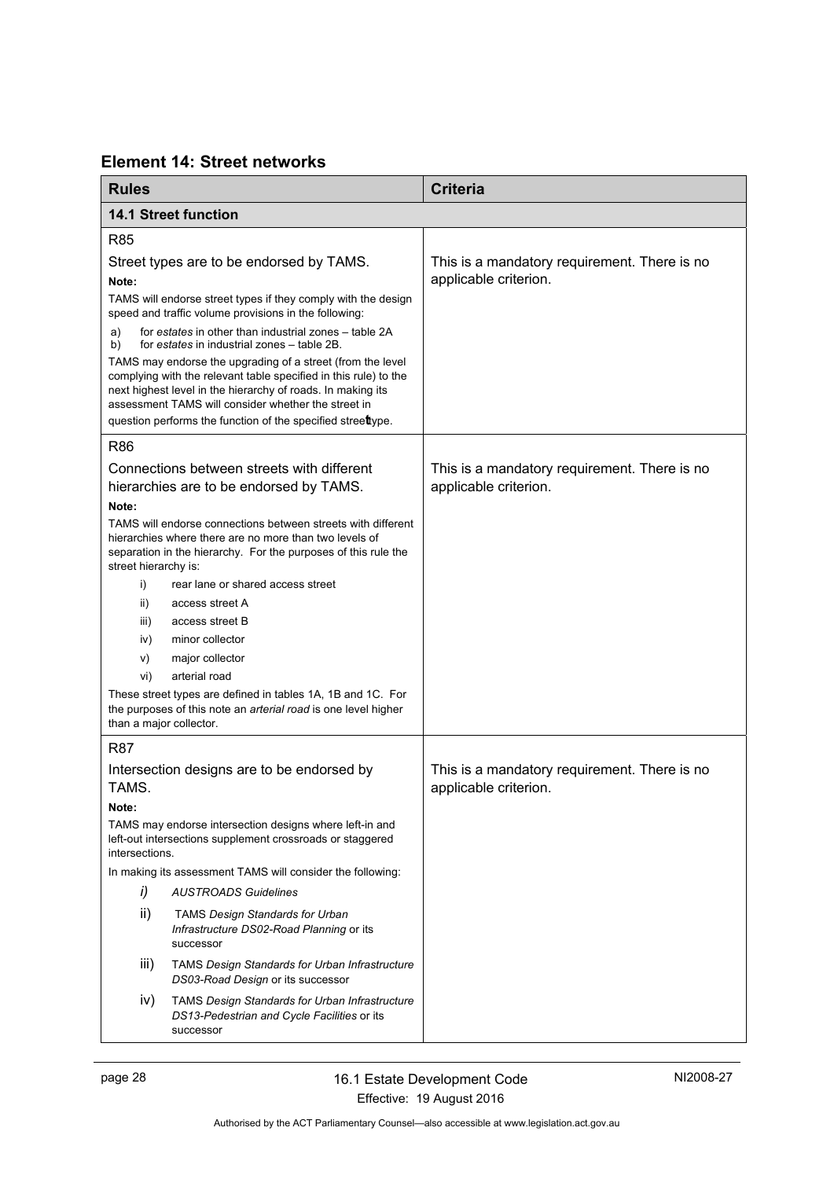## Element 14: Street networks

| Rules | Criteria |
|---|---|
| **14.1 Street function** | |
| R85<br><br>Street types are to be endorsed by TAMS.<br><br>**Note:**<br><br>TAMS will endorse street types if they comply with the design speed and traffic volume provisions in the following:<br><br>a) for *estates* in other than industrial zones – table 2A<br>b) for *estates* in industrial zones – table 2B.<br><br>TAMS may endorse the upgrading of a street (from the level complying with the relevant table specified in this rule) to the next highest level in the hierarchy of roads. In making its assessment TAMS will consider whether the street in question performs the function of the specified street type. | This is a mandatory requirement. There is no applicable criterion. |
| R86<br><br>Connections between streets with different hierarchies are to be endorsed by TAMS.<br><br>**Note:**<br><br>TAMS will endorse connections between streets with different hierarchies where there are no more than two levels of separation in the hierarchy. For the purposes of this rule the street hierarchy is:<br><br>i) rear lane or shared access street<br>ii) access street A<br>iii) access street B<br>iv) minor collector<br>v) major collector<br>vi) arterial road<br><br>These street types are defined in tables 1A, 1B and 1C. For the purposes of this note an *arterial road* is one level higher than a major collector. | This is a mandatory requirement. There is no applicable criterion. |
| R87<br><br>Intersection designs are to be endorsed by TAMS.<br><br>**Note:**<br><br>TAMS may endorse intersection designs where left-in and left-out intersections supplement crossroads or staggered intersections.<br><br>In making its assessment TAMS will consider the following:<br><br>*i) AUSTROADS Guidelines*<br>ii) TAMS *Design Standards for Urban Infrastructure DS02-Road Planning* or its successor<br>iii) TAMS *Design Standards for Urban Infrastructure DS03-Road Design* or its successor<br>iv) TAMS *Design Standards for Urban Infrastructure DS13-Pedestrian and Cycle Facilities* or its successor | This is a mandatory requirement. There is no applicable criterion. |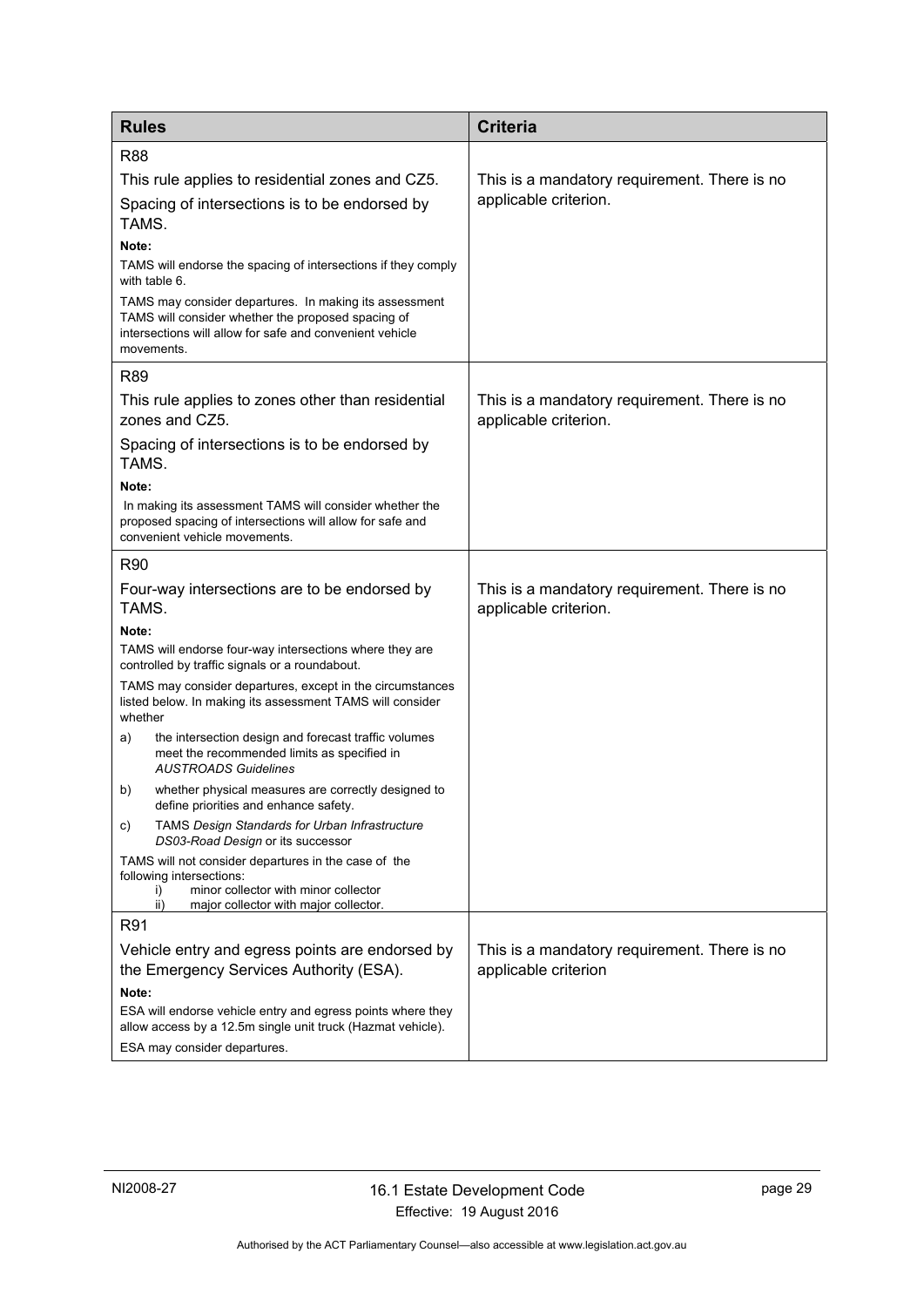| Rules | Criteria |
| --- | --- |
| R88<br><br>This rule applies to residential zones and CZ5.<br><br>Spacing of intersections is to be endorsed by TAMS.<br><br>**Note:**<br>TAMS will endorse the spacing of intersections if they comply with table 6.<br><br>TAMS may consider departures. In making its assessment TAMS will consider whether the proposed spacing of intersections will allow for safe and convenient vehicle movements. | This is a mandatory requirement. There is no applicable criterion. |
| R89<br><br>This rule applies to zones other than residential zones and CZ5.<br><br>Spacing of intersections is to be endorsed by TAMS.<br><br>**Note:**<br>In making its assessment TAMS will consider whether the proposed spacing of intersections will allow for safe and convenient vehicle movements. | This is a mandatory requirement. There is no applicable criterion. |
| R90<br><br>Four-way intersections are to be endorsed by TAMS.<br><br>**Note:**<br>TAMS will endorse four-way intersections where they are controlled by traffic signals or a roundabout.<br><br>TAMS may consider departures, except in the circumstances listed below. In making its assessment TAMS will consider whether<br>a) the intersection design and forecast traffic volumes meet the recommended limits as specified in *AUSTROADS Guidelines*<br>b) whether physical measures are correctly designed to define priorities and enhance safety.<br>c) TAMS *Design Standards for Urban Infrastructure DS03-Road Design* or its successor<br><br>TAMS will not consider departures in the case of the following intersections:<br>i) minor collector with minor collector<br>ii) major collector with major collector. | This is a mandatory requirement. There is no applicable criterion. |
| R91<br><br>Vehicle entry and egress points are endorsed by the Emergency Services Authority (ESA).<br><br>**Note:**<br>ESA will endorse vehicle entry and egress points where they allow access by a 12.5m single unit truck (Hazmat vehicle).<br><br>ESA may consider departures. | This is a mandatory requirement. There is no applicable criterion |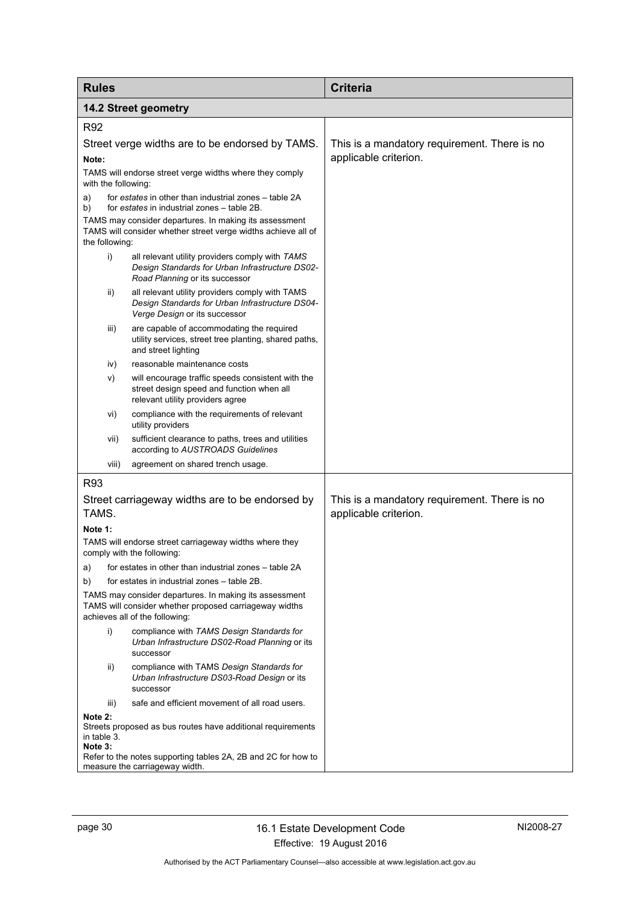| Rules | Criteria |
|---|---|
| **14.2 Street geometry** | |
| R92<br><br>Street verge widths are to be endorsed by TAMS.<br><br>**Note:**<br>TAMS will endorse street verge widths where they comply with the following:<br>a) for *estates* in other than industrial zones – table 2A<br>b) for *estates* in industrial zones – table 2B.<br>TAMS may consider departures. In making its assessment TAMS will consider whether street verge widths achieve all of the following:<br>i) all relevant utility providers comply with *TAMS Design Standards for Urban Infrastructure DS02-Road Planning* or its successor<br>ii) all relevant utility providers comply with TAMS *Design Standards for Urban Infrastructure DS04-Verge Design* or its successor<br>iii) are capable of accommodating the required utility services, street tree planting, shared paths, and street lighting<br>iv) reasonable maintenance costs<br>v) will encourage traffic speeds consistent with the street design speed and function when all relevant utility providers agree<br>vi) compliance with the requirements of relevant utility providers<br>vii) sufficient clearance to paths, trees and utilities according to *AUSTROADS Guidelines*<br>viii) agreement on shared trench usage. | This is a mandatory requirement. There is no applicable criterion. |
| R93<br><br>Street carriageway widths are to be endorsed by TAMS.<br><br>**Note 1:**<br>TAMS will endorse street carriageway widths where they comply with the following:<br>a) for estates in other than industrial zones – table 2A<br>b) for estates in industrial zones – table 2B.<br>TAMS may consider departures. In making its assessment TAMS will consider whether proposed carriageway widths achieves all of the following:<br>i) compliance with *TAMS Design Standards for Urban Infrastructure DS02-Road Planning* or its successor<br>ii) compliance with TAMS *Design Standards for Urban Infrastructure DS03-Road Design* or its successor<br>iii) safe and efficient movement of all road users.<br>**Note 2:**<br>Streets proposed as bus routes have additional requirements in table 3.<br>**Note 3:**<br>Refer to the notes supporting tables 2A, 2B and 2C for how to measure the carriageway width. | This is a mandatory requirement. There is no applicable criterion. |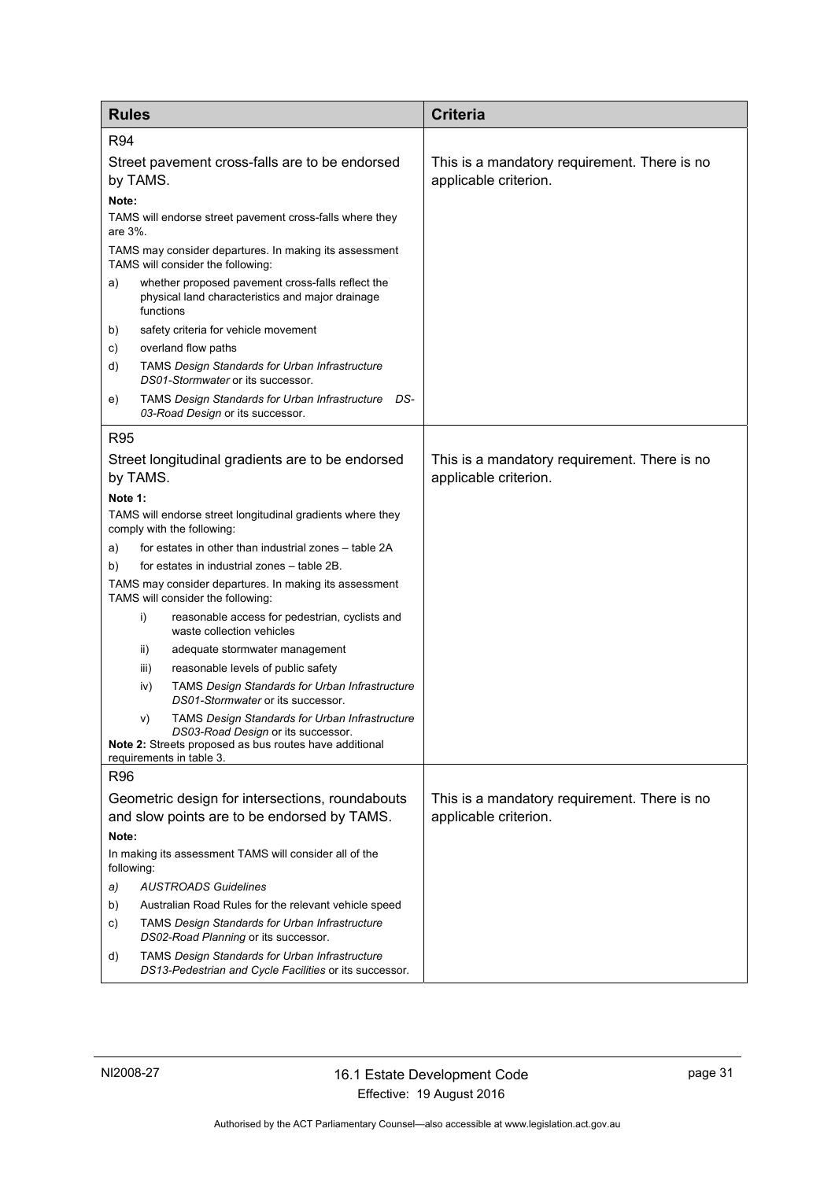| Rules | Criteria |
| --- | --- |
| R94<br><br>Street pavement cross-falls are to be endorsed by TAMS.<br><br>**Note:**<br>TAMS will endorse street pavement cross-falls where they are 3%.<br>TAMS may consider departures. In making its assessment TAMS will consider the following:<br>a) whether proposed pavement cross-falls reflect the physical land characteristics and major drainage functions<br>b) safety criteria for vehicle movement<br>c) overland flow paths<br>d) TAMS *Design Standards for Urban Infrastructure DS01-Stormwater* or its successor.<br>e) TAMS *Design Standards for Urban Infrastructure DS-03-Road Design* or its successor. | This is a mandatory requirement. There is no applicable criterion. |
| R95<br><br>Street longitudinal gradients are to be endorsed by TAMS.<br><br>**Note 1:**<br>TAMS will endorse street longitudinal gradients where they comply with the following:<br>a) for estates in other than industrial zones – table 2A<br>b) for estates in industrial zones – table 2B.<br>TAMS may consider departures. In making its assessment TAMS will consider the following:<br>i) reasonable access for pedestrian, cyclists and waste collection vehicles<br>ii) adequate stormwater management<br>iii) reasonable levels of public safety<br>iv) TAMS *Design Standards for Urban Infrastructure DS01-Stormwater* or its successor.<br>v) TAMS *Design Standards for Urban Infrastructure DS03-Road Design* or its successor.<br>**Note 2:** Streets proposed as bus routes have additional requirements in table 3. | This is a mandatory requirement. There is no applicable criterion. |
| R96<br><br>Geometric design for intersections, roundabouts and slow points are to be endorsed by TAMS.<br><br>**Note:**<br>In making its assessment TAMS will consider all of the following:<br>*a) AUSTROADS Guidelines*<br>b) Australian Road Rules for the relevant vehicle speed<br>c) TAMS *Design Standards for Urban Infrastructure DS02-Road Planning* or its successor.<br>d) TAMS *Design Standards for Urban Infrastructure DS13-Pedestrian and Cycle Facilities* or its successor. | This is a mandatory requirement. There is no applicable criterion. |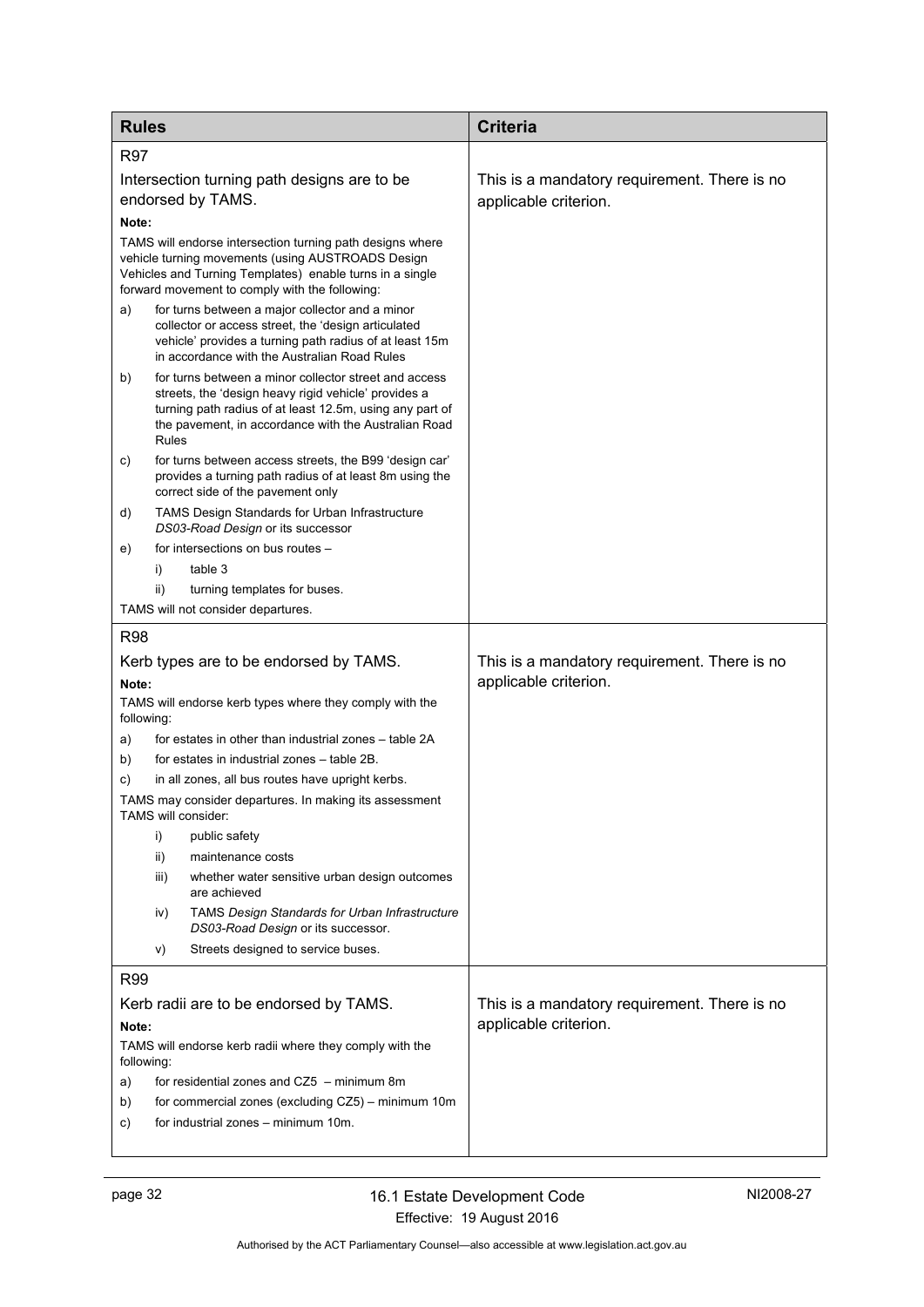| Rules | Criteria |
| --- | --- |
| **R97**<br><br>Intersection turning path designs are to be endorsed by TAMS.<br><br>**Note:**<br>TAMS will endorse intersection turning path designs where vehicle turning movements (using AUSTROADS Design Vehicles and Turning Templates) enable turns in a single forward movement to comply with the following:<br>a) for turns between a major collector and a minor collector or access street, the 'design articulated vehicle' provides a turning path radius of at least 15m in accordance with the Australian Road Rules<br>b) for turns between a minor collector street and access streets, the 'design heavy rigid vehicle' provides a turning path radius of at least 12.5m, using any part of the pavement, in accordance with the Australian Road Rules<br>c) for turns between access streets, the B99 'design car' provides a turning path radius of at least 8m using the correct side of the pavement only<br>d) TAMS Design Standards for Urban Infrastructure *DS03-Road Design* or its successor<br>e) for intersections on bus routes –<br>i) table 3<br>ii) turning templates for buses.<br>TAMS will not consider departures. | This is a mandatory requirement. There is no applicable criterion. |
| **R98**<br><br>Kerb types are to be endorsed by TAMS.<br><br>**Note:**<br>TAMS will endorse kerb types where they comply with the following:<br>a) for estates in other than industrial zones – table 2A<br>b) for estates in industrial zones – table 2B.<br>c) in all zones, all bus routes have upright kerbs.<br>TAMS may consider departures. In making its assessment TAMS will consider:<br>i) public safety<br>ii) maintenance costs<br>iii) whether water sensitive urban design outcomes are achieved<br>iv) TAMS *Design Standards for Urban Infrastructure DS03-Road Design* or its successor.<br>v) Streets designed to service buses. | This is a mandatory requirement. There is no applicable criterion. |
| **R99**<br><br>Kerb radii are to be endorsed by TAMS.<br><br>**Note:**<br>TAMS will endorse kerb radii where they comply with the following:<br>a) for residential zones and CZ5 – minimum 8m<br>b) for commercial zones (excluding CZ5) – minimum 10m<br>c) for industrial zones – minimum 10m. | This is a mandatory requirement. There is no applicable criterion. |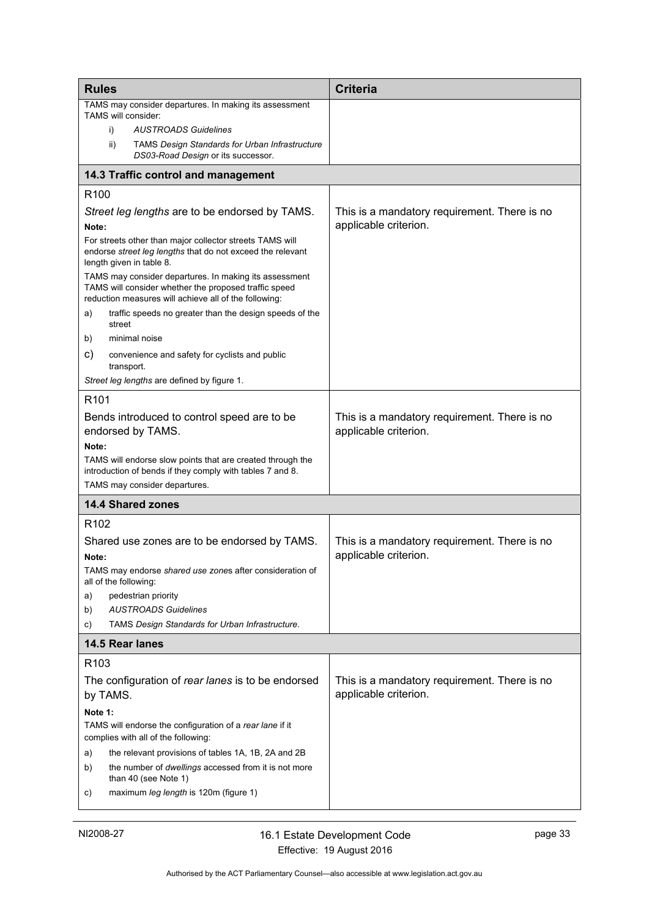| Rules | Criteria |
|---|---|
| TAMS may consider departures. In making its assessment TAMS will consider:<br>i) *AUSTROADS Guidelines*<br>ii) TAMS *Design Standards for Urban Infrastructure DS03-Road Design* or its successor. | |
| **14.3 Traffic control and management** | |
| R100<br><br>*Street leg lengths* are to be endorsed by TAMS.<br><br>**Note:**<br>For streets other than major collector streets TAMS will endorse *street leg lengths* that do not exceed the relevant length given in table 8.<br>TAMS may consider departures. In making its assessment TAMS will consider whether the proposed traffic speed reduction measures will achieve all of the following:<br>a) traffic speeds no greater than the design speeds of the street<br>b) minimal noise<br>c) convenience and safety for cyclists and public transport.<br>*Street leg lengths* are defined by figure 1. | This is a mandatory requirement. There is no applicable criterion. |
| R101<br><br>Bends introduced to control speed are to be endorsed by TAMS.<br><br>**Note:**<br>TAMS will endorse slow points that are created through the introduction of bends if they comply with tables 7 and 8.<br>TAMS may consider departures. | This is a mandatory requirement. There is no applicable criterion. |
| **14.4 Shared zones** | |
| R102<br><br>Shared use zones are to be endorsed by TAMS.<br><br>**Note:**<br>TAMS may endorse *shared use zone*s after consideration of all of the following:<br>a) pedestrian priority<br>b) *AUSTROADS Guidelines*<br>c) TAMS *Design Standards for Urban Infrastructure*. | This is a mandatory requirement. There is no applicable criterion. |
| **14.5 Rear lanes** | |
| R103<br><br>The configuration of *rear lanes* is to be endorsed by TAMS.<br><br>**Note 1:**<br>TAMS will endorse the configuration of a *rear lane* if it complies with all of the following:<br>a) the relevant provisions of tables 1A, 1B, 2A and 2B<br>b) the number of *dwellings* accessed from it is not more than 40 (see Note 1)<br>c) maximum *leg length* is 120m (figure 1) | This is a mandatory requirement. There is no applicable criterion. |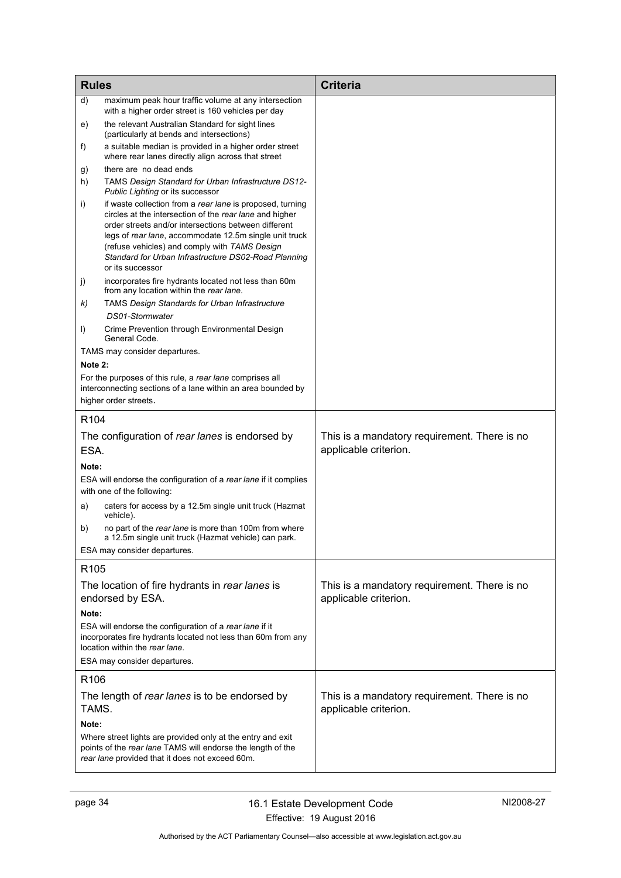| Rules | Criteria |
|---|---|
| d) maximum peak hour traffic volume at any intersection with a higher order street is 160 vehicles per day<br>e) the relevant Australian Standard for sight lines (particularly at bends and intersections)<br>f) a suitable median is provided in a higher order street where rear lanes directly align across that street<br>g) there are no dead ends<br>h) TAMS *Design Standard for Urban Infrastructure DS12-Public Lighting* or its successor<br>i) if waste collection from a *rear lane* is proposed, turning circles at the intersection of the *rear lane* and higher order streets and/or intersections between different legs of *rear lane*, accommodate 12.5m single unit truck (refuse vehicles) and comply with *TAMS Design Standard for Urban Infrastructure DS02-Road Planning* or its successor<br>j) incorporates fire hydrants located not less than 60m from any location within the *rear lane*.<br>k) TAMS *Design Standards for Urban Infrastructure DS01-Stormwater*<br>l) Crime Prevention through Environmental Design General Code.<br>TAMS may consider departures.<br>**Note 2:**<br>For the purposes of this rule, a *rear lane* comprises all interconnecting sections of a lane within an area bounded by higher order streets. | |
| R104<br>The configuration of *rear lanes* is endorsed by ESA.<br>**Note:**<br>ESA will endorse the configuration of a *rear lane* if it complies with one of the following:<br>a) caters for access by a 12.5m single unit truck (Hazmat vehicle).<br>b) no part of the *rear lane* is more than 100m from where a 12.5m single unit truck (Hazmat vehicle) can park.<br>ESA may consider departures. | This is a mandatory requirement. There is no applicable criterion. |
| R105<br>The location of fire hydrants in *rear lanes* is endorsed by ESA.<br>**Note:**<br>ESA will endorse the configuration of a *rear lane* if it incorporates fire hydrants located not less than 60m from any location within the *rear lane*.<br>ESA may consider departures. | This is a mandatory requirement. There is no applicable criterion. |
| R106<br>The length of *rear lanes* is to be endorsed by TAMS.<br>**Note:**<br>Where street lights are provided only at the entry and exit points of the *rear lane* TAMS will endorse the length of the *rear lane* provided that it does not exceed 60m. | This is a mandatory requirement. There is no applicable criterion. |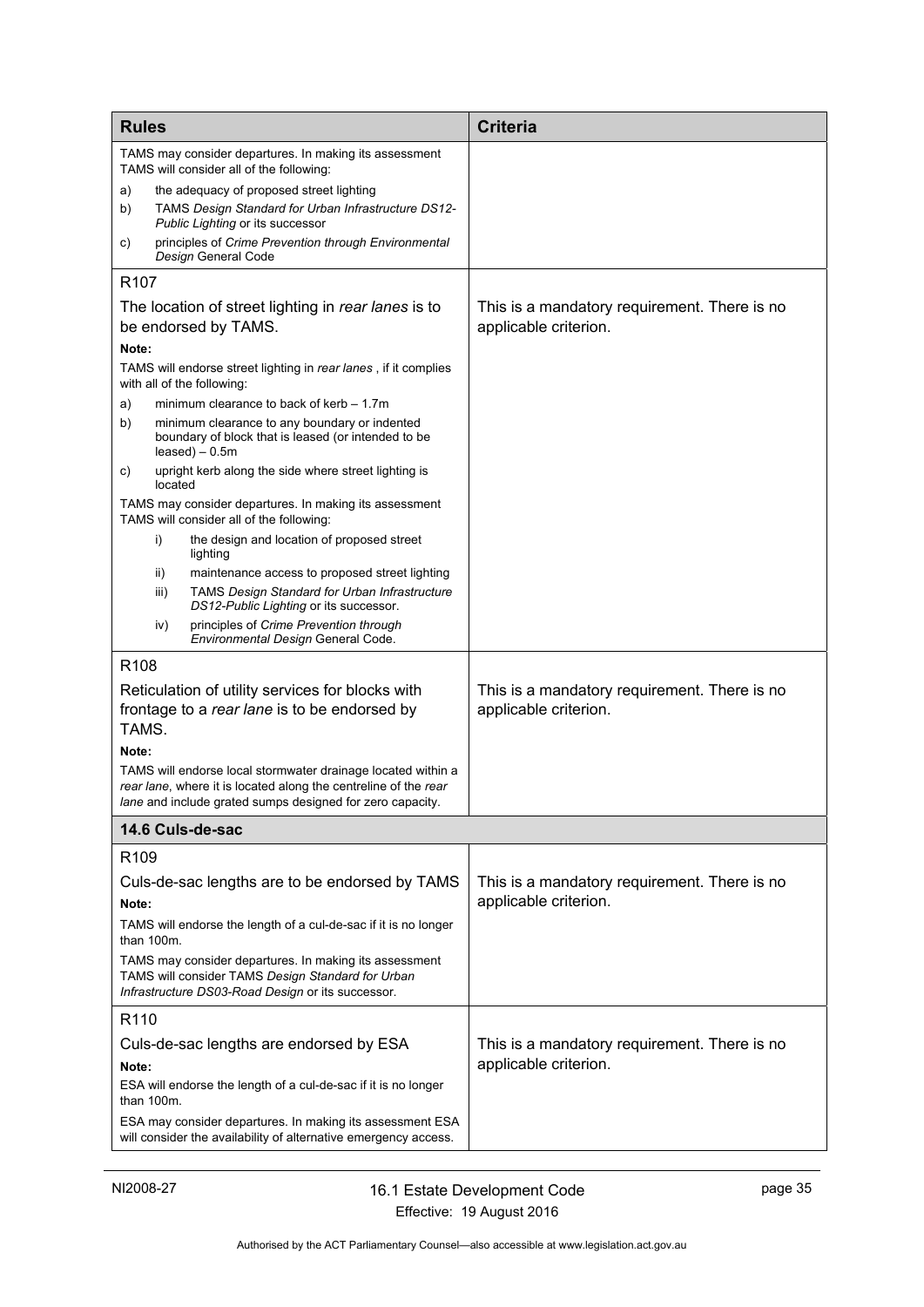| Rules | Criteria |
|---|---|
| TAMS may consider departures. In making its assessment TAMS will consider all of the following:<br>a) the adequacy of proposed street lighting<br>b) TAMS *Design Standard for Urban Infrastructure DS12-Public Lighting* or its successor<br>c) principles of *Crime Prevention through Environmental Design* General Code | |
| R107<br>The location of street lighting in *rear lanes* is to be endorsed by TAMS.<br>**Note:**<br>TAMS will endorse street lighting in *rear lanes* , if it complies with all of the following:<br>a) minimum clearance to back of kerb – 1.7m<br>b) minimum clearance to any boundary or indented boundary of block that is leased (or intended to be leased) – 0.5m<br>c) upright kerb along the side where street lighting is located<br>TAMS may consider departures. In making its assessment TAMS will consider all of the following:<br>i) the design and location of proposed street lighting<br>ii) maintenance access to proposed street lighting<br>iii) TAMS *Design Standard for Urban Infrastructure DS12-Public Lighting* or its successor.<br>iv) principles of *Crime Prevention through Environmental Design* General Code. | This is a mandatory requirement. There is no applicable criterion. |
| R108<br>Reticulation of utility services for blocks with frontage to a *rear lane* is to be endorsed by TAMS.<br>**Note:**<br>TAMS will endorse local stormwater drainage located within a *rear lane*, where it is located along the centreline of the *rear lane* and include grated sumps designed for zero capacity. | This is a mandatory requirement. There is no applicable criterion. |
| **14.6 Culs-de-sac** | |
| R109<br>Culs-de-sac lengths are to be endorsed by TAMS<br>**Note:**<br>TAMS will endorse the length of a cul-de-sac if it is no longer than 100m.<br>TAMS may consider departures. In making its assessment TAMS will consider TAMS *Design Standard for Urban Infrastructure DS03-Road Design* or its successor. | This is a mandatory requirement. There is no applicable criterion. |
| R110<br>Culs-de-sac lengths are endorsed by ESA<br>**Note:**<br>ESA will endorse the length of a cul-de-sac if it is no longer than 100m.<br>ESA may consider departures. In making its assessment ESA will consider the availability of alternative emergency access. | This is a mandatory requirement. There is no applicable criterion. |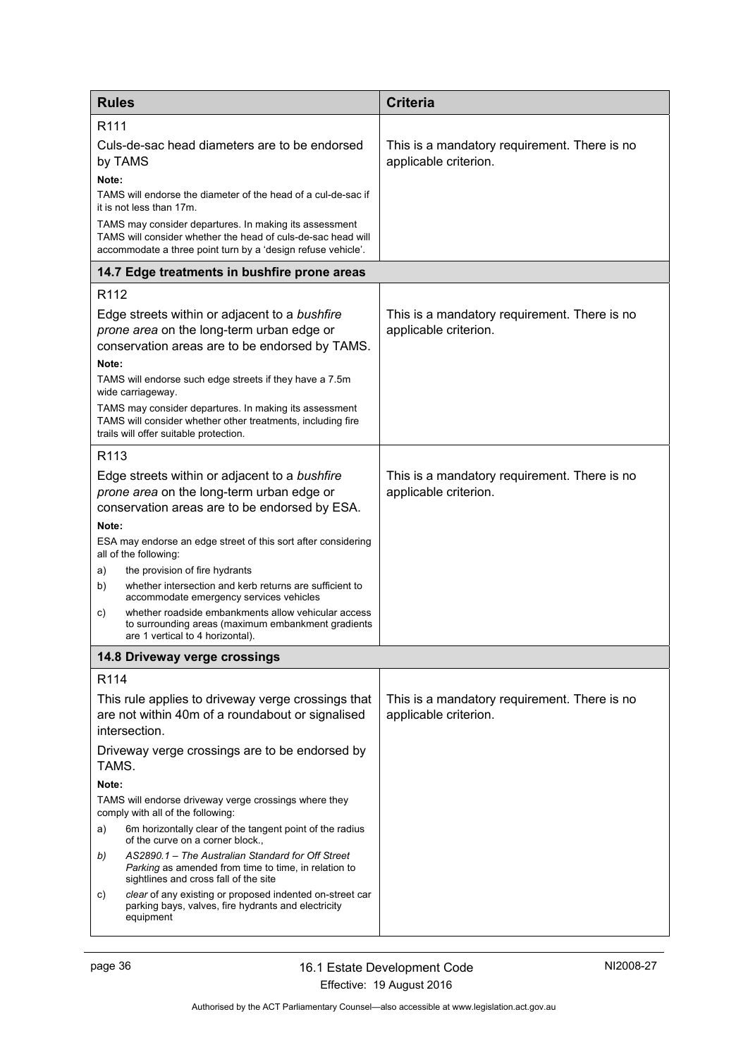| Rules | Criteria |
| --- | --- |
| R111<br><br>Culs-de-sac head diameters are to be endorsed by TAMS<br><br>**Note:**<br>TAMS will endorse the diameter of the head of a cul-de-sac if it is not less than 17m.<br>TAMS may consider departures. In making its assessment TAMS will consider whether the head of culs-de-sac head will accommodate a three point turn by a 'design refuse vehicle'. | This is a mandatory requirement. There is no applicable criterion. |
| **14.7 Edge treatments in bushfire prone areas** | |
| R112<br><br>Edge streets within or adjacent to a *bushfire prone area* on the long-term urban edge or conservation areas are to be endorsed by TAMS.<br><br>**Note:**<br>TAMS will endorse such edge streets if they have a 7.5m wide carriageway.<br>TAMS may consider departures. In making its assessment TAMS will consider whether other treatments, including fire trails will offer suitable protection. | This is a mandatory requirement. There is no applicable criterion. |
| R113<br><br>Edge streets within or adjacent to a *bushfire prone area* on the long-term urban edge or conservation areas are to be endorsed by ESA.<br><br>**Note:**<br>ESA may endorse an edge street of this sort after considering all of the following:<br>a) the provision of fire hydrants<br>b) whether intersection and kerb returns are sufficient to accommodate emergency services vehicles<br>c) whether roadside embankments allow vehicular access to surrounding areas (maximum embankment gradients are 1 vertical to 4 horizontal). | This is a mandatory requirement. There is no applicable criterion. |
| **14.8 Driveway verge crossings** | |
| R114<br><br>This rule applies to driveway verge crossings that are not within 40m of a roundabout or signalised intersection.<br><br>Driveway verge crossings are to be endorsed by TAMS.<br><br>**Note:**<br>TAMS will endorse driveway verge crossings where they comply with all of the following:<br>a) 6m horizontally clear of the tangent point of the radius of the curve on a corner block.,<br>*b) AS2890.1 – The Australian Standard for Off Street Parking* as amended from time to time, in relation to sightlines and cross fall of the site<br>c) *clear* of any existing or proposed indented on-street car parking bays, valves, fire hydrants and electricity equipment | This is a mandatory requirement. There is no applicable criterion. |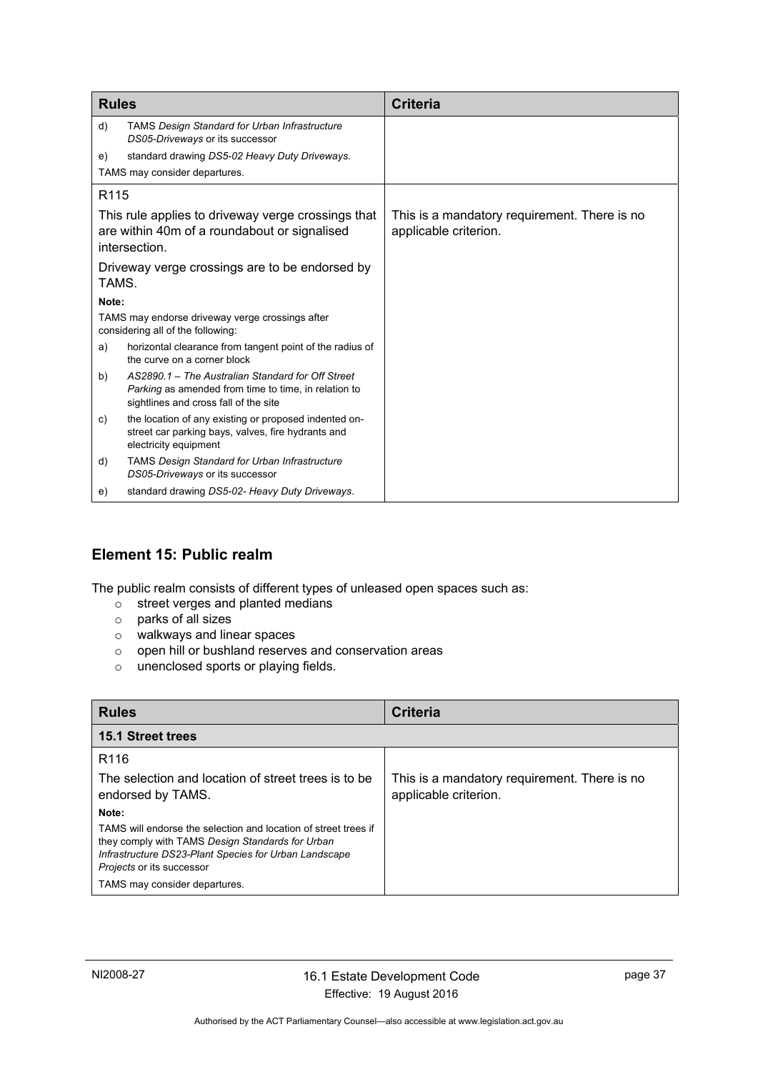| Rules | Criteria |
| --- | --- |
| d) TAMS *Design Standard for Urban Infrastructure DS05-Driveways* or its successor<br>e) standard drawing *DS5-02 Heavy Duty Driveways*.<br>TAMS may consider departures. | |
| R115<br>This rule applies to driveway verge crossings that are within 40m of a roundabout or signalised intersection.<br>Driveway verge crossings are to be endorsed by TAMS.<br>**Note:**<br>TAMS may endorse driveway verge crossings after considering all of the following:<br>a) horizontal clearance from tangent point of the radius of the curve on a corner block<br>b) *AS2890.1 – The Australian Standard for Off Street Parking* as amended from time to time, in relation to sightlines and cross fall of the site<br>c) the location of any existing or proposed indented on-street car parking bays, valves, fire hydrants and electricity equipment<br>d) TAMS *Design Standard for Urban Infrastructure DS05-Driveways* or its successor<br>e) standard drawing *DS5-02- Heavy Duty Driveways*. | This is a mandatory requirement. There is no applicable criterion. |

## Element 15: Public realm

The public realm consists of different types of unleased open spaces such as:

- street verges and planted medians
- parks of all sizes
- walkways and linear spaces
- open hill or bushland reserves and conservation areas
- unenclosed sports or playing fields.

| Rules | Criteria |
| --- | --- |
| **15.1 Street trees** | |
| R116<br>The selection and location of street trees is to be endorsed by TAMS.<br>**Note:**<br>TAMS will endorse the selection and location of street trees if they comply with TAMS *Design Standards for Urban Infrastructure DS23-Plant Species for Urban Landscape Projects* or its successor<br>TAMS may consider departures. | This is a mandatory requirement. There is no applicable criterion. |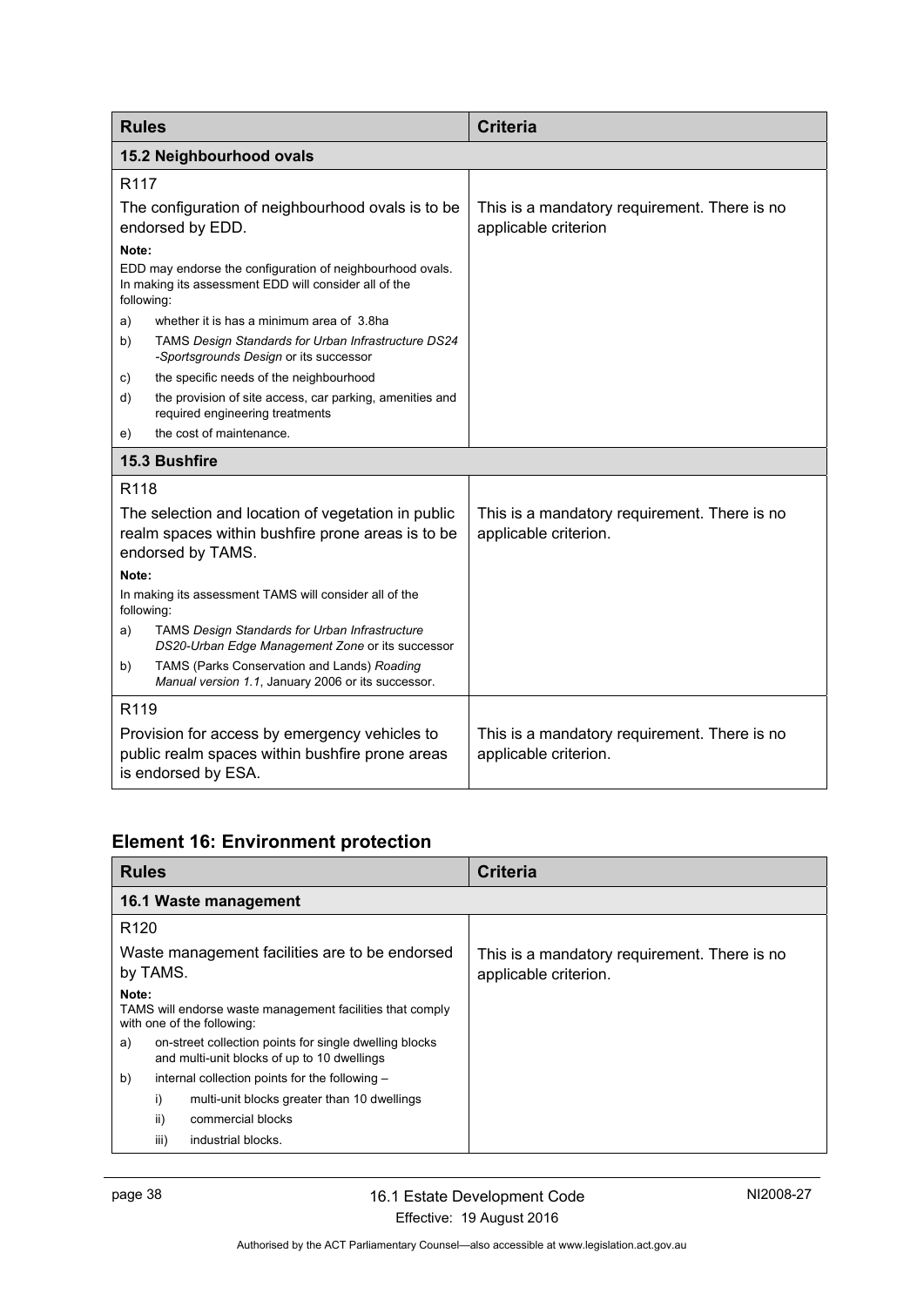| Rules | Criteria |
|---|---|
| **15.2 Neighbourhood ovals** | |
| R117<br><br>The configuration of neighbourhood ovals is to be endorsed by EDD.<br><br>**Note:**<br>EDD may endorse the configuration of neighbourhood ovals. In making its assessment EDD will consider all of the following:<br>a) whether it is has a minimum area of 3.8ha<br>b) TAMS *Design Standards for Urban Infrastructure DS24 -Sportsgrounds Design* or its successor<br>c) the specific needs of the neighbourhood<br>d) the provision of site access, car parking, amenities and required engineering treatments<br>e) the cost of maintenance. | This is a mandatory requirement. There is no applicable criterion |
| **15.3 Bushfire** | |
| R118<br><br>The selection and location of vegetation in public realm spaces within bushfire prone areas is to be endorsed by TAMS.<br><br>**Note:**<br>In making its assessment TAMS will consider all of the following:<br>a) TAMS *Design Standards for Urban Infrastructure DS20-Urban Edge Management Zone* or its successor<br>b) TAMS (Parks Conservation and Lands) *Roading Manual version 1.1*, January 2006 or its successor. | This is a mandatory requirement. There is no applicable criterion. |
| R119<br><br>Provision for access by emergency vehicles to public realm spaces within bushfire prone areas is endorsed by ESA. | This is a mandatory requirement. There is no applicable criterion. |

## Element 16: Environment protection

| Rules | Criteria |
|---|---|
| **16.1 Waste management** | |
| R120<br><br>Waste management facilities are to be endorsed by TAMS.<br><br>**Note:**<br>TAMS will endorse waste management facilities that comply with one of the following:<br>a) on-street collection points for single dwelling blocks and multi-unit blocks of up to 10 dwellings<br>b) internal collection points for the following –<br>i) multi-unit blocks greater than 10 dwellings<br>ii) commercial blocks<br>iii) industrial blocks. | This is a mandatory requirement. There is no applicable criterion. |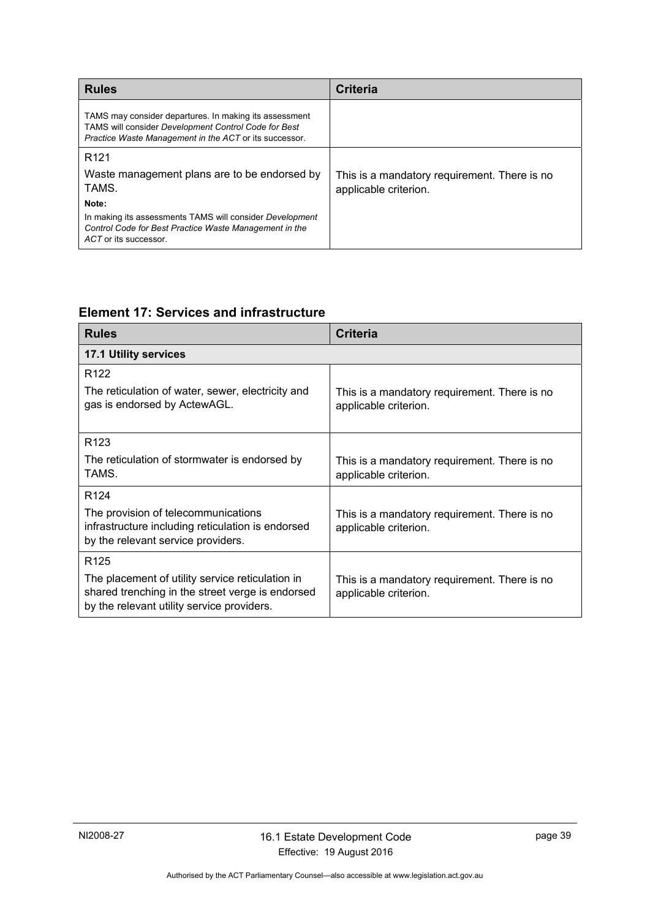| Rules | Criteria |
|---|---|
| TAMS may consider departures. In making its assessment TAMS will consider *Development Control Code for Best Practice Waste Management in the ACT* or its successor. | |
| R121<br>Waste management plans are to be endorsed by TAMS.<br>**Note:**<br>In making its assessments TAMS will consider *Development Control Code for Best Practice Waste Management in the ACT* or its successor. | This is a mandatory requirement. There is no applicable criterion. |

## Element 17: Services and infrastructure

| Rules | Criteria |
|---|---|
| **17.1 Utility services** | |
| R122<br>The reticulation of water, sewer, electricity and gas is endorsed by ActewAGL. | This is a mandatory requirement. There is no applicable criterion. |
| R123<br>The reticulation of stormwater is endorsed by TAMS. | This is a mandatory requirement. There is no applicable criterion. |
| R124<br>The provision of telecommunications infrastructure including reticulation is endorsed by the relevant service providers. | This is a mandatory requirement. There is no applicable criterion. |
| R125<br>The placement of utility service reticulation in shared trenching in the street verge is endorsed by the relevant utility service providers. | This is a mandatory requirement. There is no applicable criterion. |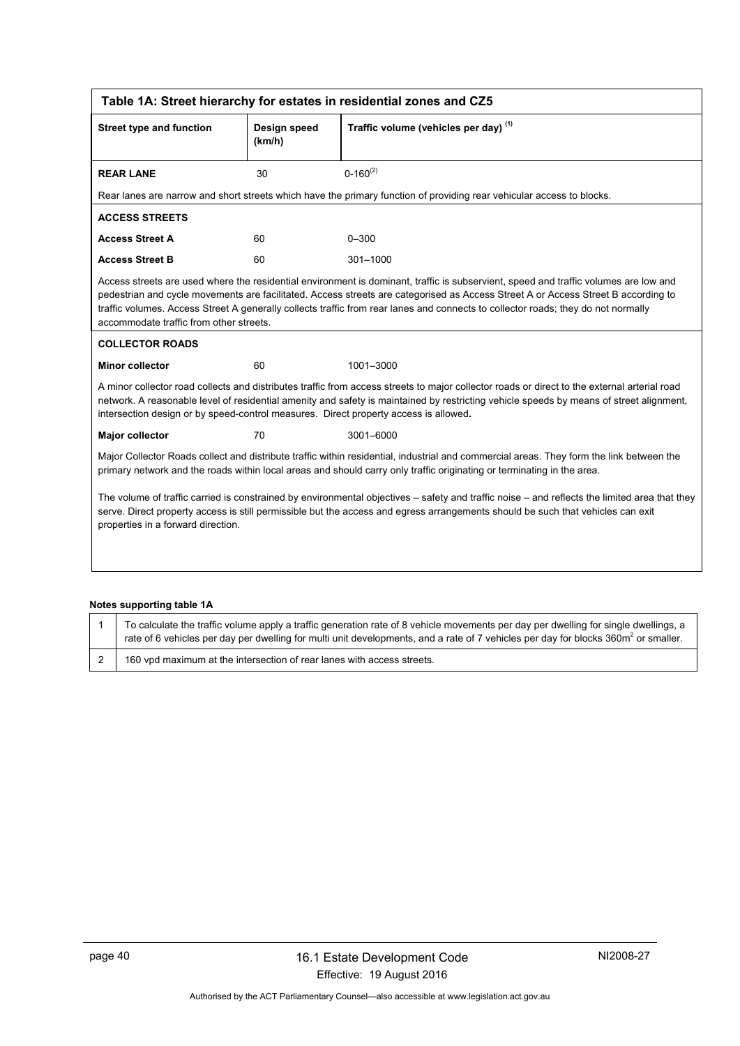**Table 1A: Street hierarchy for estates in residential zones and CZ5**

| Street type and function | Design speed (km/h) | Traffic volume (vehicles per day) [(1)] |
|---|---|---|
| **REAR LANE** | 30 | 0-160[(2)] |
| Rear lanes are narrow and short streets which have the primary function of providing rear vehicular access to blocks. | | |
| **ACCESS STREETS** | | |
| **Access Street A** | 60 | 0–300 |
| **Access Street B** | 60 | 301–1000 |
| Access streets are used where the residential environment is dominant, traffic is subservient, speed and traffic volumes are low and pedestrian and cycle movements are facilitated. Access streets are categorised as Access Street A or Access Street B according to traffic volumes. Access Street A generally collects traffic from rear lanes and connects to collector roads; they do not normally accommodate traffic from other streets. | | |
| **COLLECTOR ROADS** | | |
| **Minor collector** | 60 | 1001–3000 |
| A minor collector road collects and distributes traffic from access streets to major collector roads or direct to the external arterial road network. A reasonable level of residential amenity and safety is maintained by restricting vehicle speeds by means of street alignment, intersection design or by speed-control measures. Direct property access is allowed. | | |
| **Major collector** | 70 | 3001–6000 |
| Major Collector Roads collect and distribute traffic within residential, industrial and commercial areas. They form the link between the primary network and the roads within local areas and should carry only traffic originating or terminating in the area. The volume of traffic carried is constrained by environmental objectives – safety and traffic noise – and reflects the limited area that they serve. Direct property access is still permissible but the access and egress arrangements should be such that vehicles can exit properties in a forward direction. | | |

**Notes supporting table 1A**

| | |
|---|---|
| 1 | To calculate the traffic volume apply a traffic generation rate of 8 vehicle movements per day per dwelling for single dwellings, a rate of 6 vehicles per day per dwelling for multi unit developments, and a rate of 7 vehicles per day for blocks 360m$^2$ or smaller. |
| 2 | 160 vpd maximum at the intersection of rear lanes with access streets. |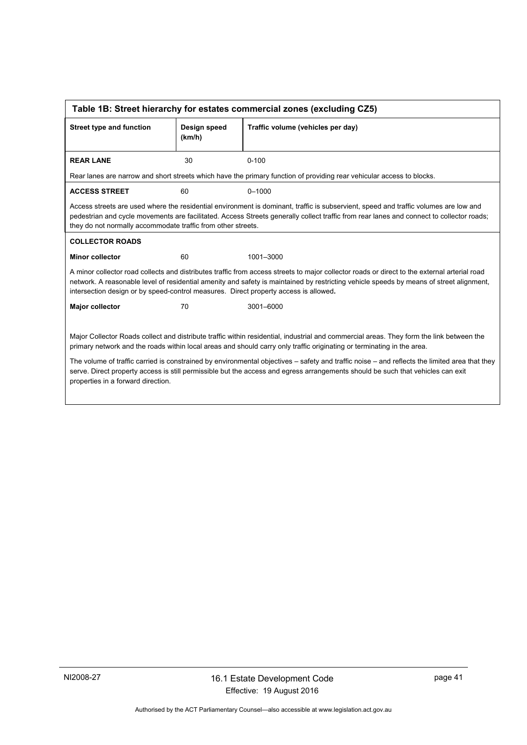| Table 1B: Street hierarchy for estates commercial zones (excluding CZ5) | | |
|---|---|---|
| **Street type and function** | **Design speed (km/h)** | **Traffic volume (vehicles per day)** |
| **REAR LANE** | 30 | 0-100 |
| Rear lanes are narrow and short streets which have the primary function of providing rear vehicular access to blocks. | | |
| **ACCESS STREET** | 60 | 0–1000 |
| Access streets are used where the residential environment is dominant, traffic is subservient, speed and traffic volumes are low and pedestrian and cycle movements are facilitated. Access Streets generally collect traffic from rear lanes and connect to collector roads; they do not normally accommodate traffic from other streets. | | |
| **COLLECTOR ROADS** | | |
| **Minor collector** | 60 | 1001–3000 |
| A minor collector road collects and distributes traffic from access streets to major collector roads or direct to the external arterial road network. A reasonable level of residential amenity and safety is maintained by restricting vehicle speeds by means of street alignment, intersection design or by speed-control measures. Direct property access is allowed**.** | | |
| **Major collector** | 70 | 3001–6000 |
| Major Collector Roads collect and distribute traffic within residential, industrial and commercial areas. They form the link between the primary network and the roads within local areas and should carry only traffic originating or terminating in the area. The volume of traffic carried is constrained by environmental objectives – safety and traffic noise – and reflects the limited area that they serve. Direct property access is still permissible but the access and egress arrangements should be such that vehicles can exit properties in a forward direction. | | |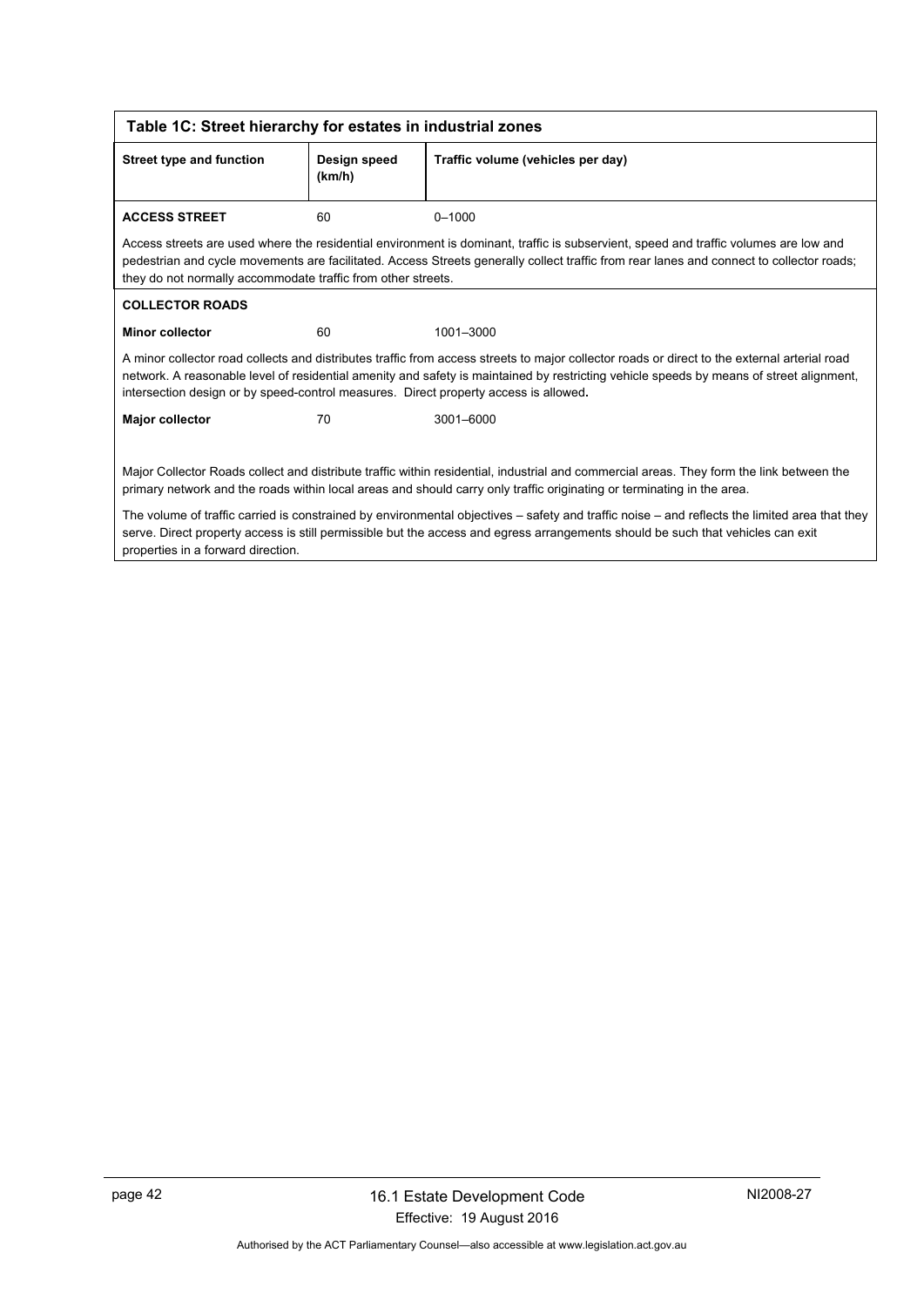**Table 1C: Street hierarchy for estates in industrial zones**

| Street type and function | Design speed (km/h) | Traffic volume (vehicles per day) |
|---|---|---|
| **ACCESS STREET** | 60 | 0–1000 |
| Access streets are used where the residential environment is dominant, traffic is subservient, speed and traffic volumes are low and pedestrian and cycle movements are facilitated. Access Streets generally collect traffic from rear lanes and connect to collector roads; they do not normally accommodate traffic from other streets. | | |
| **COLLECTOR ROADS** | | |
| **Minor collector** | 60 | 1001–3000 |
| A minor collector road collects and distributes traffic from access streets to major collector roads or direct to the external arterial road network. A reasonable level of residential amenity and safety is maintained by restricting vehicle speeds by means of street alignment, intersection design or by speed-control measures. Direct property access is allowed. | | |
| **Major collector** | 70 | 3001–6000 |
| Major Collector Roads collect and distribute traffic within residential, industrial and commercial areas. They form the link between the primary network and the roads within local areas and should carry only traffic originating or terminating in the area. The volume of traffic carried is constrained by environmental objectives – safety and traffic noise – and reflects the limited area that they serve. Direct property access is still permissible but the access and egress arrangements should be such that vehicles can exit properties in a forward direction. | | |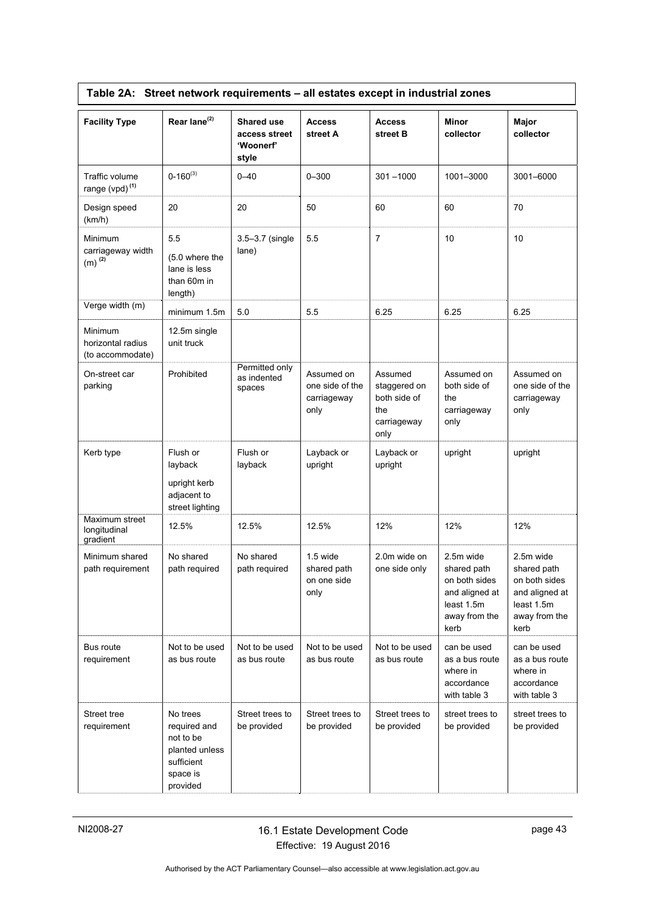**Table 2A: Street network requirements – all estates except in industrial zones**

| Facility Type | Rear lane[2] | Shared use access street 'Woonerf' style | Access street A | Access street B | Minor collector | Major collector |
|---|---|---|---|---|---|---|
| Traffic volume range (vpd)[1] | 0-160[3] | 0–40 | 0–300 | 301 –1000 | 1001–3000 | 3001–6000 |
| Design speed (km/h) | 20 | 20 | 50 | 60 | 60 | 70 |
| Minimum carriageway width (m)[2] | 5.5 (5.0 where the lane is less than 60m in length) | 3.5–3.7 (single lane) | 5.5 | 7 | 10 | 10 |
| Verge width (m) | minimum 1.5m | 5.0 | 5.5 | 6.25 | 6.25 | 6.25 |
| Minimum horizontal radius (to accommodate) | 12.5m single unit truck | | | | | |
| On-street car parking | Prohibited | Permitted only as indented spaces | Assumed on one side of the carriageway only | Assumed staggered on both side of the carriageway only | Assumed on both side of the carriageway only | Assumed on one side of the carriageway only |
| Kerb type | Flush or layback upright kerb adjacent to street lighting | Flush or layback | Layback or upright | Layback or upright | upright | upright |
| Maximum street longitudinal gradient | 12.5% | 12.5% | 12.5% | 12% | 12% | 12% |
| Minimum shared path requirement | No shared path required | No shared path required | 1.5 wide shared path on one side only | 2.0m wide on one side only | 2.5m wide shared path on both sides and aligned at least 1.5m away from the kerb | 2.5m wide shared path on both sides and aligned at least 1.5m away from the kerb |
| Bus route requirement | Not to be used as bus route | Not to be used as bus route | Not to be used as bus route | Not to be used as bus route | can be used as a bus route where in accordance with table 3 | can be used as a bus route where in accordance with table 3 |
| Street tree requirement | No trees required and not to be planted unless sufficient space is provided | Street trees to be provided | Street trees to be provided | Street trees to be provided | street trees to be provided | street trees to be provided |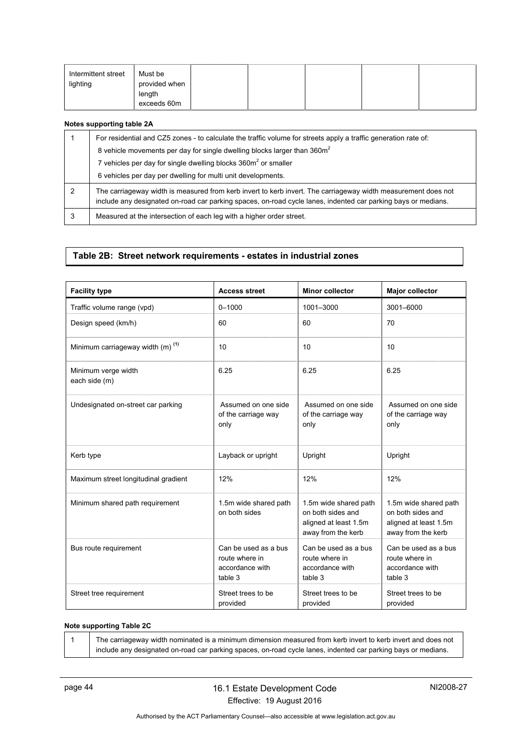| Intermittent street lighting | Must be provided when length exceeds 60m | | | | | |
|---|---|---|---|---|---|---|

**Notes supporting table 2A**

| | |
|---|---|
| 1 | For residential and CZ5 zones - to calculate the traffic volume for streets apply a traffic generation rate of:<br>8 vehicle movements per day for single dwelling blocks larger than 360m$^2$<br>7 vehicles per day for single dwelling blocks 360m$^2$ or smaller<br>6 vehicles per day per dwelling for multi unit developments. |
| 2 | The carriageway width is measured from kerb invert to kerb invert. The carriageway width measurement does not include any designated on-road car parking spaces, on-road cycle lanes, indented car parking bays or medians. |
| 3 | Measured at the intersection of each leg with a higher order street. |

## Table 2B: Street network requirements - estates in industrial zones

| Facility type | Access street | Minor collector | Major collector |
|---|---|---|---|
| Traffic volume range (vpd) | 0–1000 | 1001–3000 | 3001–6000 |
| Design speed (km/h) | 60 | 60 | 70 |
| Minimum carriageway width (m) [(1)] | 10 | 10 | 10 |
| Minimum verge width each side (m) | 6.25 | 6.25 | 6.25 |
| Undesignated on-street car parking | Assumed on one side of the carriage way only | Assumed on one side of the carriage way only | Assumed on one side of the carriage way only |
| Kerb type | Layback or upright | Upright | Upright |
| Maximum street longitudinal gradient | 12% | 12% | 12% |
| Minimum shared path requirement | 1.5m wide shared path on both sides | 1.5m wide shared path on both sides and aligned at least 1.5m away from the kerb | 1.5m wide shared path on both sides and aligned at least 1.5m away from the kerb |
| Bus route requirement | Can be used as a bus route where in accordance with table 3 | Can be used as a bus route where in accordance with table 3 | Can be used as a bus route where in accordance with table 3 |
| Street tree requirement | Street trees to be provided | Street trees to be provided | Street trees to be provided |

**Note supporting Table 2C**

| | |
|---|---|
| 1 | The carriageway width nominated is a minimum dimension measured from kerb invert to kerb invert and does not include any designated on-road car parking spaces, on-road cycle lanes, indented car parking bays or medians. |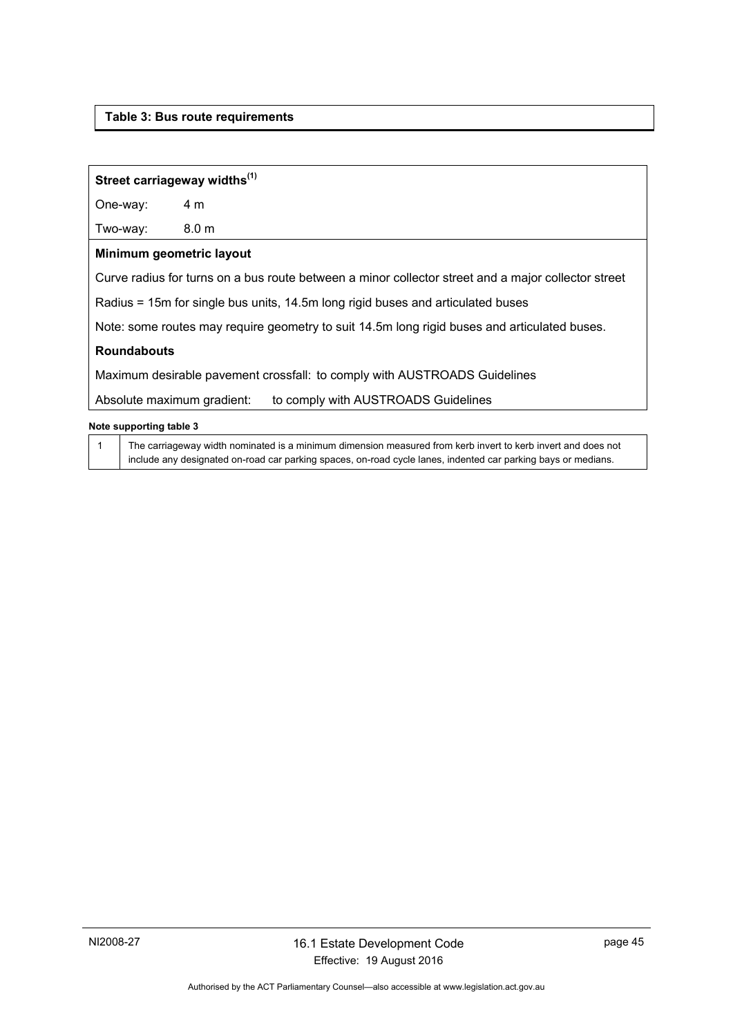**Table 3: Bus route requirements**

| **Street carriageway widths[1]** | |
|---|---|
| One-way: | 4 m |
| Two-way: | 8.0 m |
| **Minimum geometric layout** | |
| Curve radius for turns on a bus route between a minor collector street and a major collector street | |
| Radius = 15m for single bus units, 14.5m long rigid buses and articulated buses | |
| Note: some routes may require geometry to suit 14.5m long rigid buses and articulated buses. | |
| **Roundabouts** | |
| Maximum desirable pavement crossfall: to comply with AUSTROADS Guidelines | |
| Absolute maximum gradient: | to comply with AUSTROADS Guidelines |

**Note supporting table 3**

| | |
|---|---|
| 1 | The carriageway width nominated is a minimum dimension measured from kerb invert to kerb invert and does not include any designated on-road car parking spaces, on-road cycle lanes, indented car parking bays or medians. |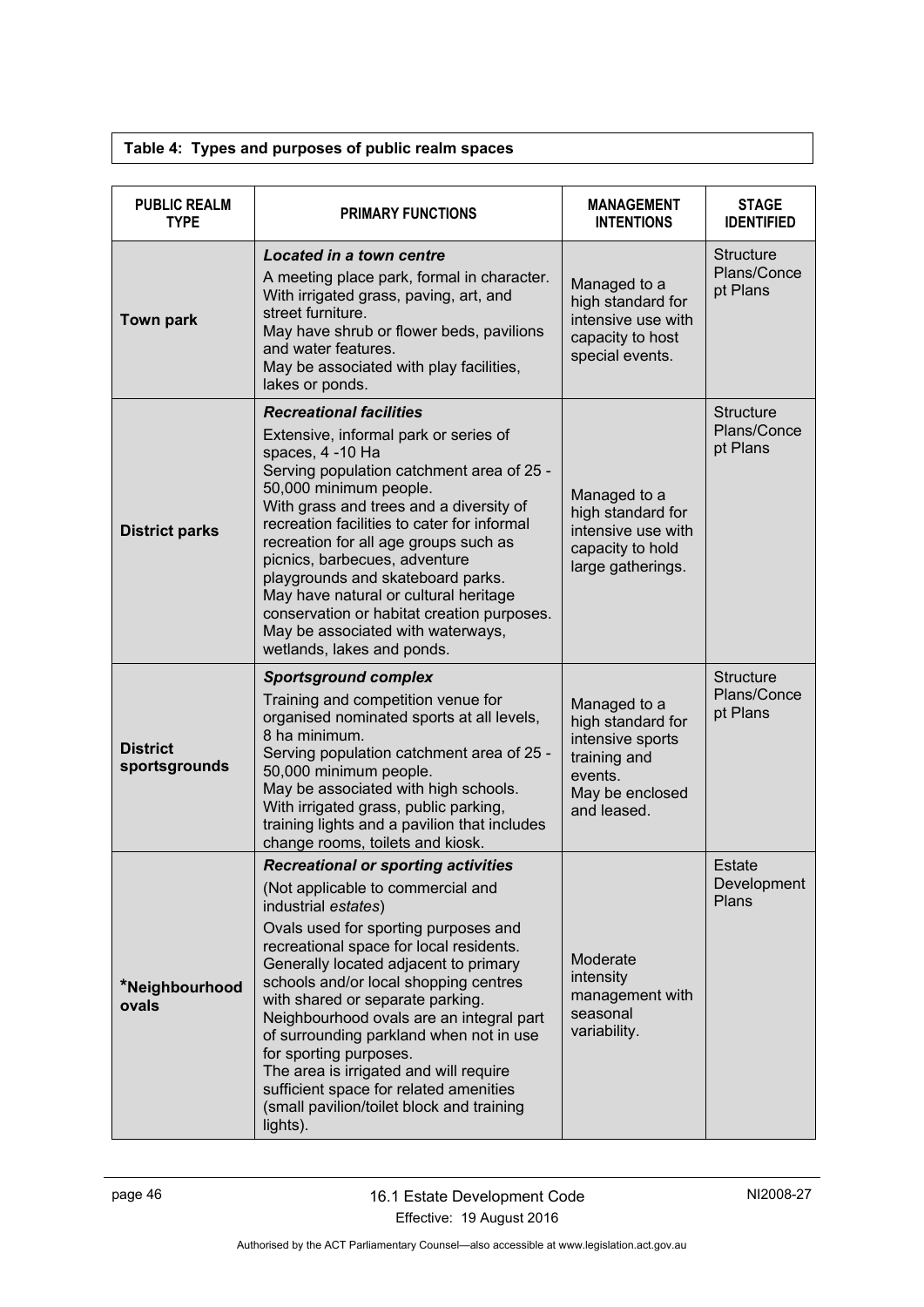**Table 4: Types and purposes of public realm spaces**

| PUBLIC REALM TYPE | PRIMARY FUNCTIONS | MANAGEMENT INTENTIONS | STAGE IDENTIFIED |
|---|---|---|---|
| **Town park** | ***Located in a town centre*** A meeting place park, formal in character. With irrigated grass, paving, art, and street furniture. May have shrub or flower beds, pavilions and water features. May be associated with play facilities, lakes or ponds. | Managed to a high standard for intensive use with capacity to host special events. | Structure Plans/Concept Plans |
| **District parks** | ***Recreational facilities*** Extensive, informal park or series of spaces, 4 -10 Ha Serving population catchment area of 25 - 50,000 minimum people. With grass and trees and a diversity of recreation facilities to cater for informal recreation for all age groups such as picnics, barbecues, adventure playgrounds and skateboard parks. May have natural or cultural heritage conservation or habitat creation purposes. May be associated with waterways, wetlands, lakes and ponds. | Managed to a high standard for intensive use with capacity to hold large gatherings. | Structure Plans/Concept Plans |
| **District sportsgrounds** | ***Sportsground complex*** Training and competition venue for organised nominated sports at all levels, 8 ha minimum. Serving population catchment area of 25 - 50,000 minimum people. May be associated with high schools. With irrigated grass, public parking, training lights and a pavilion that includes change rooms, toilets and kiosk. | Managed to a high standard for intensive sports training and events. May be enclosed and leased. | Structure Plans/Concept Plans |
| ***Neighbourhood ovals** | ***Recreational or sporting activities*** (Not applicable to commercial and industrial *estates*) Ovals used for sporting purposes and recreational space for local residents. Generally located adjacent to primary schools and/or local shopping centres with shared or separate parking. Neighbourhood ovals are an integral part of surrounding parkland when not in use for sporting purposes. The area is irrigated and will require sufficient space for related amenities (small pavilion/toilet block and training lights). | Moderate intensity management with seasonal variability. | Estate Development Plans |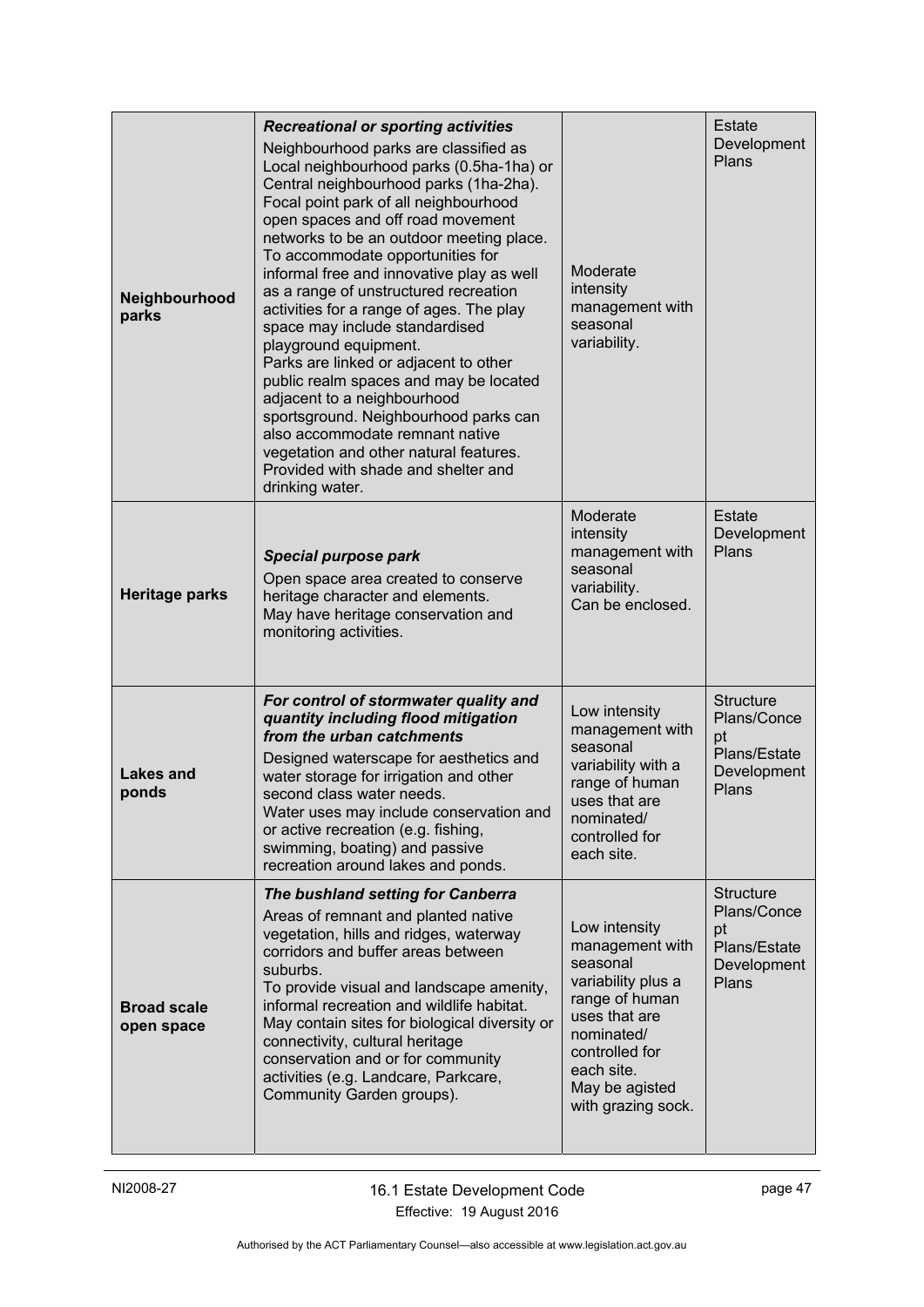| | | | |
|---|---|---|---|
| **Neighbourhood parks** | ***Recreational or sporting activities*** Neighbourhood parks are classified as Local neighbourhood parks (0.5ha-1ha) or Central neighbourhood parks (1ha-2ha). Focal point park of all neighbourhood open spaces and off road movement networks to be an outdoor meeting place. To accommodate opportunities for informal free and innovative play as well as a range of unstructured recreation activities for a range of ages. The play space may include standardised playground equipment. Parks are linked or adjacent to other public realm spaces and may be located adjacent to a neighbourhood sportsground. Neighbourhood parks can also accommodate remnant native vegetation and other natural features. Provided with shade and shelter and drinking water. | Moderate intensity management with seasonal variability. | Estate Development Plans |
| **Heritage parks** | ***Special purpose park*** Open space area created to conserve heritage character and elements. May have heritage conservation and monitoring activities. | Moderate intensity management with seasonal variability. Can be enclosed. | Estate Development Plans |
| **Lakes and ponds** | ***For control of stormwater quality and quantity including flood mitigation from the urban catchments*** Designed waterscape for aesthetics and water storage for irrigation and other second class water needs. Water uses may include conservation and or active recreation (e.g. fishing, swimming, boating) and passive recreation around lakes and ponds. | Low intensity management with seasonal variability with a range of human uses that are nominated/ controlled for each site. | Structure Plans/Concept Plans/Estate Development Plans |
| **Broad scale open space** | ***The bushland setting for Canberra*** Areas of remnant and planted native vegetation, hills and ridges, waterway corridors and buffer areas between suburbs. To provide visual and landscape amenity, informal recreation and wildlife habitat. May contain sites for biological diversity or connectivity, cultural heritage conservation and or for community activities (e.g. Landcare, Parkcare, Community Garden groups). | Low intensity management with seasonal variability plus a range of human uses that are nominated/ controlled for each site. May be agisted with grazing sock. | Structure Plans/Concept Plans/Estate Development Plans |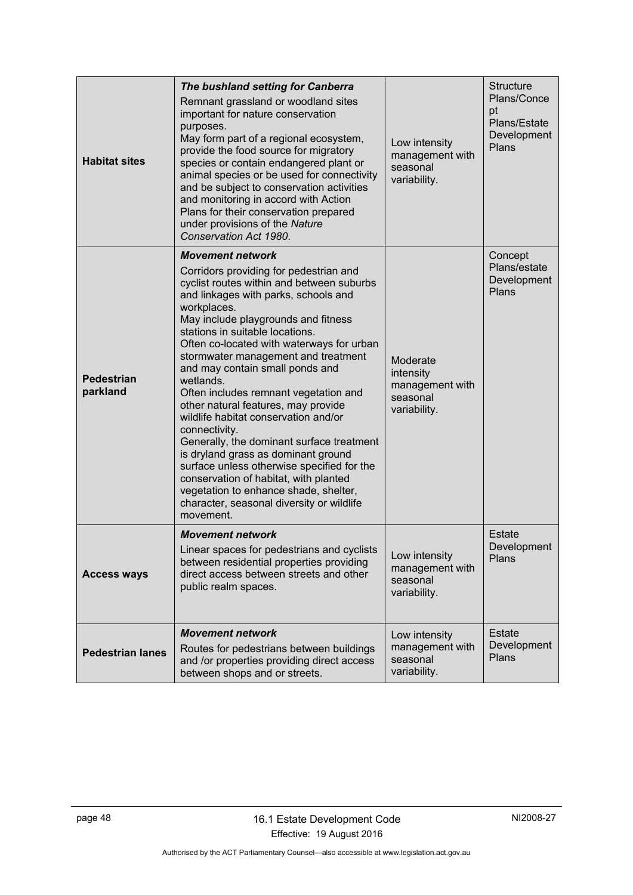| | | | |
|---|---|---|---|
| **Habitat sites** | ***The bushland setting for Canberra***<br>Remnant grassland or woodland sites important for nature conservation purposes.<br>May form part of a regional ecosystem, provide the food source for migratory species or contain endangered plant or animal species or be used for connectivity and be subject to conservation activities and monitoring in accord with Action Plans for their conservation prepared under provisions of the *Nature Conservation Act 1980*. | Low intensity management with seasonal variability. | Structure Plans/Concept Plans/Estate Development Plans |
| **Pedestrian parkland** | ***Movement network***<br>Corridors providing for pedestrian and cyclist routes within and between suburbs and linkages with parks, schools and workplaces.<br>May include playgrounds and fitness stations in suitable locations.<br>Often co-located with waterways for urban stormwater management and treatment and may contain small ponds and wetlands.<br>Often includes remnant vegetation and other natural features, may provide wildlife habitat conservation and/or connectivity.<br>Generally, the dominant surface treatment is dryland grass as dominant ground surface unless otherwise specified for the conservation of habitat, with planted vegetation to enhance shade, shelter, character, seasonal diversity or wildlife movement. | Moderate intensity management with seasonal variability. | Concept Plans/estate Development Plans |
| **Access ways** | ***Movement network***<br>Linear spaces for pedestrians and cyclists between residential properties providing direct access between streets and other public realm spaces. | Low intensity management with seasonal variability. | Estate Development Plans |
| **Pedestrian lanes** | ***Movement network***<br>Routes for pedestrians between buildings and /or properties providing direct access between shops and or streets. | Low intensity management with seasonal variability. | Estate Development Plans |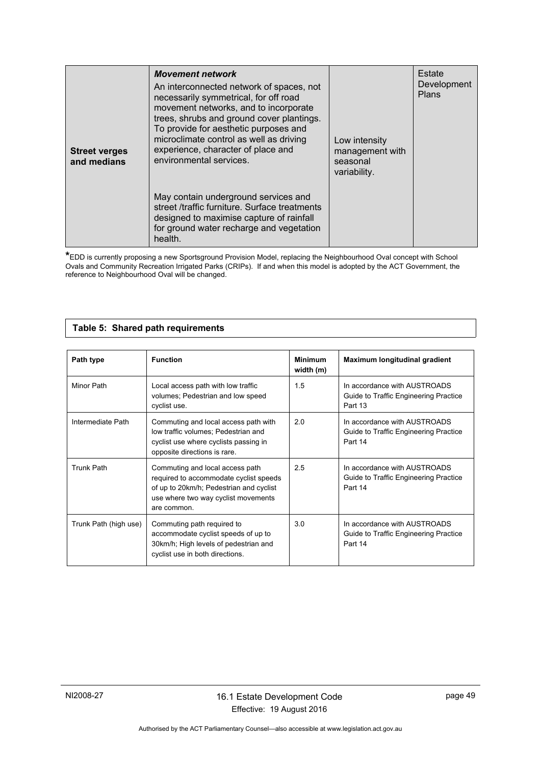| | | | |
|---|---|---|---|
| **Street verges and medians** | ***Movement network***<br>An interconnected network of spaces, not necessarily symmetrical, for off road movement networks, and to incorporate trees, shrubs and ground cover plantings. To provide for aesthetic purposes and microclimate control as well as driving experience, character of place and environmental services.<br><br>May contain underground services and street /traffic furniture. Surface treatments designed to maximise capture of rainfall for ground water recharge and vegetation health. | Low intensity management with seasonal variability. | Estate Development Plans |

*EDD is currently proposing a new Sportsground Provision Model, replacing the Neighbourhood Oval concept with School Ovals and Community Recreation Irrigated Parks (CRIPs). If and when this model is adopted by the ACT Government, the reference to Neighbourhood Oval will be changed.

**Table 5: Shared path requirements**

| Path type | Function | Minimum width (m) | Maximum longitudinal gradient |
|---|---|---|---|
| Minor Path | Local access path with low traffic volumes; Pedestrian and low speed cyclist use. | 1.5 | In accordance with AUSTROADS Guide to Traffic Engineering Practice Part 13 |
| Intermediate Path | Commuting and local access path with low traffic volumes; Pedestrian and cyclist use where cyclists passing in opposite directions is rare. | 2.0 | In accordance with AUSTROADS Guide to Traffic Engineering Practice Part 14 |
| Trunk Path | Commuting and local access path required to accommodate cyclist speeds of up to 20km/h; Pedestrian and cyclist use where two way cyclist movements are common. | 2.5 | In accordance with AUSTROADS Guide to Traffic Engineering Practice Part 14 |
| Trunk Path (high use) | Commuting path required to accommodate cyclist speeds of up to 30km/h; High levels of pedestrian and cyclist use in both directions. | 3.0 | In accordance with AUSTROADS Guide to Traffic Engineering Practice Part 14 |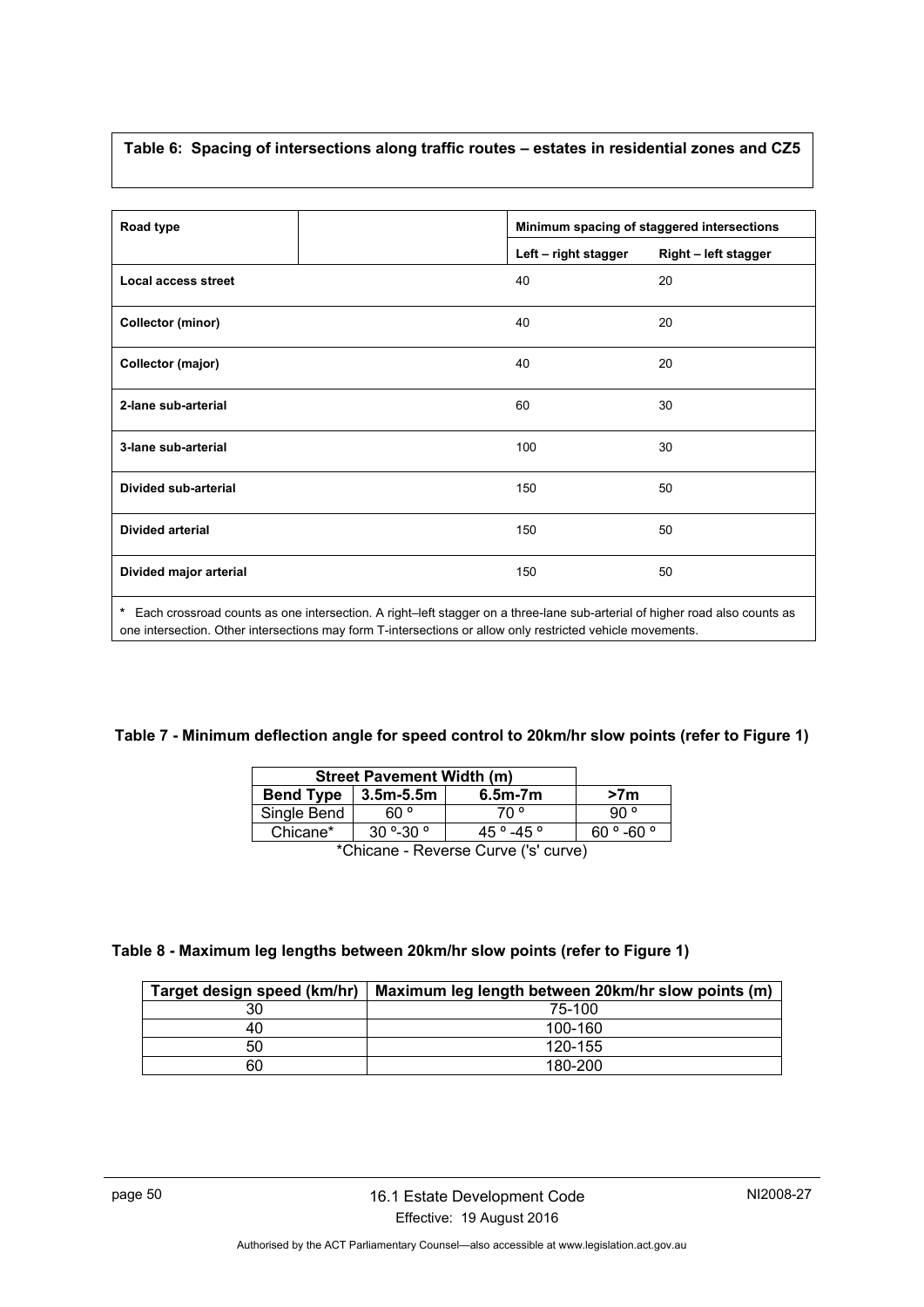**Table 6: Spacing of intersections along traffic routes – estates in residential zones and CZ5**

| Road type | | Minimum spacing of staggered intersections | |
|---|---|---|---|
| | | Left – right stagger | Right – left stagger |
| **Local access street** | | 40 | 20 |
| **Collector (minor)** | | 40 | 20 |
| **Collector (major)** | | 40 | 20 |
| **2-lane sub-arterial** | | 60 | 30 |
| **3-lane sub-arterial** | | 100 | 30 |
| **Divided sub-arterial** | | 150 | 50 |
| **Divided arterial** | | 150 | 50 |
| **Divided major arterial** | | 150 | 50 |

\* Each crossroad counts as one intersection. A right–left stagger on a three-lane sub-arterial of higher road also counts as one intersection. Other intersections may form T-intersections or allow only restricted vehicle movements.

**Table 7 - Minimum deflection angle for speed control to 20km/hr slow points (refer to Figure 1)**

| Street Pavement Width (m) | | | |
|---|---|---|---|
| **Bend Type** | **3.5m-5.5m** | **6.5m-7m** | **>7m** |
| Single Bend | 60 º | 70 º | 90 º |
| Chicane* | 30 º-30 º | 45 º -45 º | 60 º -60 º |

*Chicane - Reverse Curve ('s' curve)

**Table 8 - Maximum leg lengths between 20km/hr slow points (refer to Figure 1)**

| Target design speed (km/hr) | Maximum leg length between 20km/hr slow points (m) |
|---|---|
| 30 | 75-100 |
| 40 | 100-160 |
| 50 | 120-155 |
| 60 | 180-200 |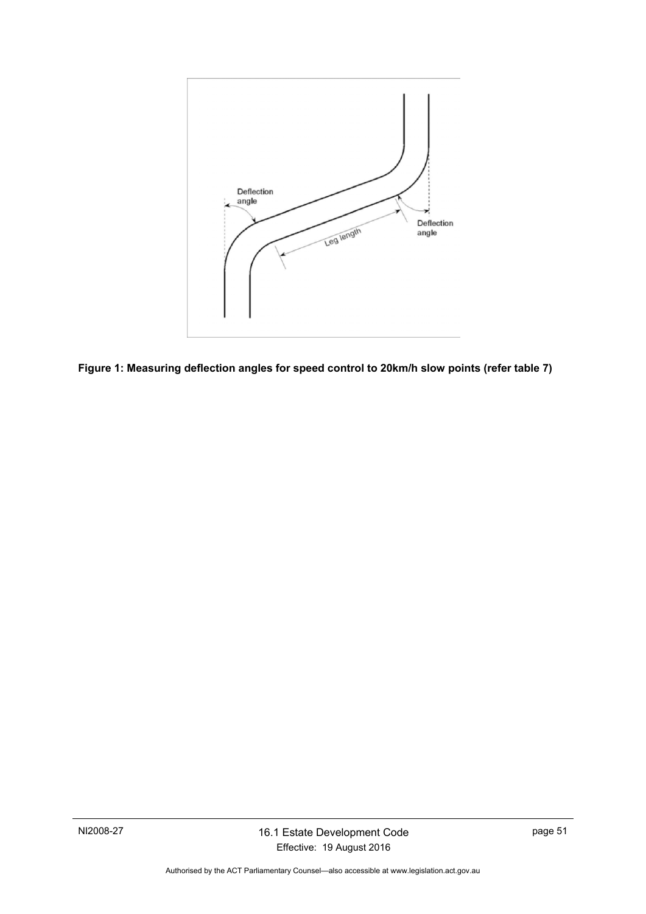Figure 1: Measuring deflection angles for speed control to 20km/h slow points (refer table 7)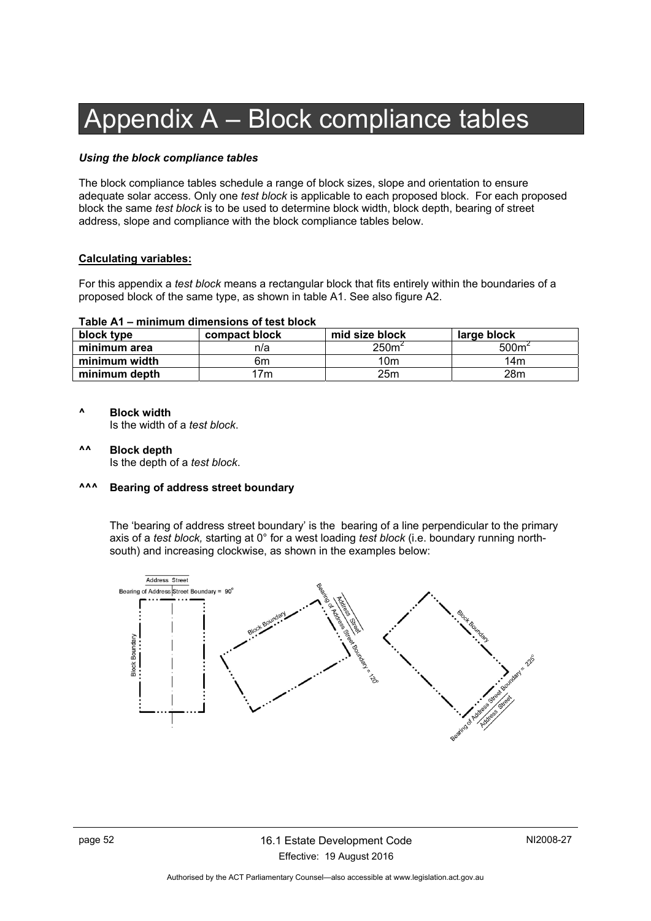// Appendix A – Block compliance tables

*Using the block compliance tables*

The block compliance tables schedule a range of block sizes, slope and orientation to ensure adequate solar access. Only one *test block* is applicable to each proposed block. For each proposed block the same *test block* is to be used to determine block width, block depth, bearing of street address, slope and compliance with the block compliance tables below.

**Calculating variables:**

For this appendix a *test block* means a rectangular block that fits entirely within the boundaries of a proposed block of the same type, as shown in table A1. See also figure A2.

**Table A1 – minimum dimensions of test block**

| block type | compact block | mid size block | large block |
|---|---|---|---|
| **minimum area** | n/a | $250m^2$ | $500m^2$ |
| **minimum width** | 6m | 10m | 14m |
| **minimum depth** | 17m | 25m | 28m |

**^ Block width**

Is the width of a *test block*.

**^^ Block depth**

Is the depth of a *test block*.

**^^^ Bearing of address street boundary**

The 'bearing of address street boundary' is the bearing of a line perpendicular to the primary axis of a *test block,* starting at 0° for a west loading *test block* (i.e. boundary running north-south) and increasing clockwise, as shown in the examples below:

Address Street
Bearing of Address Street Boundary = 90°
Block Boundary

Block Boundary
Address Street
Bearing of Address Street Boundary = 120°

Block Boundary
Bearing of Address Street Boundary = 225°
Address Street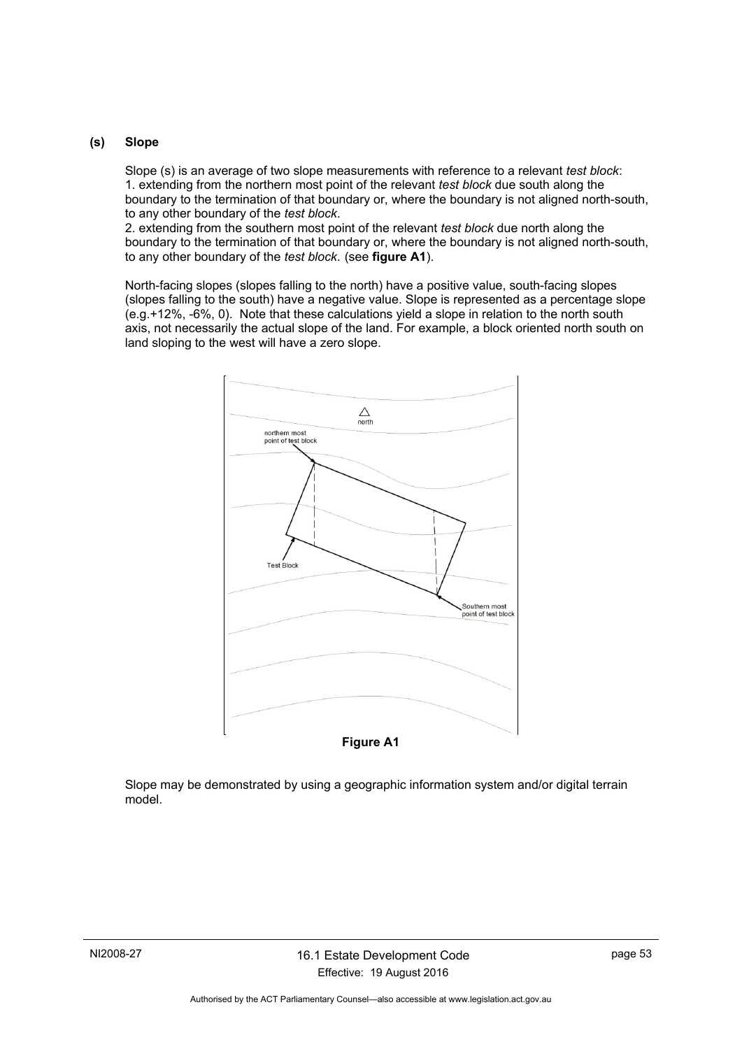**(s) Slope**

Slope (s) is an average of two slope measurements with reference to a relevant *test block*:
1. extending from the northern most point of the relevant *test block* due south along the boundary to the termination of that boundary or, where the boundary is not aligned north-south, to any other boundary of the *test block*.
2. extending from the southern most point of the relevant *test block* due north along the boundary to the termination of that boundary or, where the boundary is not aligned north-south, to any other boundary of the *test block*. (see **figure A1**).

North-facing slopes (slopes falling to the north) have a positive value, south-facing slopes (slopes falling to the south) have a negative value. Slope is represented as a percentage slope (e.g.+12%, -6%, 0). Note that these calculations yield a slope in relation to the north south axis, not necessarily the actual slope of the land. For example, a block oriented north south on land sloping to the west will have a zero slope.

**Figure A1**

Slope may be demonstrated by using a geographic information system and/or digital terrain model.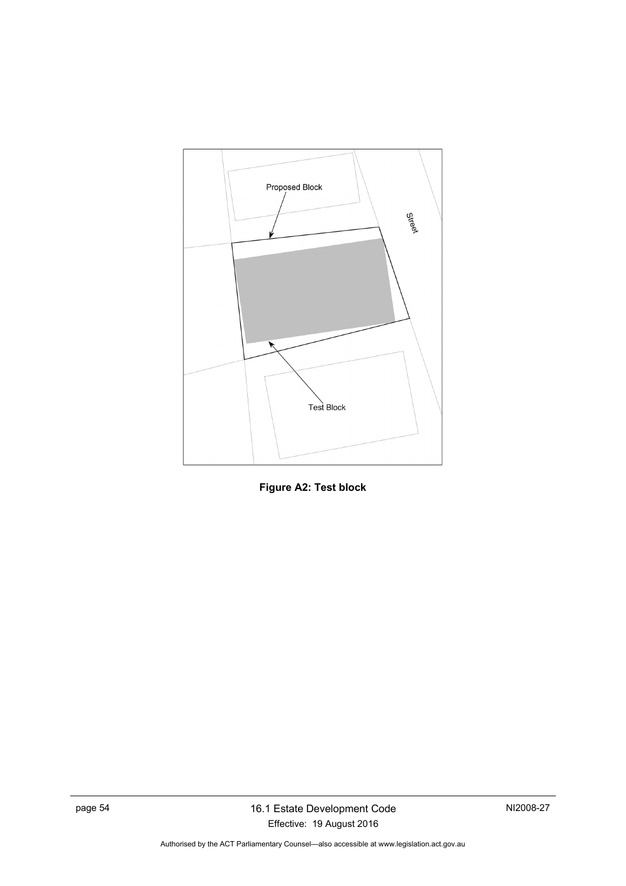Figure A2: Test block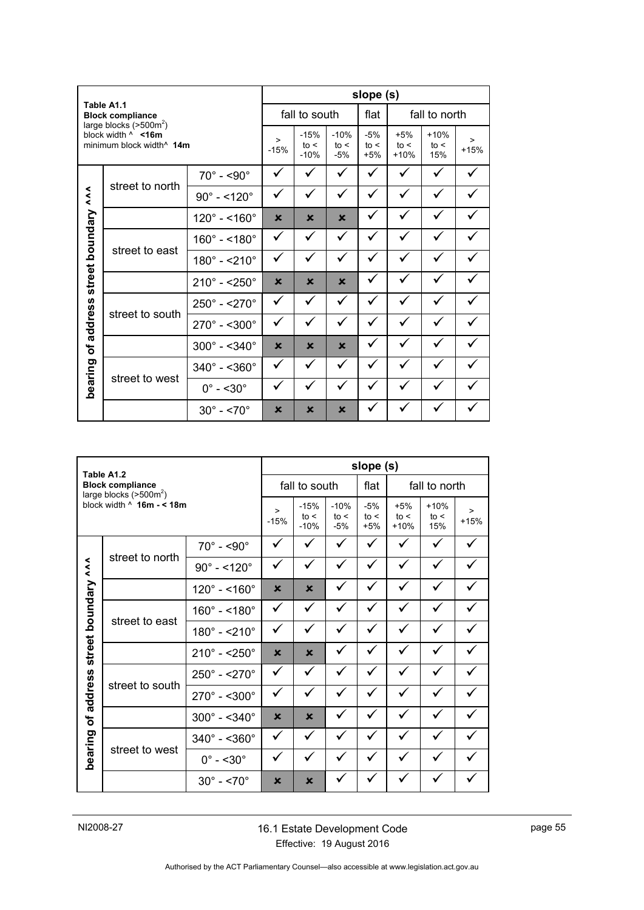| Table A1.1 Block compliance large blocks (>500m²) block width ^ **<16m** minimum block width^ **14m** | | | slope (s) | | | | | | |
|---|---|---|---|---|---|---|---|---|---|
| | | | fall to south | | | flat | fall to north | | |
| | | | > -15% | -15% to < -10% | -10% to < -5% | -5% to < +5% | +5% to < +10% | +10% to < 15% | > +15% |
| bearing of address street boundary ^^^ | street to north | 70° - <90° | ✓ | ✓ | ✓ | ✓ | ✓ | ✓ | ✓ |
| | | 90° - <120° | ✓ | ✓ | ✓ | ✓ | ✓ | ✓ | ✓ |
| | | 120° - <160° | ✗ | ✗ | ✗ | ✓ | ✓ | ✓ | ✓ |
| | street to east | 160° - <180° | ✓ | ✓ | ✓ | ✓ | ✓ | ✓ | ✓ |
| | | 180° - <210° | ✓ | ✓ | ✓ | ✓ | ✓ | ✓ | ✓ |
| | | 210° - <250° | ✗ | ✗ | ✗ | ✓ | ✓ | ✓ | ✓ |
| | street to south | 250° - <270° | ✓ | ✓ | ✓ | ✓ | ✓ | ✓ | ✓ |
| | | 270° - <300° | ✓ | ✓ | ✓ | ✓ | ✓ | ✓ | ✓ |
| | | 300° - <340° | ✗ | ✗ | ✗ | ✓ | ✓ | ✓ | ✓ |
| | street to west | 340° - <360° | ✓ | ✓ | ✓ | ✓ | ✓ | ✓ | ✓ |
| | | 0° - <30° | ✓ | ✓ | ✓ | ✓ | ✓ | ✓ | ✓ |
| | | 30° - <70° | ✗ | ✗ | ✗ | ✓ | ✓ | ✓ | ✓ |

| Table A1.2 Block compliance large blocks (>500m²) block width ^ **16m - < 18m** | | | slope (s) | | | | | | |
|---|---|---|---|---|---|---|---|---|---|
| | | | fall to south | | | flat | fall to north | | |
| | | | > -15% | -15% to < -10% | -10% to < -5% | -5% to < +5% | +5% to < +10% | +10% to < 15% | > +15% |
| bearing of address street boundary ^^^ | street to north | 70° - <90° | ✓ | ✓ | ✓ | ✓ | ✓ | ✓ | ✓ |
| | | 90° - <120° | ✓ | ✓ | ✓ | ✓ | ✓ | ✓ | ✓ |
| | | 120° - <160° | ✗ | ✗ | ✓ | ✓ | ✓ | ✓ | ✓ |
| | street to east | 160° - <180° | ✓ | ✓ | ✓ | ✓ | ✓ | ✓ | ✓ |
| | | 180° - <210° | ✓ | ✓ | ✓ | ✓ | ✓ | ✓ | ✓ |
| | | 210° - <250° | ✗ | ✗ | ✓ | ✓ | ✓ | ✓ | ✓ |
| | street to south | 250° - <270° | ✓ | ✓ | ✓ | ✓ | ✓ | ✓ | ✓ |
| | | 270° - <300° | ✓ | ✓ | ✓ | ✓ | ✓ | ✓ | ✓ |
| | | 300° - <340° | ✗ | ✗ | ✓ | ✓ | ✓ | ✓ | ✓ |
| | street to west | 340° - <360° | ✓ | ✓ | ✓ | ✓ | ✓ | ✓ | ✓ |
| | | 0° - <30° | ✓ | ✓ | ✓ | ✓ | ✓ | ✓ | ✓ |
| | | 30° - <70° | ✗ | ✗ | ✓ | ✓ | ✓ | ✓ | ✓ |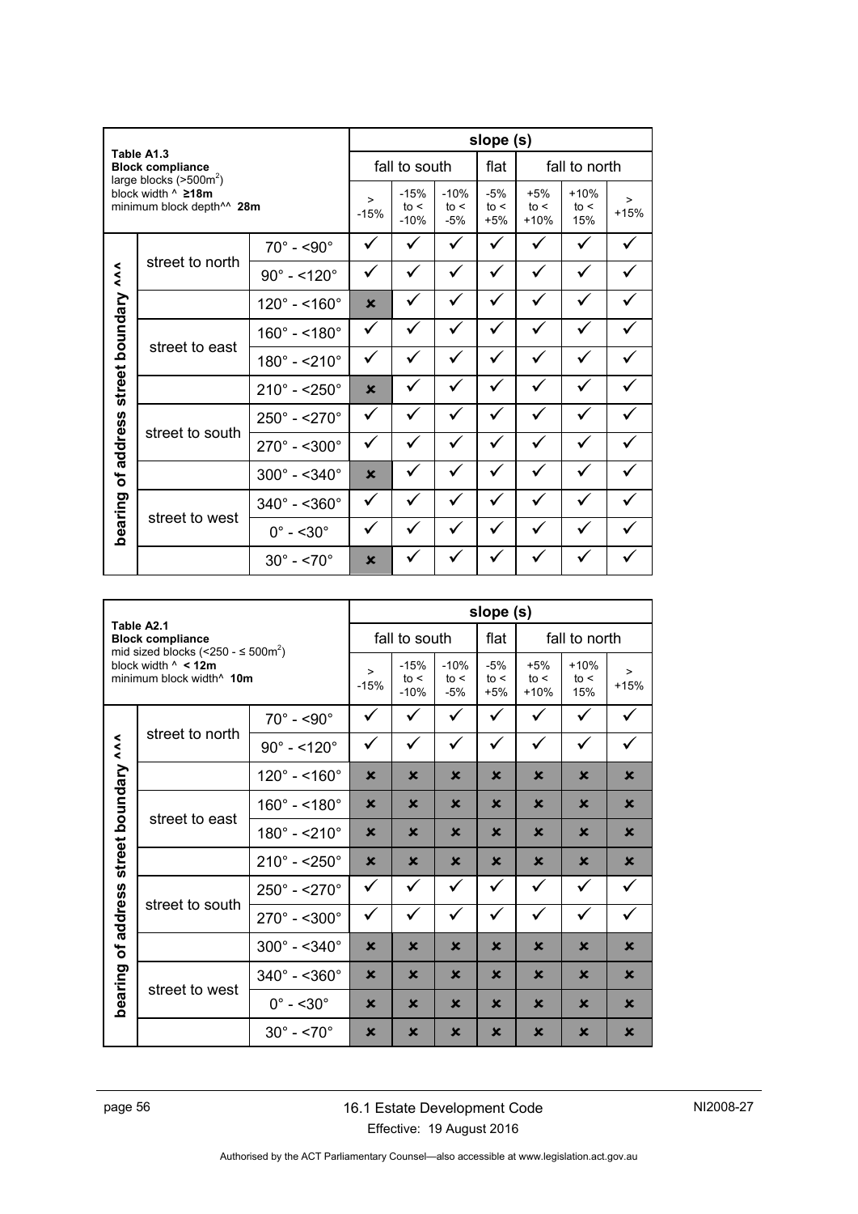| Table A1.3<br>**Block compliance**<br>large blocks (>500m²)<br>block width ^ **≥18m**<br>minimum block depth^^ **28m** | | | slope (s) | | | | | | |
|---|---|---|---|---|---|---|---|---|---|
| | | | fall to south | | | flat | fall to north | | |
| | | | > -15% | -15% to < -10% | -10% to < -5% | -5% to < +5% | +5% to < +10% | +10% to < 15% | > +15% |
| bearing of address street boundary ^^^ | street to north | 70° - <90° | ✓ | ✓ | ✓ | ✓ | ✓ | ✓ | ✓ |
| | | 90° - <120° | ✓ | ✓ | ✓ | ✓ | ✓ | ✓ | ✓ |
| | | 120° - <160° | ✗ | ✓ | ✓ | ✓ | ✓ | ✓ | ✓ |
| | street to east | 160° - <180° | ✓ | ✓ | ✓ | ✓ | ✓ | ✓ | ✓ |
| | | 180° - <210° | ✓ | ✓ | ✓ | ✓ | ✓ | ✓ | ✓ |
| | | 210° - <250° | ✗ | ✓ | ✓ | ✓ | ✓ | ✓ | ✓ |
| | street to south | 250° - <270° | ✓ | ✓ | ✓ | ✓ | ✓ | ✓ | ✓ |
| | | 270° - <300° | ✓ | ✓ | ✓ | ✓ | ✓ | ✓ | ✓ |
| | | 300° - <340° | ✗ | ✓ | ✓ | ✓ | ✓ | ✓ | ✓ |
| | street to west | 340° - <360° | ✓ | ✓ | ✓ | ✓ | ✓ | ✓ | ✓ |
| | | 0° - <30° | ✓ | ✓ | ✓ | ✓ | ✓ | ✓ | ✓ |
| | | 30° - <70° | ✗ | ✓ | ✓ | ✓ | ✓ | ✓ | ✓ |

| Table A2.1<br>**Block compliance**<br>mid sized blocks (<250 - ≤ 500m²)<br>block width ^ **< 12m**<br>minimum block width^ **10m** | | | slope (s) | | | | | | |
|---|---|---|---|---|---|---|---|---|---|
| | | | fall to south | | | flat | fall to north | | |
| | | | > -15% | -15% to < -10% | -10% to < -5% | -5% to < +5% | +5% to < +10% | +10% to < 15% | > +15% |
| bearing of address street boundary ^^^ | street to north | 70° - <90° | ✓ | ✓ | ✓ | ✓ | ✓ | ✓ | ✓ |
| | | 90° - <120° | ✓ | ✓ | ✓ | ✓ | ✓ | ✓ | ✓ |
| | | 120° - <160° | ✗ | ✗ | ✗ | ✗ | ✗ | ✗ | ✗ |
| | street to east | 160° - <180° | ✗ | ✗ | ✗ | ✗ | ✗ | ✗ | ✗ |
| | | 180° - <210° | ✗ | ✗ | ✗ | ✗ | ✗ | ✗ | ✗ |
| | | 210° - <250° | ✗ | ✗ | ✗ | ✗ | ✗ | ✗ | ✗ |
| | street to south | 250° - <270° | ✓ | ✓ | ✓ | ✓ | ✓ | ✓ | ✓ |
| | | 270° - <300° | ✓ | ✓ | ✓ | ✓ | ✓ | ✓ | ✓ |
| | | 300° - <340° | ✗ | ✗ | ✗ | ✗ | ✗ | ✗ | ✗ |
| | street to west | 340° - <360° | ✗ | ✗ | ✗ | ✗ | ✗ | ✗ | ✗ |
| | | 0° - <30° | ✗ | ✗ | ✗ | ✗ | ✗ | ✗ | ✗ |
| | | 30° - <70° | ✗ | ✗ | ✗ | ✗ | ✗ | ✗ | ✗ |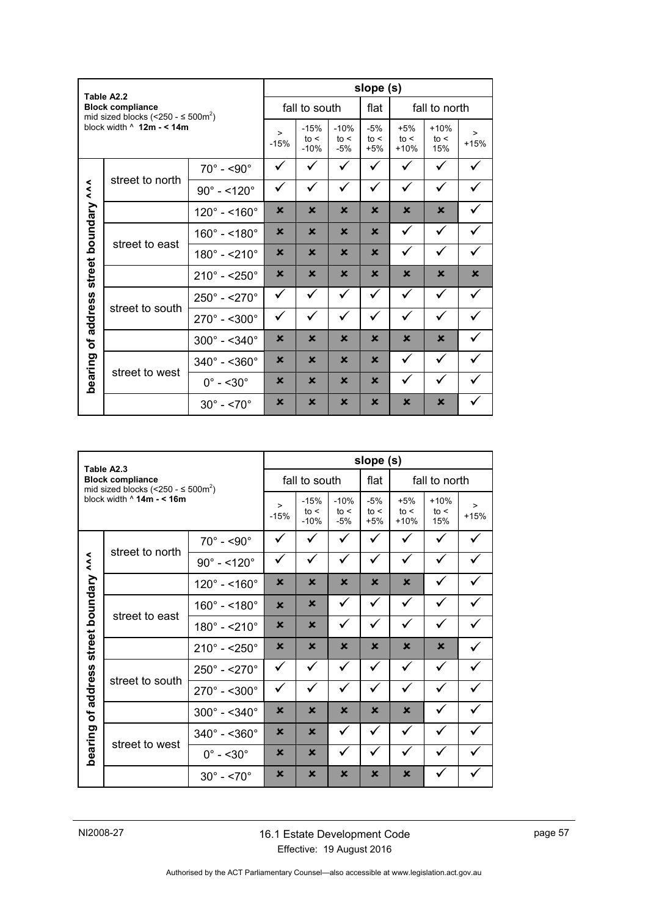| Table A2.2<br>**Block compliance**<br>mid sized blocks (<250 - ≤ 500m²)<br>block width ^ **12m - < 14m** | | | slope (s) | | | | | | |
|---|---|---|---|---|---|---|---|---|---|
| | | | fall to south | | | flat | fall to north | | |
| | | | > -15% | -15% to < -10% | -10% to < -5% | -5% to < +5% | +5% to < +10% | +10% to < 15% | > +15% |
| **bearing of address street boundary ^^^** | street to north | 70° - <90° | ✓ | ✓ | ✓ | ✓ | ✓ | ✓ | ✓ |
| | | 90° - <120° | ✓ | ✓ | ✓ | ✓ | ✓ | ✓ | ✓ |
| | | 120° - <160° | ✗ | ✗ | ✗ | ✗ | ✗ | ✗ | ✓ |
| | street to east | 160° - <180° | ✗ | ✗ | ✗ | ✗ | ✓ | ✓ | ✓ |
| | | 180° - <210° | ✗ | ✗ | ✗ | ✗ | ✓ | ✓ | ✓ |
| | | 210° - <250° | ✗ | ✗ | ✗ | ✗ | ✗ | ✗ | ✗ |
| | street to south | 250° - <270° | ✓ | ✓ | ✓ | ✓ | ✓ | ✓ | ✓ |
| | | 270° - <300° | ✓ | ✓ | ✓ | ✓ | ✓ | ✓ | ✓ |
| | | 300° - <340° | ✗ | ✗ | ✗ | ✗ | ✗ | ✗ | ✓ |
| | street to west | 340° - <360° | ✗ | ✗ | ✗ | ✗ | ✓ | ✓ | ✓ |
| | | 0° - <30° | ✗ | ✗ | ✗ | ✗ | ✓ | ✓ | ✓ |
| | | 30° - <70° | ✗ | ✗ | ✗ | ✗ | ✗ | ✗ | ✓ |

| Table A2.3<br>**Block compliance**<br>mid sized blocks (<250 - ≤ 500m²)<br>block width ^ **14m - < 16m** | | | slope (s) | | | | | | |
|---|---|---|---|---|---|---|---|---|---|
| | | | fall to south | | | flat | fall to north | | |
| | | | > -15% | -15% to < -10% | -10% to < -5% | -5% to < +5% | +5% to < +10% | +10% to < 15% | > +15% |
| **bearing of address street boundary ^^^** | street to north | 70° - <90° | ✓ | ✓ | ✓ | ✓ | ✓ | ✓ | ✓ |
| | | 90° - <120° | ✓ | ✓ | ✓ | ✓ | ✓ | ✓ | ✓ |
| | | 120° - <160° | ✗ | ✗ | ✗ | ✗ | ✗ | ✓ | ✓ |
| | street to east | 160° - <180° | ✗ | ✗ | ✓ | ✓ | ✓ | ✓ | ✓ |
| | | 180° - <210° | ✗ | ✗ | ✓ | ✓ | ✓ | ✓ | ✓ |
| | | 210° - <250° | ✗ | ✗ | ✗ | ✗ | ✗ | ✗ | ✓ |
| | street to south | 250° - <270° | ✓ | ✓ | ✓ | ✓ | ✓ | ✓ | ✓ |
| | | 270° - <300° | ✓ | ✓ | ✓ | ✓ | ✓ | ✓ | ✓ |
| | | 300° - <340° | ✗ | ✗ | ✗ | ✗ | ✗ | ✓ | ✓ |
| | street to west | 340° - <360° | ✗ | ✗ | ✓ | ✓ | ✓ | ✓ | ✓ |
| | | 0° - <30° | ✗ | ✗ | ✓ | ✓ | ✓ | ✓ | ✓ |
| | | 30° - <70° | ✗ | ✗ | ✗ | ✗ | ✗ | ✓ | ✓ |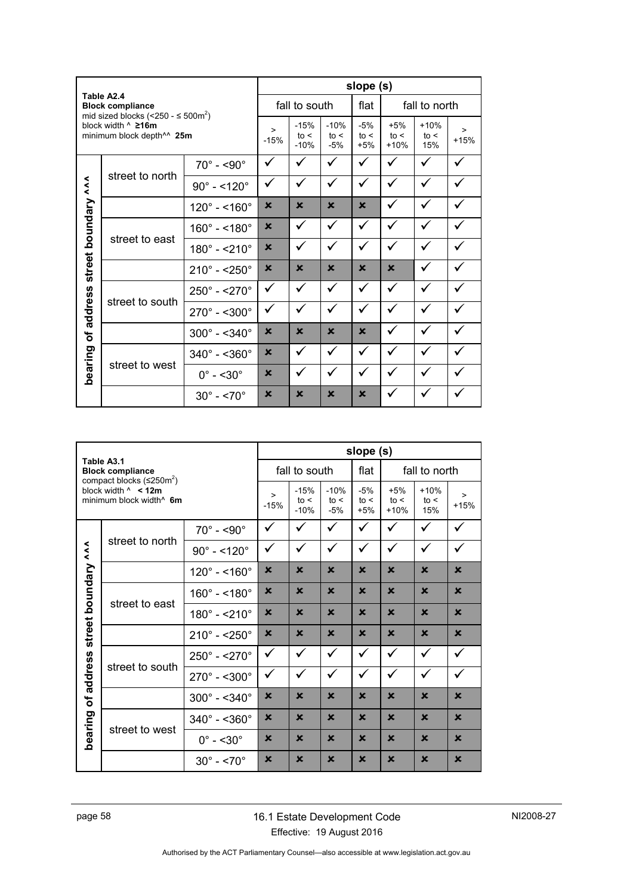| Table A2.4<br>**Block compliance**<br>mid sized blocks (<250 - ≤ 500m²)<br>block width ^ **≥16m**<br>minimum block depth^^ **25m** | | | slope (s) | | | | | | |
|---|---|---|---|---|---|---|---|---|---|
| | | | fall to south | | | flat | fall to north | | |
| | | | > -15% | -15% to < -10% | -10% to < -5% | -5% to < +5% | +5% to < +10% | +10% to < 15% | > +15% |
| bearing of address street boundary ^^^ | street to north | 70° - <90° | ✓ | ✓ | ✓ | ✓ | ✓ | ✓ | ✓ |
| | | 90° - <120° | ✓ | ✓ | ✓ | ✓ | ✓ | ✓ | ✓ |
| | | 120° - <160° | ✗ | ✗ | ✗ | ✗ | ✓ | ✓ | ✓ |
| | street to east | 160° - <180° | ✗ | ✓ | ✓ | ✓ | ✓ | ✓ | ✓ |
| | | 180° - <210° | ✗ | ✓ | ✓ | ✓ | ✓ | ✓ | ✓ |
| | | 210° - <250° | ✗ | ✗ | ✗ | ✗ | ✗ | ✓ | ✓ |
| | street to south | 250° - <270° | ✓ | ✓ | ✓ | ✓ | ✓ | ✓ | ✓ |
| | | 270° - <300° | ✓ | ✓ | ✓ | ✓ | ✓ | ✓ | ✓ |
| | | 300° - <340° | ✗ | ✗ | ✗ | ✗ | ✓ | ✓ | ✓ |
| | street to west | 340° - <360° | ✗ | ✓ | ✓ | ✓ | ✓ | ✓ | ✓ |
| | | 0° - <30° | ✗ | ✓ | ✓ | ✓ | ✓ | ✓ | ✓ |
| | | 30° - <70° | ✗ | ✗ | ✗ | ✗ | ✓ | ✓ | ✓ |

| Table A3.1<br>**Block compliance**<br>compact blocks (≤250m²)<br>block width ^ **< 12m**<br>minimum block width^ **6m** | | | slope (s) | | | | | | |
|---|---|---|---|---|---|---|---|---|---|
| | | | fall to south | | | flat | fall to north | | |
| | | | > -15% | -15% to < -10% | -10% to < -5% | -5% to < +5% | +5% to < +10% | +10% to < 15% | > +15% |
| bearing of address street boundary ^^^ | street to north | 70° - <90° | ✓ | ✓ | ✓ | ✓ | ✓ | ✓ | ✓ |
| | | 90° - <120° | ✓ | ✓ | ✓ | ✓ | ✓ | ✓ | ✓ |
| | | 120° - <160° | ✗ | ✗ | ✗ | ✗ | ✗ | ✗ | ✗ |
| | street to east | 160° - <180° | ✗ | ✗ | ✗ | ✗ | ✗ | ✗ | ✗ |
| | | 180° - <210° | ✗ | ✗ | ✗ | ✗ | ✗ | ✗ | ✗ |
| | | 210° - <250° | ✗ | ✗ | ✗ | ✗ | ✗ | ✗ | ✗ |
| | street to south | 250° - <270° | ✓ | ✓ | ✓ | ✓ | ✓ | ✓ | ✓ |
| | | 270° - <300° | ✓ | ✓ | ✓ | ✓ | ✓ | ✓ | ✓ |
| | | 300° - <340° | ✗ | ✗ | ✗ | ✗ | ✗ | ✗ | ✗ |
| | street to west | 340° - <360° | ✗ | ✗ | ✗ | ✗ | ✗ | ✗ | ✗ |
| | | 0° - <30° | ✗ | ✗ | ✗ | ✗ | ✗ | ✗ | ✗ |
| | | 30° - <70° | ✗ | ✗ | ✗ | ✗ | ✗ | ✗ | ✗ |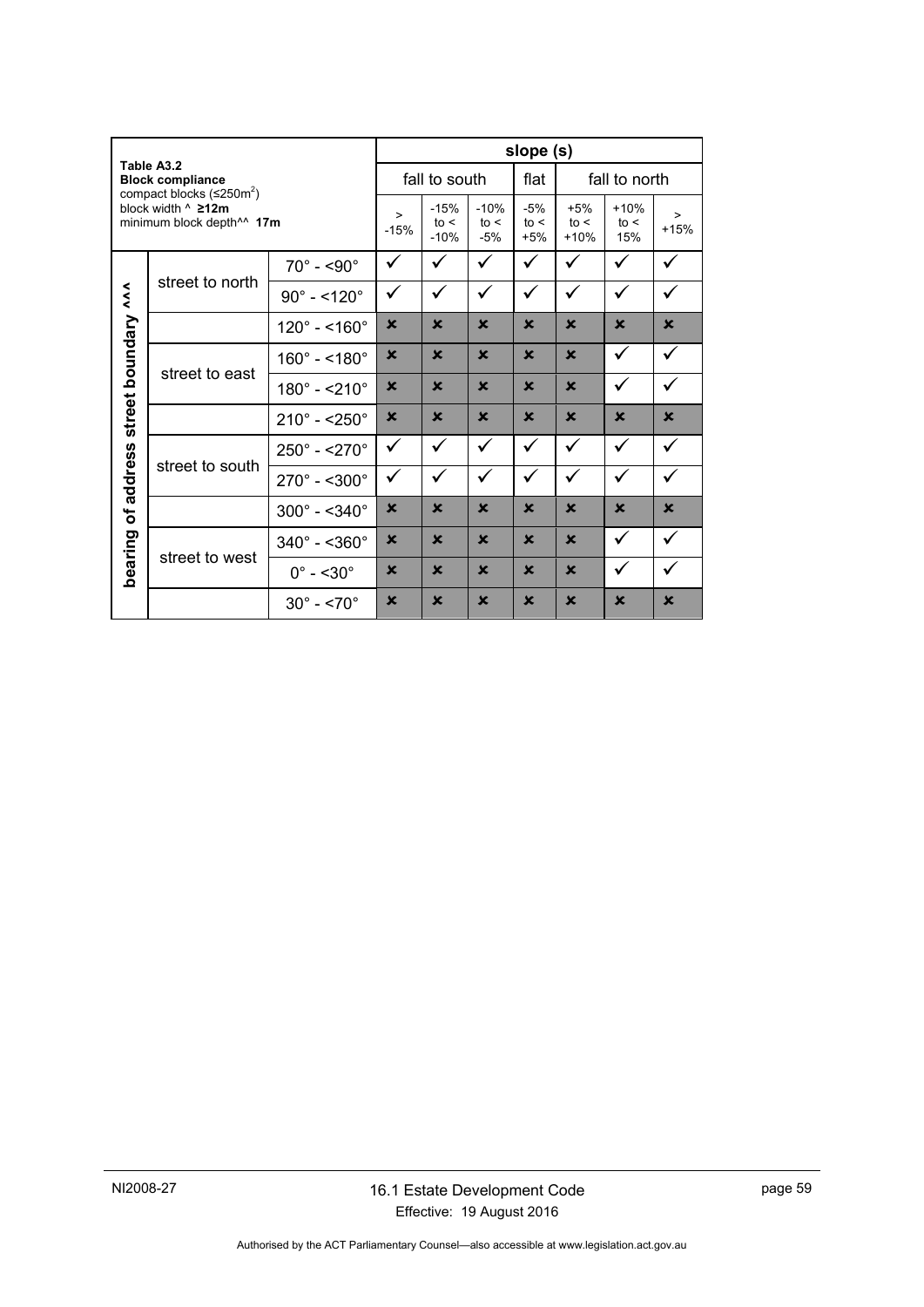| **Table A3.2** **Block compliance** compact blocks (≤250m[2]) block width ^ **≥12m** minimum block depth^^ **17m** | | | slope (s) | | | | | | |
|---|---|---|---|---|---|---|---|---|---|
| | | | fall to south | | | flat | fall to north | | |
| | | | > -15% | -15% to < -10% | -10% to < -5% | -5% to < +5% | +5% to < +10% | +10% to < 15% | > +15% |
| bearing of address street boundary ^^^ | street to north | 70° - <90° | ✓ | ✓ | ✓ | ✓ | ✓ | ✓ | ✓ |
| | | 90° - <120° | ✓ | ✓ | ✓ | ✓ | ✓ | ✓ | ✓ |
| | | 120° - <160° | ✗ | ✗ | ✗ | ✗ | ✗ | ✗ | ✗ |
| | street to east | 160° - <180° | ✗ | ✗ | ✗ | ✗ | ✗ | ✓ | ✓ |
| | | 180° - <210° | ✗ | ✗ | ✗ | ✗ | ✗ | ✓ | ✓ |
| | | 210° - <250° | ✗ | ✗ | ✗ | ✗ | ✗ | ✗ | ✗ |
| | street to south | 250° - <270° | ✓ | ✓ | ✓ | ✓ | ✓ | ✓ | ✓ |
| | | 270° - <300° | ✓ | ✓ | ✓ | ✓ | ✓ | ✓ | ✓ |
| | | 300° - <340° | ✗ | ✗ | ✗ | ✗ | ✗ | ✗ | ✗ |
| | street to west | 340° - <360° | ✗ | ✗ | ✗ | ✗ | ✗ | ✓ | ✓ |
| | | 0° - <30° | ✗ | ✗ | ✗ | ✗ | ✗ | ✓ | ✓ |
| | | 30° - <70° | ✗ | ✗ | ✗ | ✗ | ✗ | ✗ | ✗ |